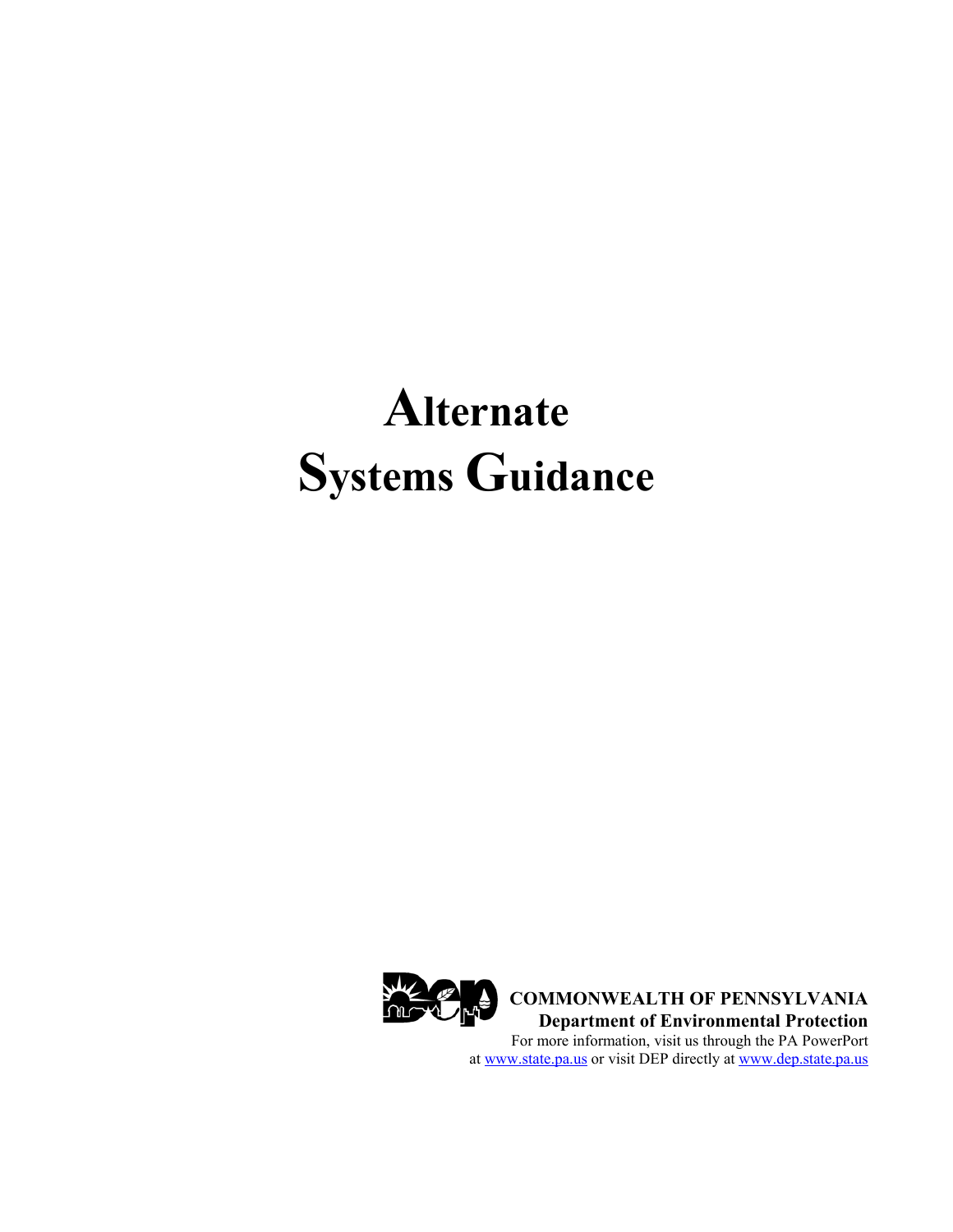# Alternate Systems Guidance

**COMMONWEALTH OF PENNSYLVANIA**
**Department of Environmental Protection**
For more information, visit us through the PA PowerPort at www.state.pa.us or visit DEP directly at www.dep.state.pa.us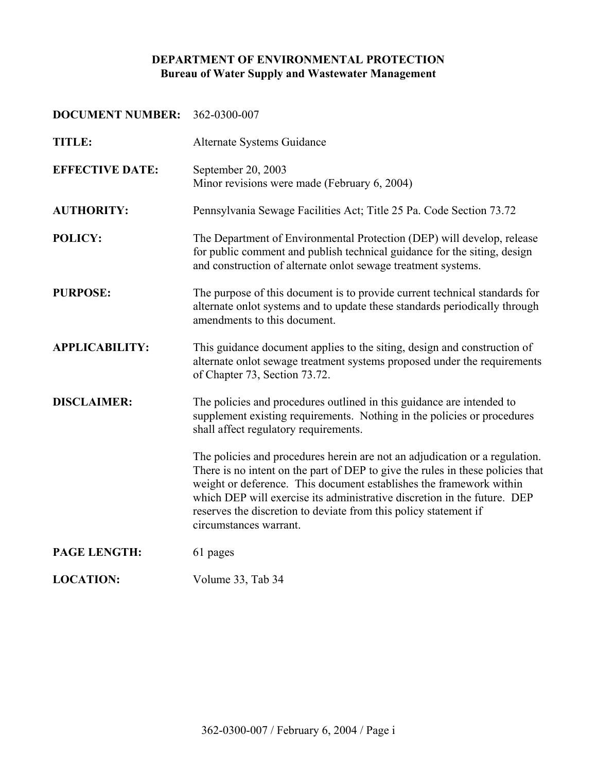**DEPARTMENT OF ENVIRONMENTAL PROTECTION**
**Bureau of Water Supply and Wastewater Management**

| | |
|---|---|
| **DOCUMENT NUMBER:** | 362-0300-007 |
| **TITLE:** | Alternate Systems Guidance |
| **EFFECTIVE DATE:** | September 20, 2003<br>Minor revisions were made (February 6, 2004) |
| **AUTHORITY:** | Pennsylvania Sewage Facilities Act; Title 25 Pa. Code Section 73.72 |
| **POLICY:** | The Department of Environmental Protection (DEP) will develop, release for public comment and publish technical guidance for the siting, design and construction of alternate onlot sewage treatment systems. |
| **PURPOSE:** | The purpose of this document is to provide current technical standards for alternate onlot systems and to update these standards periodically through amendments to this document. |
| **APPLICABILITY:** | This guidance document applies to the siting, design and construction of alternate onlot sewage treatment systems proposed under the requirements of Chapter 73, Section 73.72. |
| **DISCLAIMER:** | The policies and procedures outlined in this guidance are intended to supplement existing requirements. Nothing in the policies or procedures shall affect regulatory requirements.<br><br>The policies and procedures herein are not an adjudication or a regulation. There is no intent on the part of DEP to give the rules in these policies that weight or deference. This document establishes the framework within which DEP will exercise its administrative discretion in the future. DEP reserves the discretion to deviate from this policy statement if circumstances warrant. |
| **PAGE LENGTH:** | 61 pages |
| **LOCATION:** | Volume 33, Tab 34 |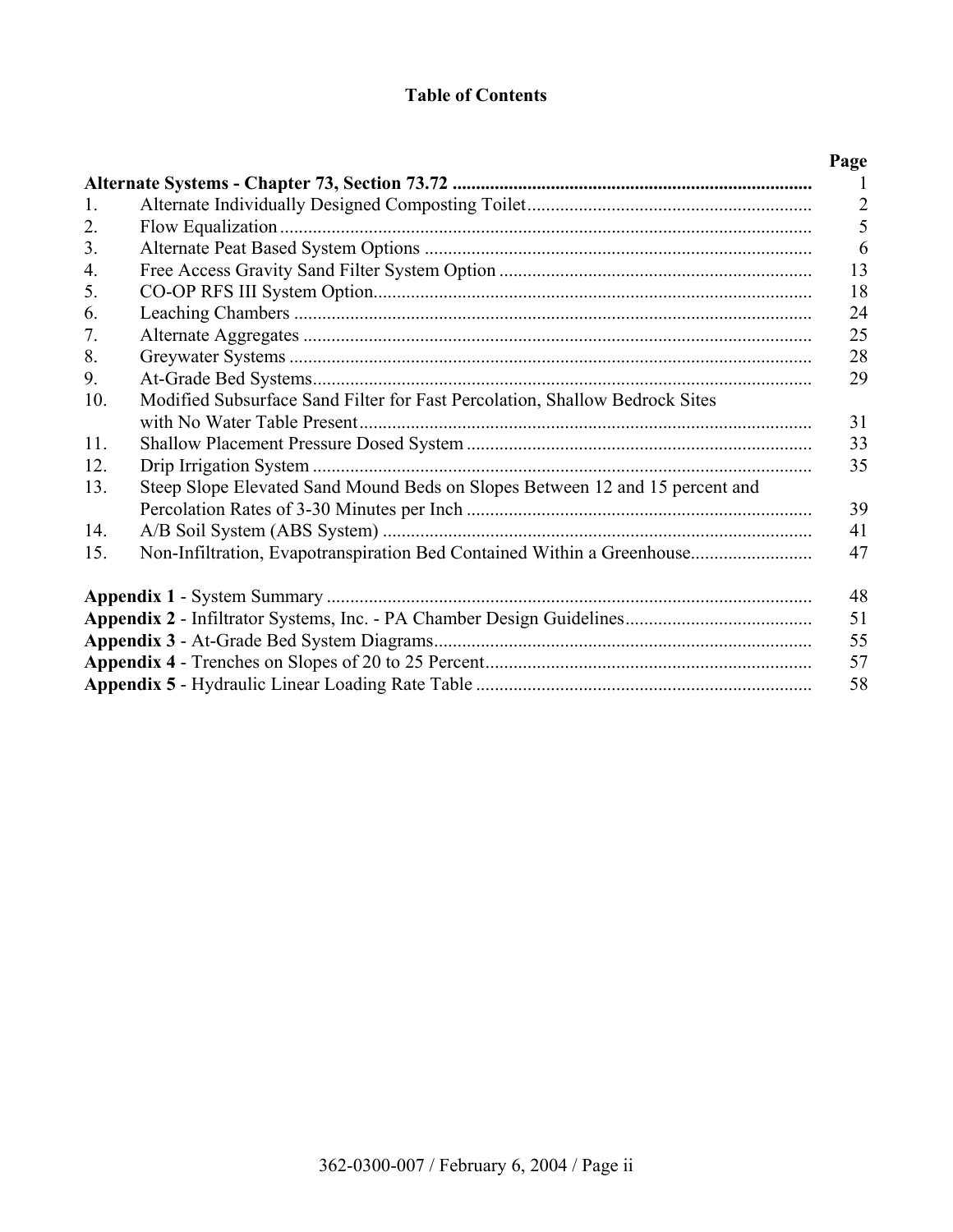# Table of Contents

| | | Page |
|---|---|---|
| **Alternate Systems - Chapter 73, Section 73.72** | | 1 |
| 1. | Alternate Individually Designed Composting Toilet | 2 |
| 2. | Flow Equalization | 5 |
| 3. | Alternate Peat Based System Options | 6 |
| 4. | Free Access Gravity Sand Filter System Option | 13 |
| 5. | CO-OP RFS III System Option | 18 |
| 6. | Leaching Chambers | 24 |
| 7. | Alternate Aggregates | 25 |
| 8. | Greywater Systems | 28 |
| 9. | At-Grade Bed Systems | 29 |
| 10. | Modified Subsurface Sand Filter for Fast Percolation, Shallow Bedrock Sites with No Water Table Present | 31 |
| 11. | Shallow Placement Pressure Dosed System | 33 |
| 12. | Drip Irrigation System | 35 |
| 13. | Steep Slope Elevated Sand Mound Beds on Slopes Between 12 and 15 percent and Percolation Rates of 3-30 Minutes per Inch | 39 |
| 14. | A/B Soil System (ABS System) | 41 |
| 15. | Non-Infiltration, Evapotranspiration Bed Contained Within a Greenhouse | 47 |
| **Appendix 1** - System Summary | | 48 |
| **Appendix 2** - Infiltrator Systems, Inc. - PA Chamber Design Guidelines | | 51 |
| **Appendix 3** - At-Grade Bed System Diagrams | | 55 |
| **Appendix 4** - Trenches on Slopes of 20 to 25 Percent | | 57 |
| **Appendix 5** - Hydraulic Linear Loading Rate Table | | 58 |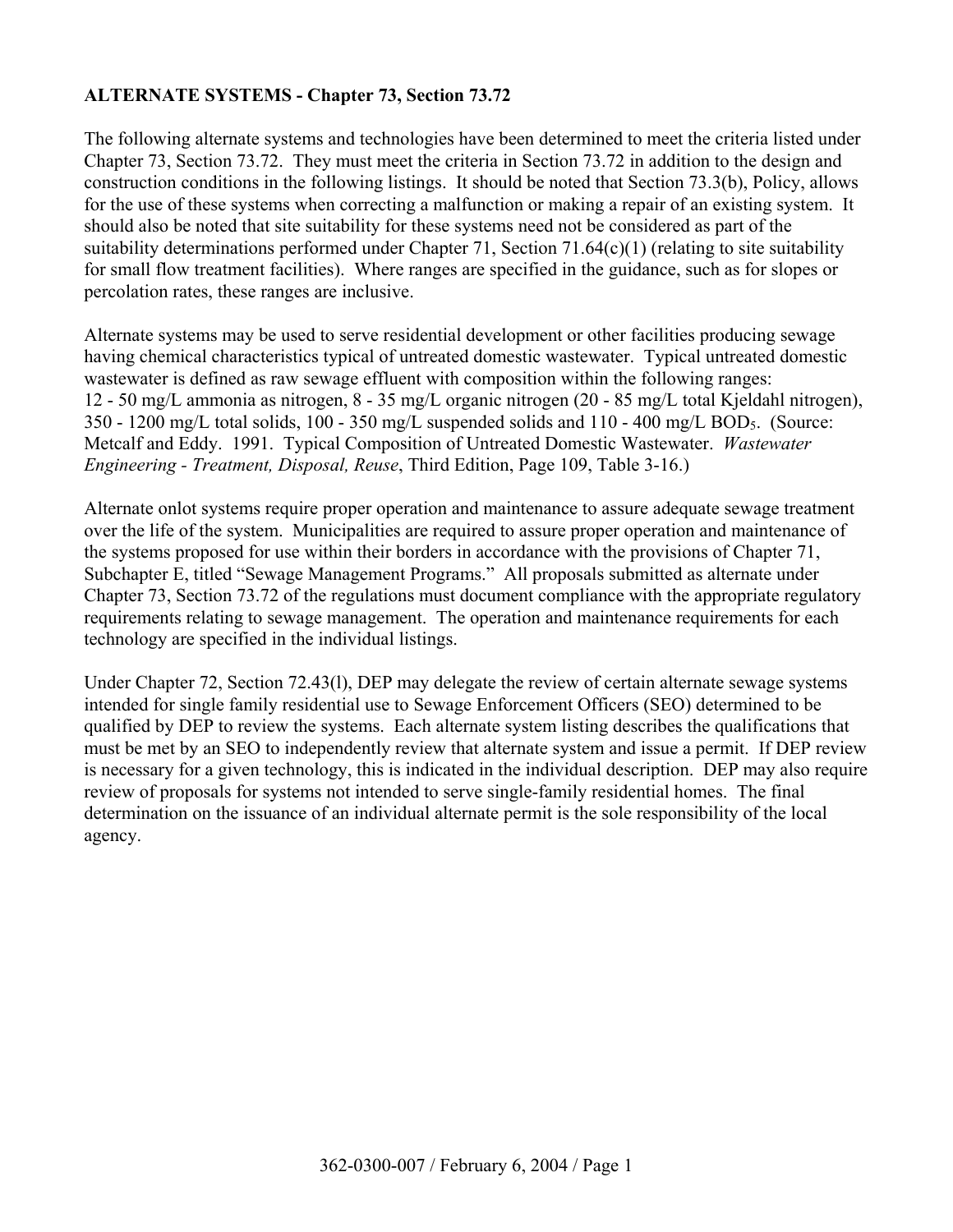**ALTERNATE SYSTEMS - Chapter 73, Section 73.72**

The following alternate systems and technologies have been determined to meet the criteria listed under Chapter 73, Section 73.72. They must meet the criteria in Section 73.72 in addition to the design and construction conditions in the following listings. It should be noted that Section 73.3(b), Policy, allows for the use of these systems when correcting a malfunction or making a repair of an existing system. It should also be noted that site suitability for these systems need not be considered as part of the suitability determinations performed under Chapter 71, Section 71.64(c)(1) (relating to site suitability for small flow treatment facilities). Where ranges are specified in the guidance, such as for slopes or percolation rates, these ranges are inclusive.

Alternate systems may be used to serve residential development or other facilities producing sewage having chemical characteristics typical of untreated domestic wastewater. Typical untreated domestic wastewater is defined as raw sewage effluent with composition within the following ranges: 12 - 50 mg/L ammonia as nitrogen, 8 - 35 mg/L organic nitrogen (20 - 85 mg/L total Kjeldahl nitrogen), 350 - 1200 mg/L total solids, 100 - 350 mg/L suspended solids and 110 - 400 mg/L $BOD_5$. (Source: Metcalf and Eddy. 1991. Typical Composition of Untreated Domestic Wastewater. *Wastewater Engineering - Treatment, Disposal, Reuse*, Third Edition, Page 109, Table 3-16.)

Alternate onlot systems require proper operation and maintenance to assure adequate sewage treatment over the life of the system. Municipalities are required to assure proper operation and maintenance of the systems proposed for use within their borders in accordance with the provisions of Chapter 71, Subchapter E, titled "Sewage Management Programs." All proposals submitted as alternate under Chapter 73, Section 73.72 of the regulations must document compliance with the appropriate regulatory requirements relating to sewage management. The operation and maintenance requirements for each technology are specified in the individual listings.

Under Chapter 72, Section 72.43(l), DEP may delegate the review of certain alternate sewage systems intended for single family residential use to Sewage Enforcement Officers (SEO) determined to be qualified by DEP to review the systems. Each alternate system listing describes the qualifications that must be met by an SEO to independently review that alternate system and issue a permit. If DEP review is necessary for a given technology, this is indicated in the individual description. DEP may also require review of proposals for systems not intended to serve single-family residential homes. The final determination on the issuance of an individual alternate permit is the sole responsibility of the local agency.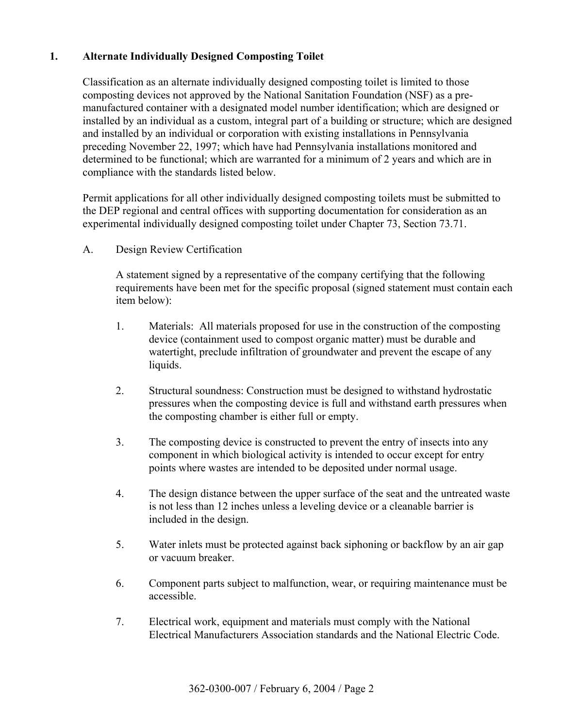## 1. Alternate Individually Designed Composting Toilet

Classification as an alternate individually designed composting toilet is limited to those composting devices not approved by the National Sanitation Foundation (NSF) as a pre-manufactured container with a designated model number identification; which are designed or installed by an individual as a custom, integral part of a building or structure; which are designed and installed by an individual or corporation with existing installations in Pennsylvania preceding November 22, 1997; which have had Pennsylvania installations monitored and determined to be functional; which are warranted for a minimum of 2 years and which are in compliance with the standards listed below.

Permit applications for all other individually designed composting toilets must be submitted to the DEP regional and central offices with supporting documentation for consideration as an experimental individually designed composting toilet under Chapter 73, Section 73.71.

### A. Design Review Certification

A statement signed by a representative of the company certifying that the following requirements have been met for the specific proposal (signed statement must contain each item below):

1. Materials: All materials proposed for use in the construction of the composting device (containment used to compost organic matter) must be durable and watertight, preclude infiltration of groundwater and prevent the escape of any liquids.

2. Structural soundness: Construction must be designed to withstand hydrostatic pressures when the composting device is full and withstand earth pressures when the composting chamber is either full or empty.

3. The composting device is constructed to prevent the entry of insects into any component in which biological activity is intended to occur except for entry points where wastes are intended to be deposited under normal usage.

4. The design distance between the upper surface of the seat and the untreated waste is not less than 12 inches unless a leveling device or a cleanable barrier is included in the design.

5. Water inlets must be protected against back siphoning or backflow by an air gap or vacuum breaker.

6. Component parts subject to malfunction, wear, or requiring maintenance must be accessible.

7. Electrical work, equipment and materials must comply with the National Electrical Manufacturers Association standards and the National Electric Code.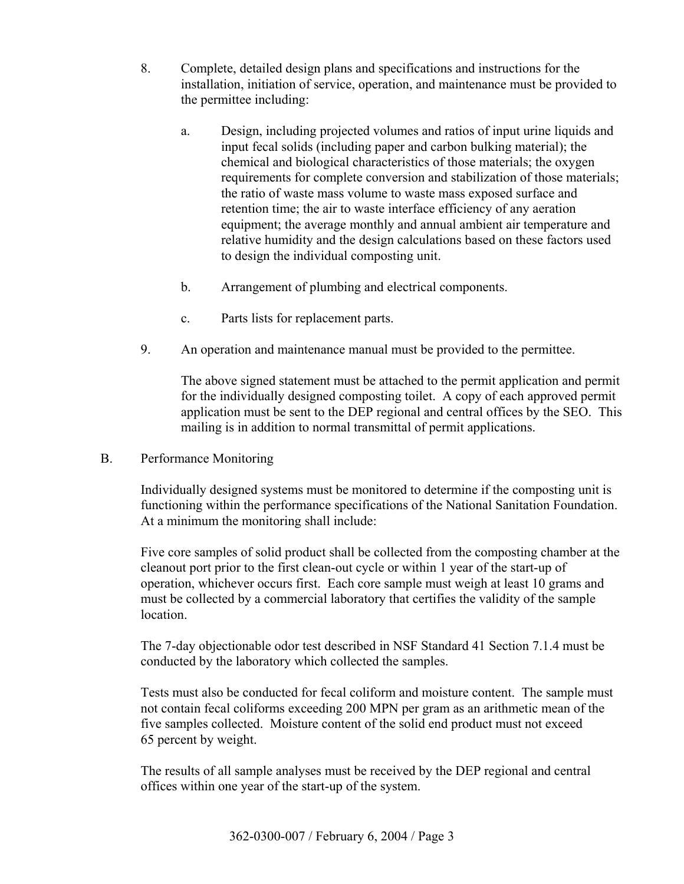8. Complete, detailed design plans and specifications and instructions for the installation, initiation of service, operation, and maintenance must be provided to the permittee including:

   a. Design, including projected volumes and ratios of input urine liquids and input fecal solids (including paper and carbon bulking material); the chemical and biological characteristics of those materials; the oxygen requirements for complete conversion and stabilization of those materials; the ratio of waste mass volume to waste mass exposed surface and retention time; the air to waste interface efficiency of any aeration equipment; the average monthly and annual ambient air temperature and relative humidity and the design calculations based on these factors used to design the individual composting unit.

   b. Arrangement of plumbing and electrical components.

   c. Parts lists for replacement parts.

9. An operation and maintenance manual must be provided to the permittee.

   The above signed statement must be attached to the permit application and permit for the individually designed composting toilet. A copy of each approved permit application must be sent to the DEP regional and central offices by the SEO. This mailing is in addition to normal transmittal of permit applications.

B. Performance Monitoring

Individually designed systems must be monitored to determine if the composting unit is functioning within the performance specifications of the National Sanitation Foundation. At a minimum the monitoring shall include:

Five core samples of solid product shall be collected from the composting chamber at the cleanout port prior to the first clean-out cycle or within 1 year of the start-up of operation, whichever occurs first. Each core sample must weigh at least 10 grams and must be collected by a commercial laboratory that certifies the validity of the sample location.

The 7-day objectionable odor test described in NSF Standard 41 Section 7.1.4 must be conducted by the laboratory which collected the samples.

Tests must also be conducted for fecal coliform and moisture content. The sample must not contain fecal coliforms exceeding 200 MPN per gram as an arithmetic mean of the five samples collected. Moisture content of the solid end product must not exceed 65 percent by weight.

The results of all sample analyses must be received by the DEP regional and central offices within one year of the start-up of the system.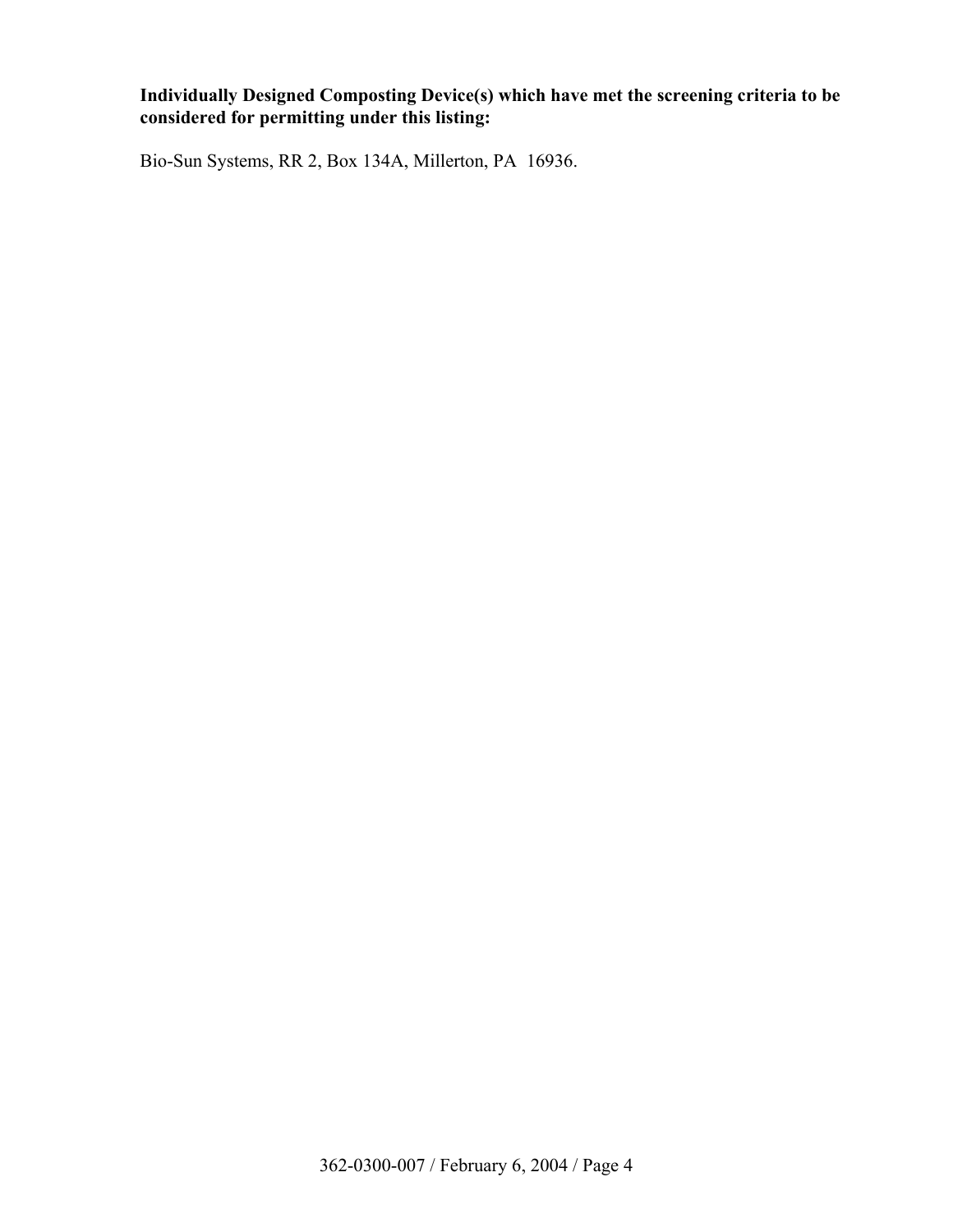**Individually Designed Composting Device(s) which have met the screening criteria to be considered for permitting under this listing:**

Bio-Sun Systems, RR 2, Box 134A, Millerton, PA 16936.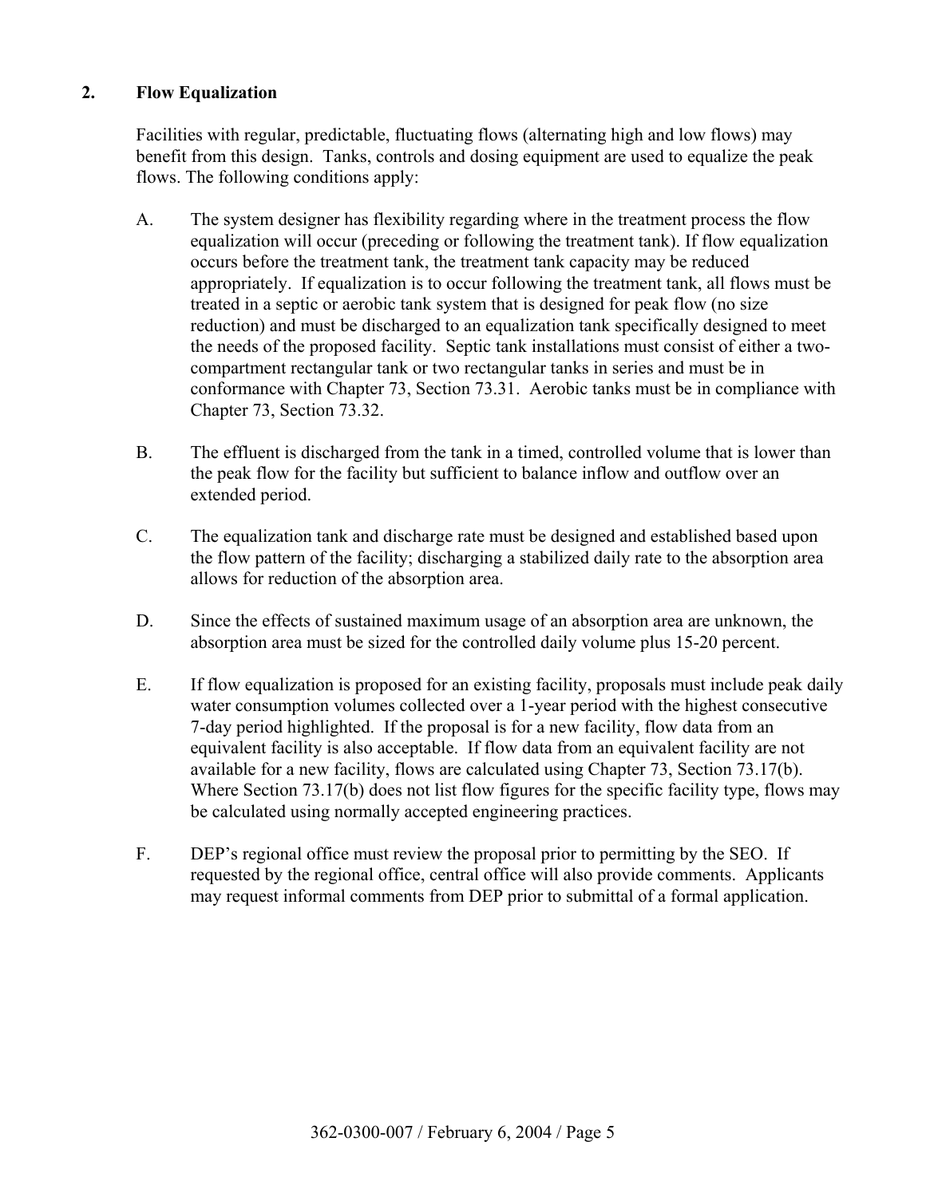## 2. Flow Equalization

Facilities with regular, predictable, fluctuating flows (alternating high and low flows) may benefit from this design. Tanks, controls and dosing equipment are used to equalize the peak flows. The following conditions apply:

A. The system designer has flexibility regarding where in the treatment process the flow equalization will occur (preceding or following the treatment tank). If flow equalization occurs before the treatment tank, the treatment tank capacity may be reduced appropriately. If equalization is to occur following the treatment tank, all flows must be treated in a septic or aerobic tank system that is designed for peak flow (no size reduction) and must be discharged to an equalization tank specifically designed to meet the needs of the proposed facility. Septic tank installations must consist of either a two-compartment rectangular tank or two rectangular tanks in series and must be in conformance with Chapter 73, Section 73.31. Aerobic tanks must be in compliance with Chapter 73, Section 73.32.

B. The effluent is discharged from the tank in a timed, controlled volume that is lower than the peak flow for the facility but sufficient to balance inflow and outflow over an extended period.

C. The equalization tank and discharge rate must be designed and established based upon the flow pattern of the facility; discharging a stabilized daily rate to the absorption area allows for reduction of the absorption area.

D. Since the effects of sustained maximum usage of an absorption area are unknown, the absorption area must be sized for the controlled daily volume plus 15-20 percent.

E. If flow equalization is proposed for an existing facility, proposals must include peak daily water consumption volumes collected over a 1-year period with the highest consecutive 7-day period highlighted. If the proposal is for a new facility, flow data from an equivalent facility is also acceptable. If flow data from an equivalent facility are not available for a new facility, flows are calculated using Chapter 73, Section 73.17(b). Where Section 73.17(b) does not list flow figures for the specific facility type, flows may be calculated using normally accepted engineering practices.

F. DEP's regional office must review the proposal prior to permitting by the SEO. If requested by the regional office, central office will also provide comments. Applicants may request informal comments from DEP prior to submittal of a formal application.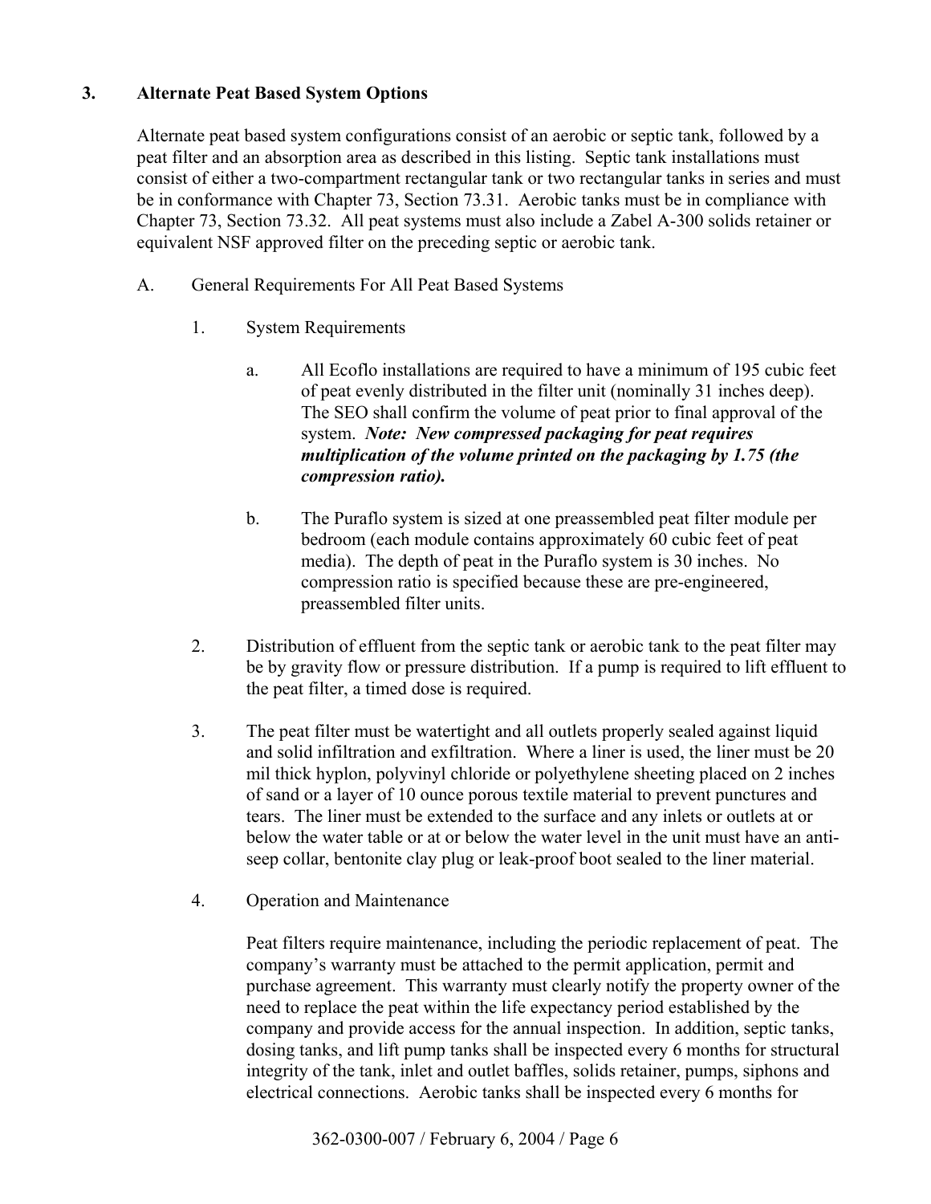### 3. Alternate Peat Based System Options

Alternate peat based system configurations consist of an aerobic or septic tank, followed by a peat filter and an absorption area as described in this listing. Septic tank installations must consist of either a two-compartment rectangular tank or two rectangular tanks in series and must be in conformance with Chapter 73, Section 73.31. Aerobic tanks must be in compliance with Chapter 73, Section 73.32. All peat systems must also include a Zabel A-300 solids retainer or equivalent NSF approved filter on the preceding septic or aerobic tank.

A. General Requirements For All Peat Based Systems

1. System Requirements

   a. All Ecoflo installations are required to have a minimum of 195 cubic feet of peat evenly distributed in the filter unit (nominally 31 inches deep). The SEO shall confirm the volume of peat prior to final approval of the system. ***Note: New compressed packaging for peat requires multiplication of the volume printed on the packaging by 1.75 (the compression ratio).***

   b. The Puraflo system is sized at one preassembled peat filter module per bedroom (each module contains approximately 60 cubic feet of peat media). The depth of peat in the Puraflo system is 30 inches. No compression ratio is specified because these are pre-engineered, preassembled filter units.

2. Distribution of effluent from the septic tank or aerobic tank to the peat filter may be by gravity flow or pressure distribution. If a pump is required to lift effluent to the peat filter, a timed dose is required.

3. The peat filter must be watertight and all outlets properly sealed against liquid and solid infiltration and exfiltration. Where a liner is used, the liner must be 20 mil thick hyplon, polyvinyl chloride or polyethylene sheeting placed on 2 inches of sand or a layer of 10 ounce porous textile material to prevent punctures and tears. The liner must be extended to the surface and any inlets or outlets at or below the water table or at or below the water level in the unit must have an anti-seep collar, bentonite clay plug or leak-proof boot sealed to the liner material.

4. Operation and Maintenance

   Peat filters require maintenance, including the periodic replacement of peat. The company's warranty must be attached to the permit application, permit and purchase agreement. This warranty must clearly notify the property owner of the need to replace the peat within the life expectancy period established by the company and provide access for the annual inspection. In addition, septic tanks, dosing tanks, and lift pump tanks shall be inspected every 6 months for structural integrity of the tank, inlet and outlet baffles, solids retainer, pumps, siphons and electrical connections. Aerobic tanks shall be inspected every 6 months for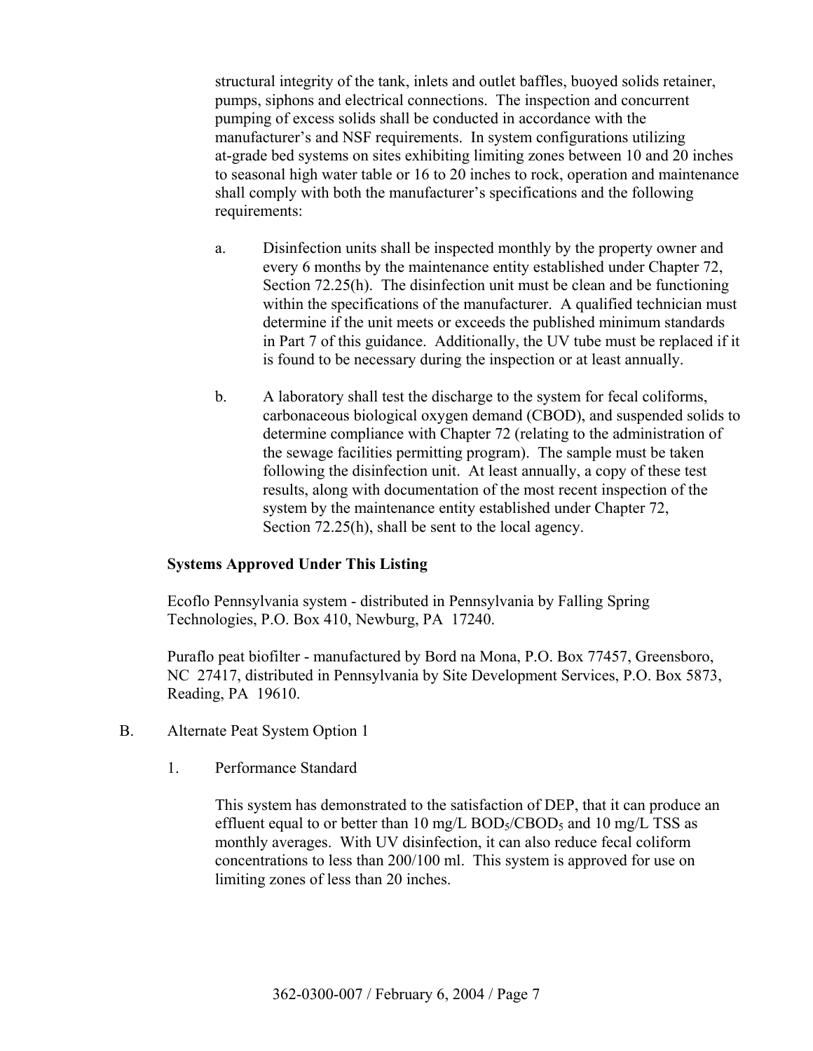structural integrity of the tank, inlets and outlet baffles, buoyed solids retainer, pumps, siphons and electrical connections. The inspection and concurrent pumping of excess solids shall be conducted in accordance with the manufacturer's and NSF requirements. In system configurations utilizing at-grade bed systems on sites exhibiting limiting zones between 10 and 20 inches to seasonal high water table or 16 to 20 inches to rock, operation and maintenance shall comply with both the manufacturer's specifications and the following requirements:

a. Disinfection units shall be inspected monthly by the property owner and every 6 months by the maintenance entity established under Chapter 72, Section 72.25(h). The disinfection unit must be clean and be functioning within the specifications of the manufacturer. A qualified technician must determine if the unit meets or exceeds the published minimum standards in Part 7 of this guidance. Additionally, the UV tube must be replaced if it is found to be necessary during the inspection or at least annually.

b. A laboratory shall test the discharge to the system for fecal coliforms, carbonaceous biological oxygen demand (CBOD), and suspended solids to determine compliance with Chapter 72 (relating to the administration of the sewage facilities permitting program). The sample must be taken following the disinfection unit. At least annually, a copy of these test results, along with documentation of the most recent inspection of the system by the maintenance entity established under Chapter 72, Section 72.25(h), shall be sent to the local agency.

**Systems Approved Under This Listing**

Ecoflo Pennsylvania system - distributed in Pennsylvania by Falling Spring Technologies, P.O. Box 410, Newburg, PA 17240.

Puraflo peat biofilter - manufactured by Bord na Mona, P.O. Box 77457, Greensboro, NC 27417, distributed in Pennsylvania by Site Development Services, P.O. Box 5873, Reading, PA 19610.

B. Alternate Peat System Option 1

1. Performance Standard

This system has demonstrated to the satisfaction of DEP, that it can produce an effluent equal to or better than 10 mg/L $BOD_5$/$CBOD_5$ and 10 mg/L TSS as monthly averages. With UV disinfection, it can also reduce fecal coliform concentrations to less than 200/100 ml. This system is approved for use on limiting zones of less than 20 inches.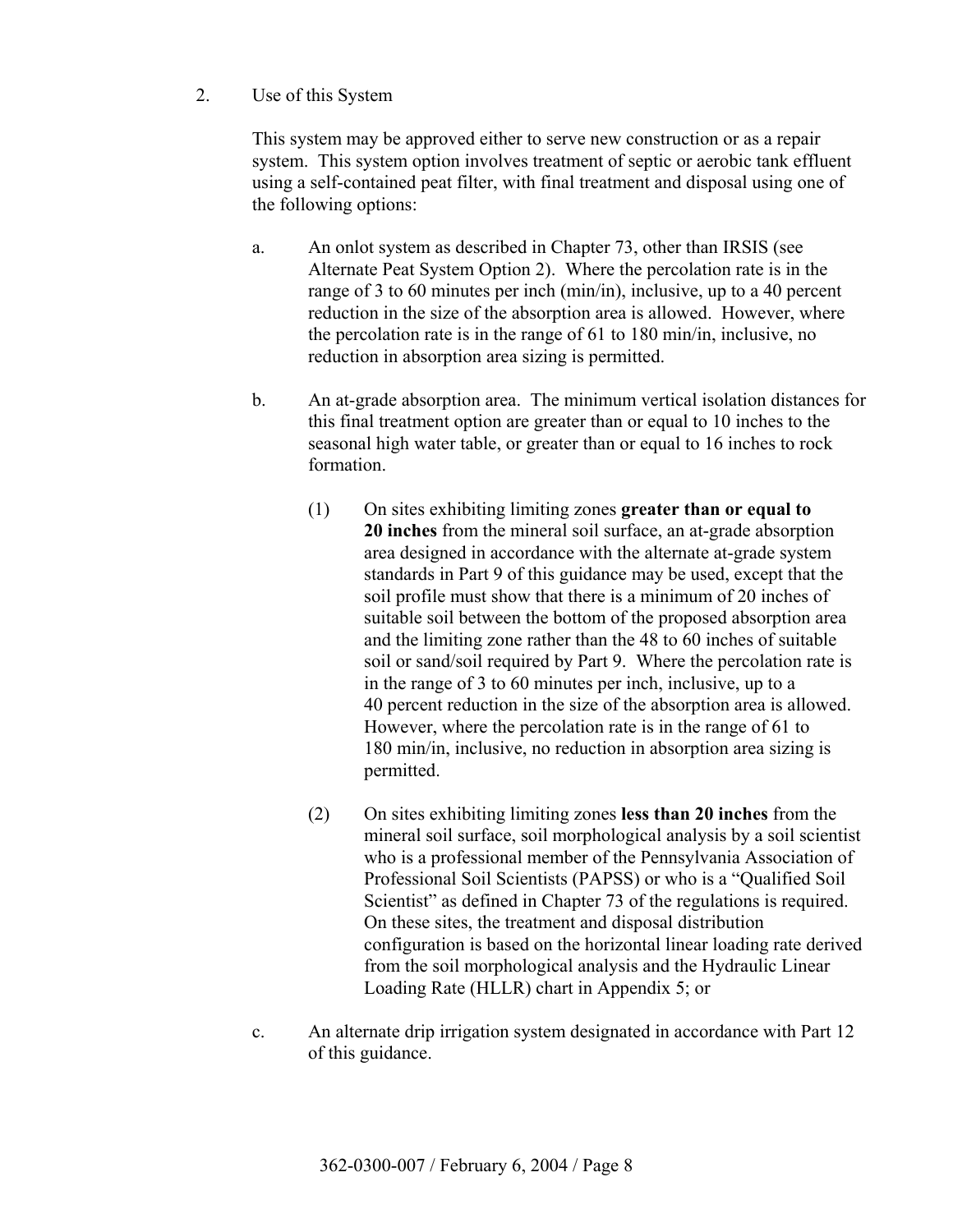2. Use of this System

This system may be approved either to serve new construction or as a repair system. This system option involves treatment of septic or aerobic tank effluent using a self-contained peat filter, with final treatment and disposal using one of the following options:

a. An onlot system as described in Chapter 73, other than IRSIS (see Alternate Peat System Option 2). Where the percolation rate is in the range of 3 to 60 minutes per inch (min/in), inclusive, up to a 40 percent reduction in the size of the absorption area is allowed. However, where the percolation rate is in the range of 61 to 180 min/in, inclusive, no reduction in absorption area sizing is permitted.

b. An at-grade absorption area. The minimum vertical isolation distances for this final treatment option are greater than or equal to 10 inches to the seasonal high water table, or greater than or equal to 16 inches to rock formation.

   (1) On sites exhibiting limiting zones **greater than or equal to 20 inches** from the mineral soil surface, an at-grade absorption area designed in accordance with the alternate at-grade system standards in Part 9 of this guidance may be used, except that the soil profile must show that there is a minimum of 20 inches of suitable soil between the bottom of the proposed absorption area and the limiting zone rather than the 48 to 60 inches of suitable soil or sand/soil required by Part 9. Where the percolation rate is in the range of 3 to 60 minutes per inch, inclusive, up to a 40 percent reduction in the size of the absorption area is allowed. However, where the percolation rate is in the range of 61 to 180 min/in, inclusive, no reduction in absorption area sizing is permitted.

   (2) On sites exhibiting limiting zones **less than 20 inches** from the mineral soil surface, soil morphological analysis by a soil scientist who is a professional member of the Pennsylvania Association of Professional Soil Scientists (PAPSS) or who is a "Qualified Soil Scientist" as defined in Chapter 73 of the regulations is required. On these sites, the treatment and disposal distribution configuration is based on the horizontal linear loading rate derived from the soil morphological analysis and the Hydraulic Linear Loading Rate (HLLR) chart in Appendix 5; or

c. An alternate drip irrigation system designated in accordance with Part 12 of this guidance.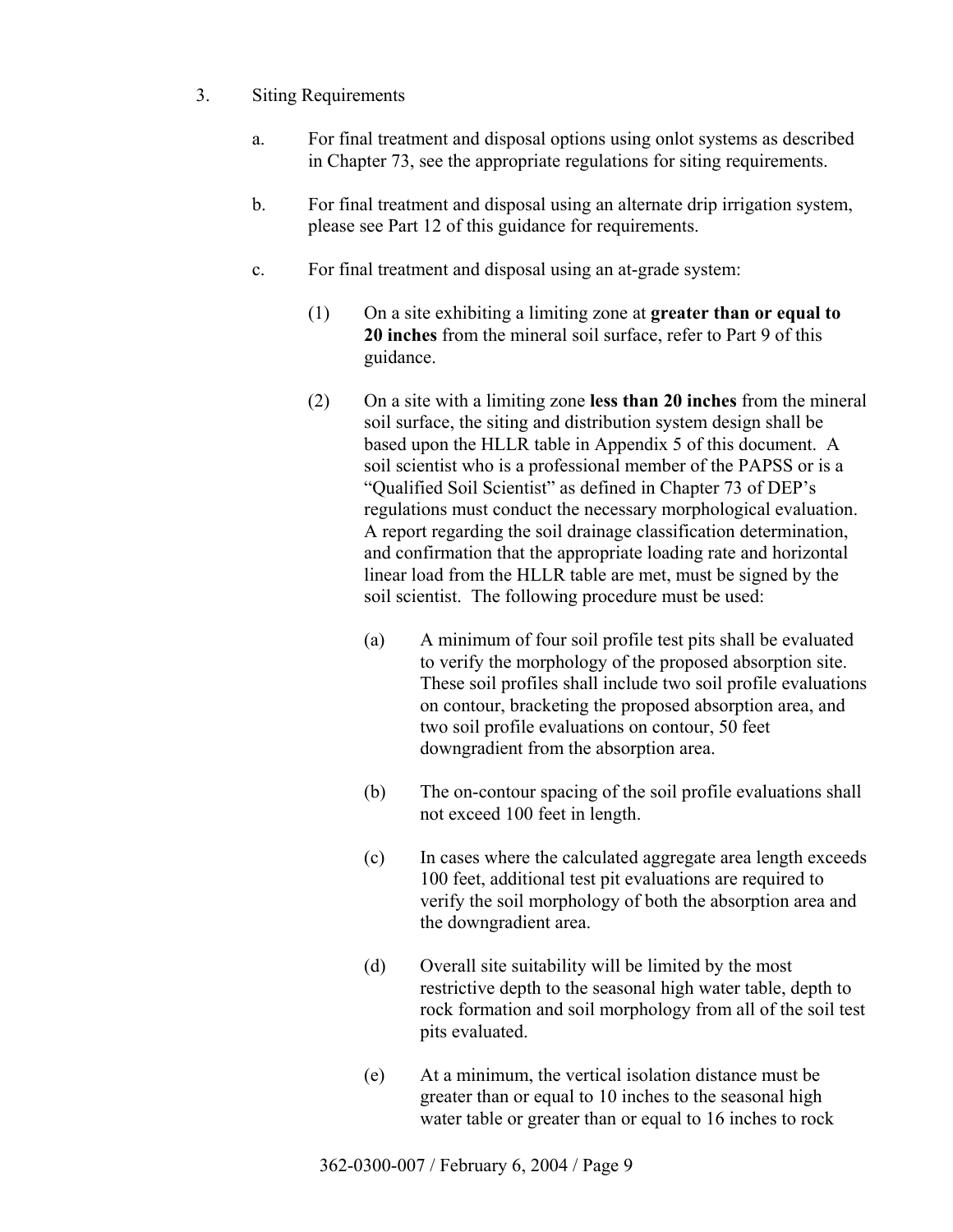3. Siting Requirements

   a. For final treatment and disposal options using onlot systems as described in Chapter 73, see the appropriate regulations for siting requirements.

   b. For final treatment and disposal using an alternate drip irrigation system, please see Part 12 of this guidance for requirements.

   c. For final treatment and disposal using an at-grade system:

      (1) On a site exhibiting a limiting zone at **greater than or equal to 20 inches** from the mineral soil surface, refer to Part 9 of this guidance.

      (2) On a site with a limiting zone **less than 20 inches** from the mineral soil surface, the siting and distribution system design shall be based upon the HLLR table in Appendix 5 of this document. A soil scientist who is a professional member of the PAPSS or is a "Qualified Soil Scientist" as defined in Chapter 73 of DEP's regulations must conduct the necessary morphological evaluation. A report regarding the soil drainage classification determination, and confirmation that the appropriate loading rate and horizontal linear load from the HLLR table are met, must be signed by the soil scientist. The following procedure must be used:

         (a) A minimum of four soil profile test pits shall be evaluated to verify the morphology of the proposed absorption site. These soil profiles shall include two soil profile evaluations on contour, bracketing the proposed absorption area, and two soil profile evaluations on contour, 50 feet downgradient from the absorption area.

         (b) The on-contour spacing of the soil profile evaluations shall not exceed 100 feet in length.

         (c) In cases where the calculated aggregate area length exceeds 100 feet, additional test pit evaluations are required to verify the soil morphology of both the absorption area and the downgradient area.

         (d) Overall site suitability will be limited by the most restrictive depth to the seasonal high water table, depth to rock formation and soil morphology from all of the soil test pits evaluated.

         (e) At a minimum, the vertical isolation distance must be greater than or equal to 10 inches to the seasonal high water table or greater than or equal to 16 inches to rock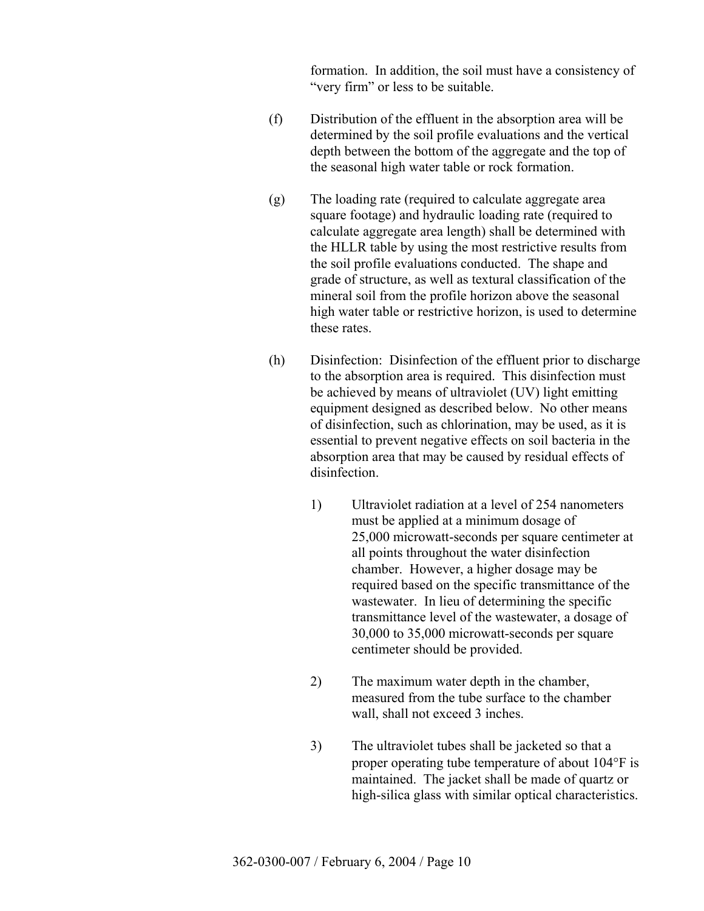formation. In addition, the soil must have a consistency of "very firm" or less to be suitable.

(f) Distribution of the effluent in the absorption area will be determined by the soil profile evaluations and the vertical depth between the bottom of the aggregate and the top of the seasonal high water table or rock formation.

(g) The loading rate (required to calculate aggregate area square footage) and hydraulic loading rate (required to calculate aggregate area length) shall be determined with the HLLR table by using the most restrictive results from the soil profile evaluations conducted. The shape and grade of structure, as well as textural classification of the mineral soil from the profile horizon above the seasonal high water table or restrictive horizon, is used to determine these rates.

(h) Disinfection: Disinfection of the effluent prior to discharge to the absorption area is required. This disinfection must be achieved by means of ultraviolet (UV) light emitting equipment designed as described below. No other means of disinfection, such as chlorination, may be used, as it is essential to prevent negative effects on soil bacteria in the absorption area that may be caused by residual effects of disinfection.

1) Ultraviolet radiation at a level of 254 nanometers must be applied at a minimum dosage of 25,000 microwatt-seconds per square centimeter at all points throughout the water disinfection chamber. However, a higher dosage may be required based on the specific transmittance of the wastewater. In lieu of determining the specific transmittance level of the wastewater, a dosage of 30,000 to 35,000 microwatt-seconds per square centimeter should be provided.

2) The maximum water depth in the chamber, measured from the tube surface to the chamber wall, shall not exceed 3 inches.

3) The ultraviolet tubes shall be jacketed so that a proper operating tube temperature of about 104°F is maintained. The jacket shall be made of quartz or high-silica glass with similar optical characteristics.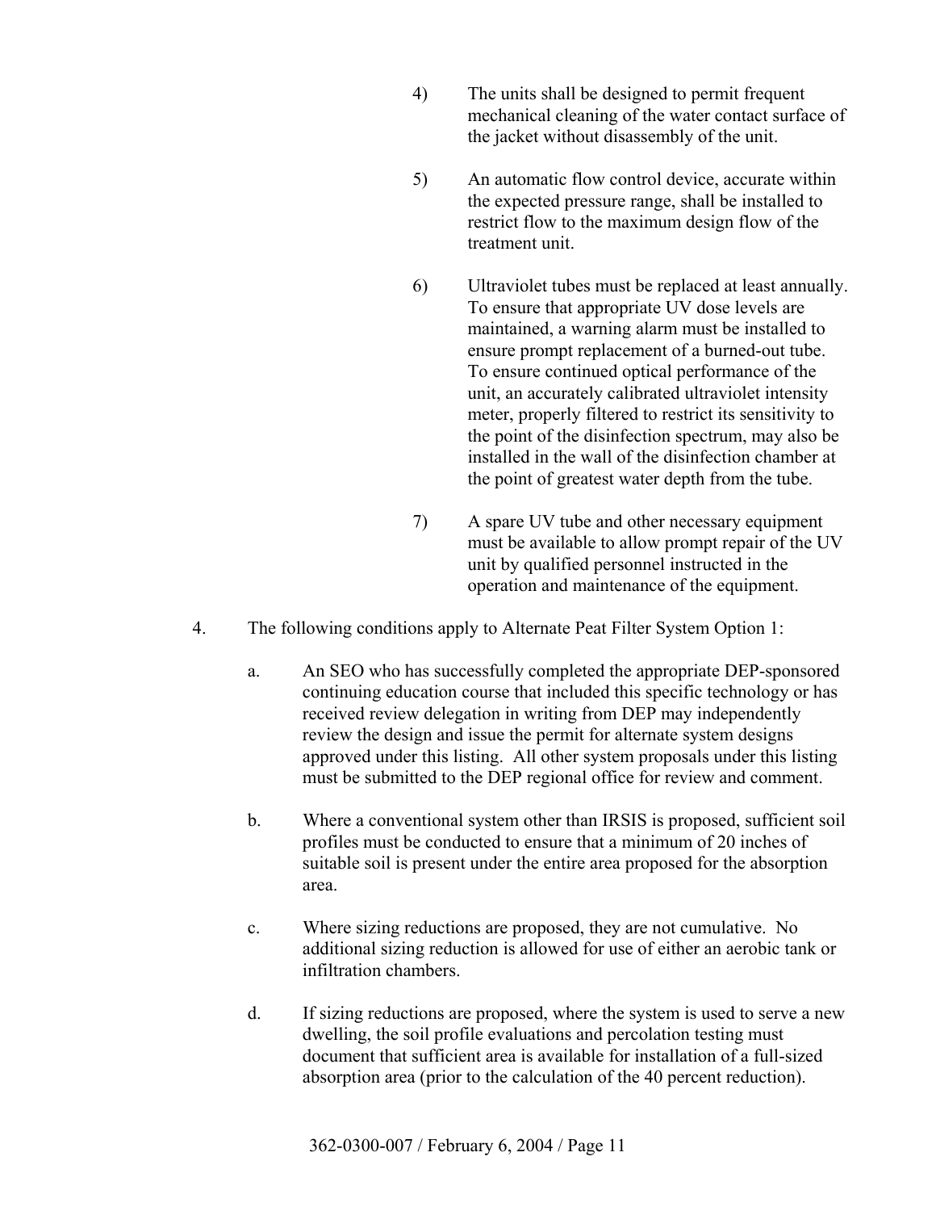4) The units shall be designed to permit frequent mechanical cleaning of the water contact surface of the jacket without disassembly of the unit.

5) An automatic flow control device, accurate within the expected pressure range, shall be installed to restrict flow to the maximum design flow of the treatment unit.

6) Ultraviolet tubes must be replaced at least annually. To ensure that appropriate UV dose levels are maintained, a warning alarm must be installed to ensure prompt replacement of a burned-out tube. To ensure continued optical performance of the unit, an accurately calibrated ultraviolet intensity meter, properly filtered to restrict its sensitivity to the point of the disinfection spectrum, may also be installed in the wall of the disinfection chamber at the point of greatest water depth from the tube.

7) A spare UV tube and other necessary equipment must be available to allow prompt repair of the UV unit by qualified personnel instructed in the operation and maintenance of the equipment.

4. The following conditions apply to Alternate Peat Filter System Option 1:

   a. An SEO who has successfully completed the appropriate DEP-sponsored continuing education course that included this specific technology or has received review delegation in writing from DEP may independently review the design and issue the permit for alternate system designs approved under this listing. All other system proposals under this listing must be submitted to the DEP regional office for review and comment.

   b. Where a conventional system other than IRSIS is proposed, sufficient soil profiles must be conducted to ensure that a minimum of 20 inches of suitable soil is present under the entire area proposed for the absorption area.

   c. Where sizing reductions are proposed, they are not cumulative. No additional sizing reduction is allowed for use of either an aerobic tank or infiltration chambers.

   d. If sizing reductions are proposed, where the system is used to serve a new dwelling, the soil profile evaluations and percolation testing must document that sufficient area is available for installation of a full-sized absorption area (prior to the calculation of the 40 percent reduction).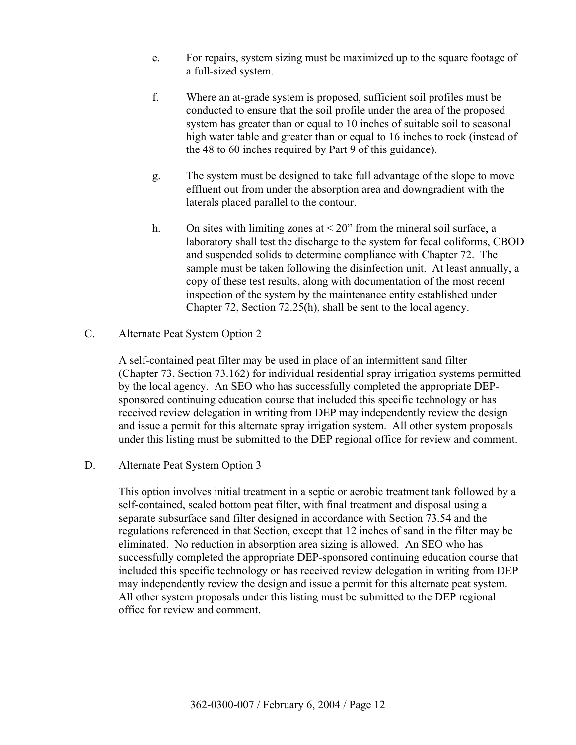e. For repairs, system sizing must be maximized up to the square footage of a full-sized system.

f. Where an at-grade system is proposed, sufficient soil profiles must be conducted to ensure that the soil profile under the area of the proposed system has greater than or equal to 10 inches of suitable soil to seasonal high water table and greater than or equal to 16 inches to rock (instead of the 48 to 60 inches required by Part 9 of this guidance).

g. The system must be designed to take full advantage of the slope to move effluent out from under the absorption area and downgradient with the laterals placed parallel to the contour.

h. On sites with limiting zones at < 20" from the mineral soil surface, a laboratory shall test the discharge to the system for fecal coliforms, CBOD and suspended solids to determine compliance with Chapter 72. The sample must be taken following the disinfection unit. At least annually, a copy of these test results, along with documentation of the most recent inspection of the system by the maintenance entity established under Chapter 72, Section 72.25(h), shall be sent to the local agency.

C. Alternate Peat System Option 2

A self-contained peat filter may be used in place of an intermittent sand filter (Chapter 73, Section 73.162) for individual residential spray irrigation systems permitted by the local agency. An SEO who has successfully completed the appropriate DEP-sponsored continuing education course that included this specific technology or has received review delegation in writing from DEP may independently review the design and issue a permit for this alternate spray irrigation system. All other system proposals under this listing must be submitted to the DEP regional office for review and comment.

D. Alternate Peat System Option 3

This option involves initial treatment in a septic or aerobic treatment tank followed by a self-contained, sealed bottom peat filter, with final treatment and disposal using a separate subsurface sand filter designed in accordance with Section 73.54 and the regulations referenced in that Section, except that 12 inches of sand in the filter may be eliminated. No reduction in absorption area sizing is allowed. An SEO who has successfully completed the appropriate DEP-sponsored continuing education course that included this specific technology or has received review delegation in writing from DEP may independently review the design and issue a permit for this alternate peat system. All other system proposals under this listing must be submitted to the DEP regional office for review and comment.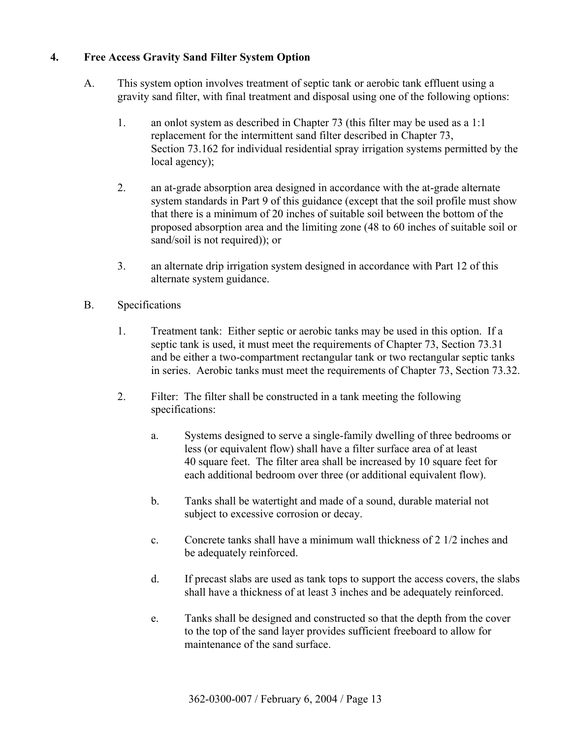## 4. Free Access Gravity Sand Filter System Option

A. This system option involves treatment of septic tank or aerobic tank effluent using a gravity sand filter, with final treatment and disposal using one of the following options:

1. an onlot system as described in Chapter 73 (this filter may be used as a 1:1 replacement for the intermittent sand filter described in Chapter 73, Section 73.162 for individual residential spray irrigation systems permitted by the local agency);

2. an at-grade absorption area designed in accordance with the at-grade alternate system standards in Part 9 of this guidance (except that the soil profile must show that there is a minimum of 20 inches of suitable soil between the bottom of the proposed absorption area and the limiting zone (48 to 60 inches of suitable soil or sand/soil is not required)); or

3. an alternate drip irrigation system designed in accordance with Part 12 of this alternate system guidance.

B. Specifications

1. Treatment tank: Either septic or aerobic tanks may be used in this option. If a septic tank is used, it must meet the requirements of Chapter 73, Section 73.31 and be either a two-compartment rectangular tank or two rectangular septic tanks in series. Aerobic tanks must meet the requirements of Chapter 73, Section 73.32.

2. Filter: The filter shall be constructed in a tank meeting the following specifications:

   a. Systems designed to serve a single-family dwelling of three bedrooms or less (or equivalent flow) shall have a filter surface area of at least 40 square feet. The filter area shall be increased by 10 square feet for each additional bedroom over three (or additional equivalent flow).

   b. Tanks shall be watertight and made of a sound, durable material not subject to excessive corrosion or decay.

   c. Concrete tanks shall have a minimum wall thickness of 2 1/2 inches and be adequately reinforced.

   d. If precast slabs are used as tank tops to support the access covers, the slabs shall have a thickness of at least 3 inches and be adequately reinforced.

   e. Tanks shall be designed and constructed so that the depth from the cover to the top of the sand layer provides sufficient freeboard to allow for maintenance of the sand surface.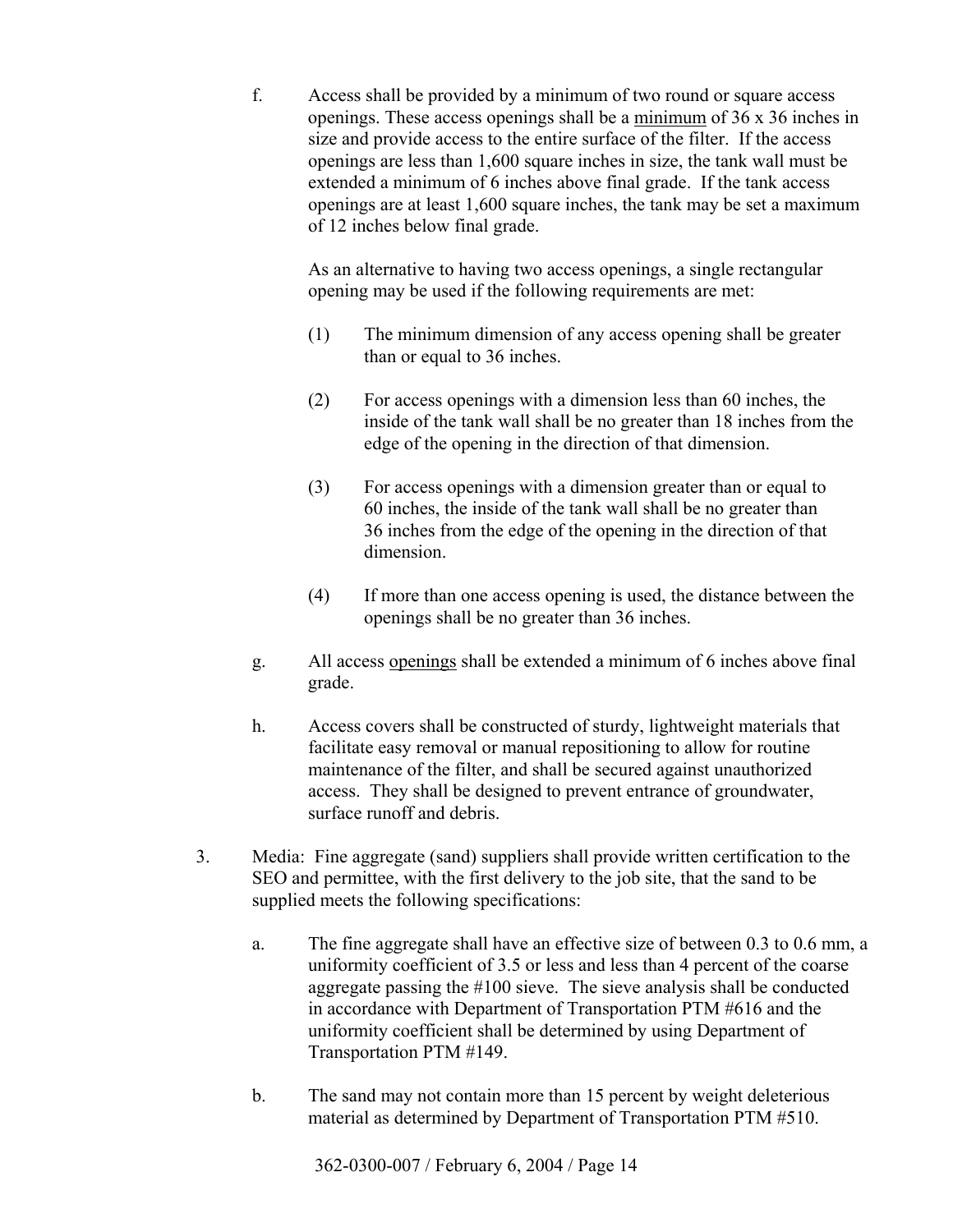f. Access shall be provided by a minimum of two round or square access openings. These access openings shall be a minimum of 36 x 36 inches in size and provide access to the entire surface of the filter. If the access openings are less than 1,600 square inches in size, the tank wall must be extended a minimum of 6 inches above final grade. If the tank access openings are at least 1,600 square inches, the tank may be set a maximum of 12 inches below final grade.

   As an alternative to having two access openings, a single rectangular opening may be used if the following requirements are met:

   (1) The minimum dimension of any access opening shall be greater than or equal to 36 inches.

   (2) For access openings with a dimension less than 60 inches, the inside of the tank wall shall be no greater than 18 inches from the edge of the opening in the direction of that dimension.

   (3) For access openings with a dimension greater than or equal to 60 inches, the inside of the tank wall shall be no greater than 36 inches from the edge of the opening in the direction of that dimension.

   (4) If more than one access opening is used, the distance between the openings shall be no greater than 36 inches.

g. All access openings shall be extended a minimum of 6 inches above final grade.

h. Access covers shall be constructed of sturdy, lightweight materials that facilitate easy removal or manual repositioning to allow for routine maintenance of the filter, and shall be secured against unauthorized access. They shall be designed to prevent entrance of groundwater, surface runoff and debris.

3. Media: Fine aggregate (sand) suppliers shall provide written certification to the SEO and permittee, with the first delivery to the job site, that the sand to be supplied meets the following specifications:

   a. The fine aggregate shall have an effective size of between 0.3 to 0.6 mm, a uniformity coefficient of 3.5 or less and less than 4 percent of the coarse aggregate passing the #100 sieve. The sieve analysis shall be conducted in accordance with Department of Transportation PTM #616 and the uniformity coefficient shall be determined by using Department of Transportation PTM #149.

   b. The sand may not contain more than 15 percent by weight deleterious material as determined by Department of Transportation PTM #510.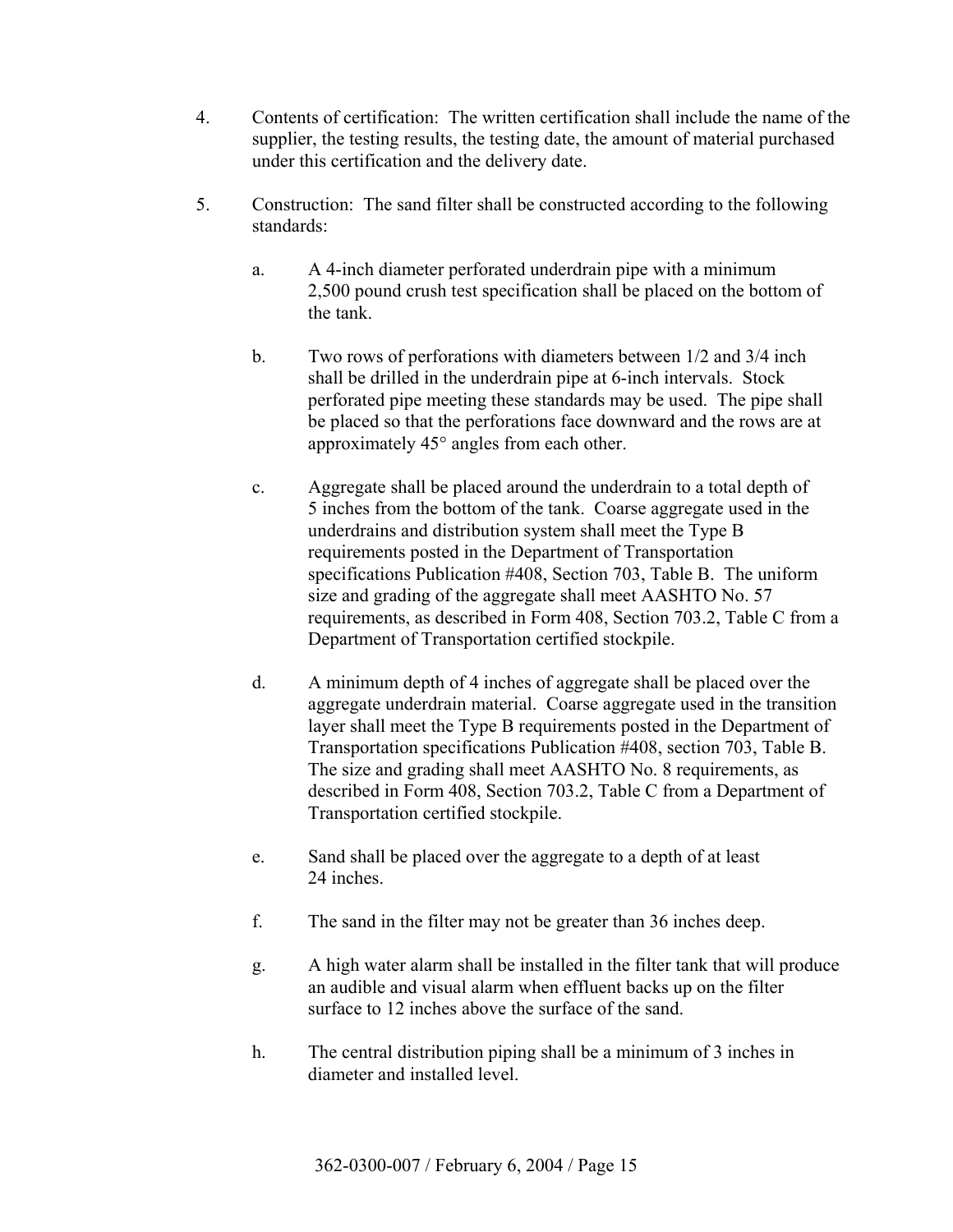4. Contents of certification: The written certification shall include the name of the supplier, the testing results, the testing date, the amount of material purchased under this certification and the delivery date.

5. Construction: The sand filter shall be constructed according to the following standards:

   a. A 4-inch diameter perforated underdrain pipe with a minimum 2,500 pound crush test specification shall be placed on the bottom of the tank.

   b. Two rows of perforations with diameters between 1/2 and 3/4 inch shall be drilled in the underdrain pipe at 6-inch intervals. Stock perforated pipe meeting these standards may be used. The pipe shall be placed so that the perforations face downward and the rows are at approximately 45° angles from each other.

   c. Aggregate shall be placed around the underdrain to a total depth of 5 inches from the bottom of the tank. Coarse aggregate used in the underdrains and distribution system shall meet the Type B requirements posted in the Department of Transportation specifications Publication #408, Section 703, Table B. The uniform size and grading of the aggregate shall meet AASHTO No. 57 requirements, as described in Form 408, Section 703.2, Table C from a Department of Transportation certified stockpile.

   d. A minimum depth of 4 inches of aggregate shall be placed over the aggregate underdrain material. Coarse aggregate used in the transition layer shall meet the Type B requirements posted in the Department of Transportation specifications Publication #408, section 703, Table B. The size and grading shall meet AASHTO No. 8 requirements, as described in Form 408, Section 703.2, Table C from a Department of Transportation certified stockpile.

   e. Sand shall be placed over the aggregate to a depth of at least 24 inches.

   f. The sand in the filter may not be greater than 36 inches deep.

   g. A high water alarm shall be installed in the filter tank that will produce an audible and visual alarm when effluent backs up on the filter surface to 12 inches above the surface of the sand.

   h. The central distribution piping shall be a minimum of 3 inches in diameter and installed level.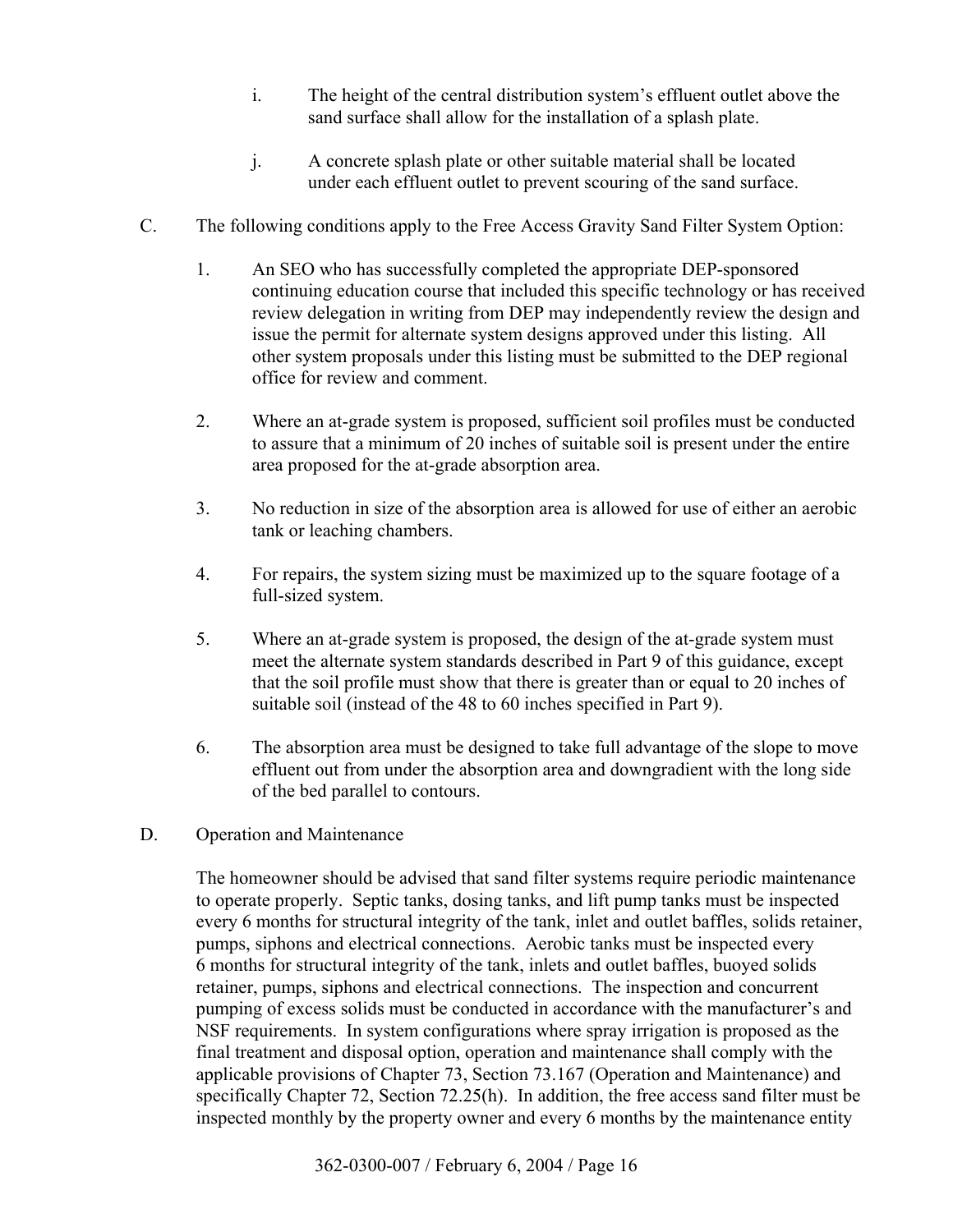i. The height of the central distribution system's effluent outlet above the sand surface shall allow for the installation of a splash plate.

j. A concrete splash plate or other suitable material shall be located under each effluent outlet to prevent scouring of the sand surface.

C. The following conditions apply to the Free Access Gravity Sand Filter System Option:

1. An SEO who has successfully completed the appropriate DEP-sponsored continuing education course that included this specific technology or has received review delegation in writing from DEP may independently review the design and issue the permit for alternate system designs approved under this listing. All other system proposals under this listing must be submitted to the DEP regional office for review and comment.

2. Where an at-grade system is proposed, sufficient soil profiles must be conducted to assure that a minimum of 20 inches of suitable soil is present under the entire area proposed for the at-grade absorption area.

3. No reduction in size of the absorption area is allowed for use of either an aerobic tank or leaching chambers.

4. For repairs, the system sizing must be maximized up to the square footage of a full-sized system.

5. Where an at-grade system is proposed, the design of the at-grade system must meet the alternate system standards described in Part 9 of this guidance, except that the soil profile must show that there is greater than or equal to 20 inches of suitable soil (instead of the 48 to 60 inches specified in Part 9).

6. The absorption area must be designed to take full advantage of the slope to move effluent out from under the absorption area and downgradient with the long side of the bed parallel to contours.

D. Operation and Maintenance

The homeowner should be advised that sand filter systems require periodic maintenance to operate properly. Septic tanks, dosing tanks, and lift pump tanks must be inspected every 6 months for structural integrity of the tank, inlet and outlet baffles, solids retainer, pumps, siphons and electrical connections. Aerobic tanks must be inspected every 6 months for structural integrity of the tank, inlets and outlet baffles, buoyed solids retainer, pumps, siphons and electrical connections. The inspection and concurrent pumping of excess solids must be conducted in accordance with the manufacturer's and NSF requirements. In system configurations where spray irrigation is proposed as the final treatment and disposal option, operation and maintenance shall comply with the applicable provisions of Chapter 73, Section 73.167 (Operation and Maintenance) and specifically Chapter 72, Section 72.25(h). In addition, the free access sand filter must be inspected monthly by the property owner and every 6 months by the maintenance entity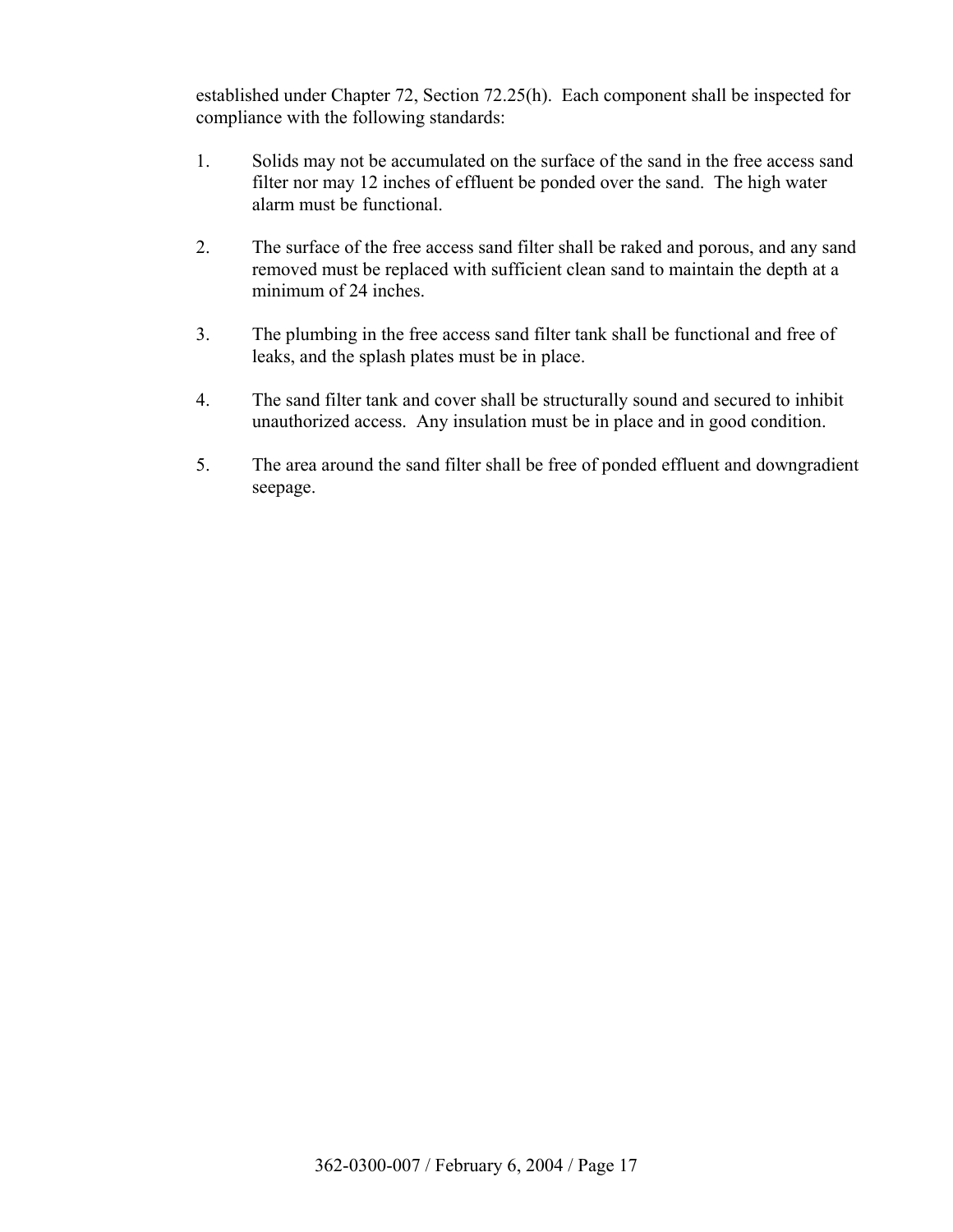established under Chapter 72, Section 72.25(h). Each component shall be inspected for compliance with the following standards:

1. Solids may not be accumulated on the surface of the sand in the free access sand filter nor may 12 inches of effluent be ponded over the sand. The high water alarm must be functional.

2. The surface of the free access sand filter shall be raked and porous, and any sand removed must be replaced with sufficient clean sand to maintain the depth at a minimum of 24 inches.

3. The plumbing in the free access sand filter tank shall be functional and free of leaks, and the splash plates must be in place.

4. The sand filter tank and cover shall be structurally sound and secured to inhibit unauthorized access. Any insulation must be in place and in good condition.

5. The area around the sand filter shall be free of ponded effluent and downgradient seepage.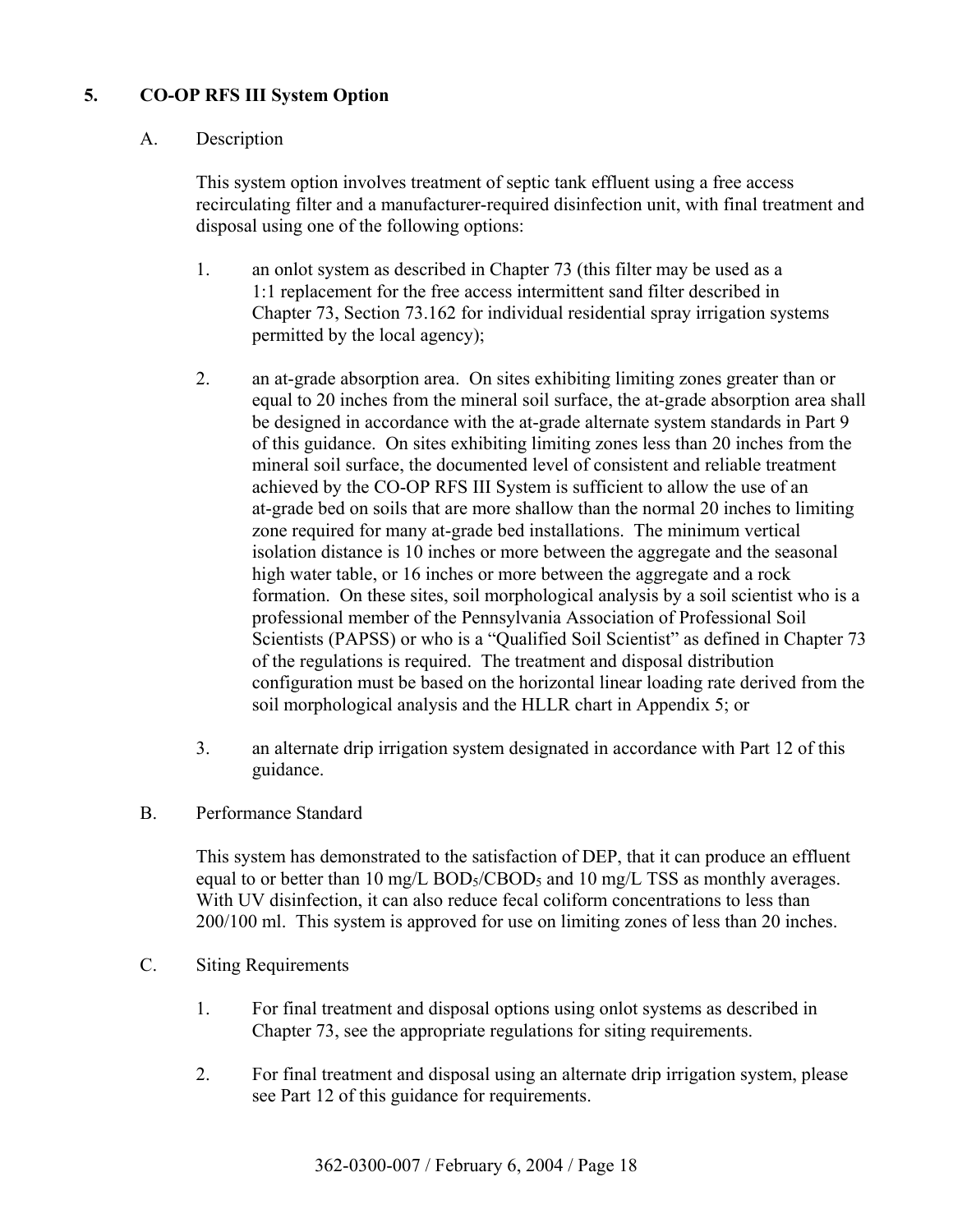## 5. CO-OP RFS III System Option

### A. Description

This system option involves treatment of septic tank effluent using a free access recirculating filter and a manufacturer-required disinfection unit, with final treatment and disposal using one of the following options:

1. an onlot system as described in Chapter 73 (this filter may be used as a 1:1 replacement for the free access intermittent sand filter described in Chapter 73, Section 73.162 for individual residential spray irrigation systems permitted by the local agency);

2. an at-grade absorption area. On sites exhibiting limiting zones greater than or equal to 20 inches from the mineral soil surface, the at-grade absorption area shall be designed in accordance with the at-grade alternate system standards in Part 9 of this guidance. On sites exhibiting limiting zones less than 20 inches from the mineral soil surface, the documented level of consistent and reliable treatment achieved by the CO-OP RFS III System is sufficient to allow the use of an at-grade bed on soils that are more shallow than the normal 20 inches to limiting zone required for many at-grade bed installations. The minimum vertical isolation distance is 10 inches or more between the aggregate and the seasonal high water table, or 16 inches or more between the aggregate and a rock formation. On these sites, soil morphological analysis by a soil scientist who is a professional member of the Pennsylvania Association of Professional Soil Scientists (PAPSS) or who is a "Qualified Soil Scientist" as defined in Chapter 73 of the regulations is required. The treatment and disposal distribution configuration must be based on the horizontal linear loading rate derived from the soil morphological analysis and the HLLR chart in Appendix 5; or

3. an alternate drip irrigation system designated in accordance with Part 12 of this guidance.

### B. Performance Standard

This system has demonstrated to the satisfaction of DEP, that it can produce an effluent equal to or better than 10 mg/L $BOD_5$/$CBOD_5$ and 10 mg/L TSS as monthly averages. With UV disinfection, it can also reduce fecal coliform concentrations to less than 200/100 ml. This system is approved for use on limiting zones of less than 20 inches.

### C. Siting Requirements

1. For final treatment and disposal options using onlot systems as described in Chapter 73, see the appropriate regulations for siting requirements.

2. For final treatment and disposal using an alternate drip irrigation system, please see Part 12 of this guidance for requirements.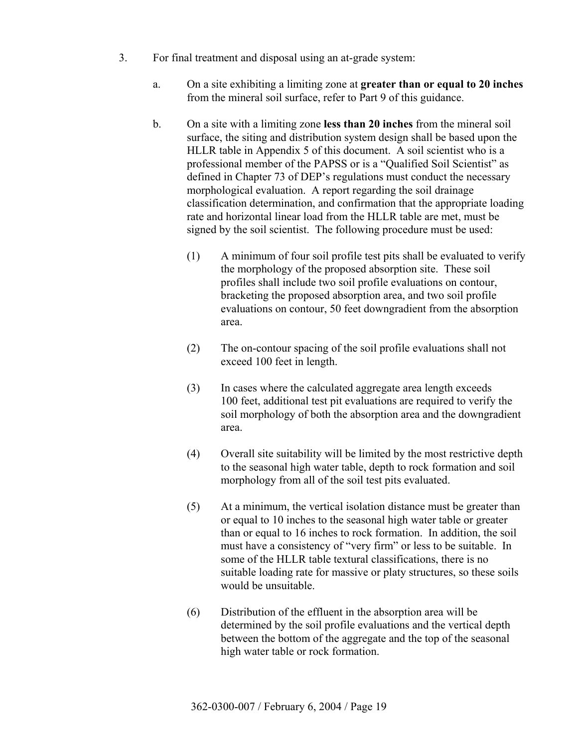3. For final treatment and disposal using an at-grade system:

   a. On a site exhibiting a limiting zone at **greater than or equal to 20 inches** from the mineral soil surface, refer to Part 9 of this guidance.

   b. On a site with a limiting zone **less than 20 inches** from the mineral soil surface, the siting and distribution system design shall be based upon the HLLR table in Appendix 5 of this document. A soil scientist who is a professional member of the PAPSS or is a "Qualified Soil Scientist" as defined in Chapter 73 of DEP's regulations must conduct the necessary morphological evaluation. A report regarding the soil drainage classification determination, and confirmation that the appropriate loading rate and horizontal linear load from the HLLR table are met, must be signed by the soil scientist. The following procedure must be used:

      (1) A minimum of four soil profile test pits shall be evaluated to verify the morphology of the proposed absorption site. These soil profiles shall include two soil profile evaluations on contour, bracketing the proposed absorption area, and two soil profile evaluations on contour, 50 feet downgradient from the absorption area.

      (2) The on-contour spacing of the soil profile evaluations shall not exceed 100 feet in length.

      (3) In cases where the calculated aggregate area length exceeds 100 feet, additional test pit evaluations are required to verify the soil morphology of both the absorption area and the downgradient area.

      (4) Overall site suitability will be limited by the most restrictive depth to the seasonal high water table, depth to rock formation and soil morphology from all of the soil test pits evaluated.

      (5) At a minimum, the vertical isolation distance must be greater than or equal to 10 inches to the seasonal high water table or greater than or equal to 16 inches to rock formation. In addition, the soil must have a consistency of "very firm" or less to be suitable. In some of the HLLR table textural classifications, there is no suitable loading rate for massive or platy structures, so these soils would be unsuitable.

      (6) Distribution of the effluent in the absorption area will be determined by the soil profile evaluations and the vertical depth between the bottom of the aggregate and the top of the seasonal high water table or rock formation.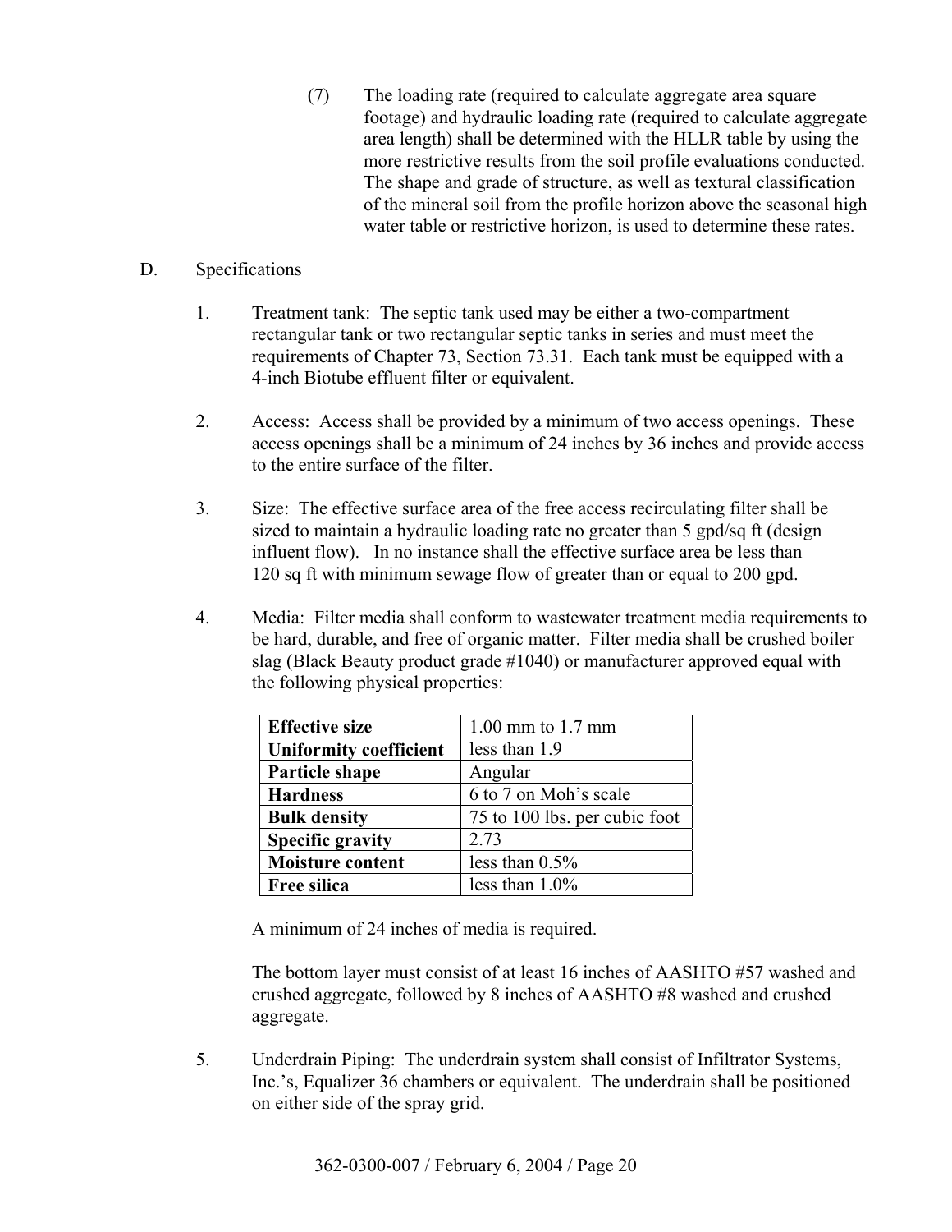(7) The loading rate (required to calculate aggregate area square footage) and hydraulic loading rate (required to calculate aggregate area length) shall be determined with the HLLR table by using the more restrictive results from the soil profile evaluations conducted. The shape and grade of structure, as well as textural classification of the mineral soil from the profile horizon above the seasonal high water table or restrictive horizon, is used to determine these rates.

D. Specifications

1. Treatment tank: The septic tank used may be either a two-compartment rectangular tank or two rectangular septic tanks in series and must meet the requirements of Chapter 73, Section 73.31. Each tank must be equipped with a 4-inch Biotube effluent filter or equivalent.

2. Access: Access shall be provided by a minimum of two access openings. These access openings shall be a minimum of 24 inches by 36 inches and provide access to the entire surface of the filter.

3. Size: The effective surface area of the free access recirculating filter shall be sized to maintain a hydraulic loading rate no greater than 5 gpd/sq ft (design influent flow). In no instance shall the effective surface area be less than 120 sq ft with minimum sewage flow of greater than or equal to 200 gpd.

4. Media: Filter media shall conform to wastewater treatment media requirements to be hard, durable, and free of organic matter. Filter media shall be crushed boiler slag (Black Beauty product grade #1040) or manufacturer approved equal with the following physical properties:

| | |
|---|---|
| **Effective size** | 1.00 mm to 1.7 mm |
| **Uniformity coefficient** | less than 1.9 |
| **Particle shape** | Angular |
| **Hardness** | 6 to 7 on Moh's scale |
| **Bulk density** | 75 to 100 lbs. per cubic foot |
| **Specific gravity** | 2.73 |
| **Moisture content** | less than 0.5% |
| **Free silica** | less than 1.0% |

A minimum of 24 inches of media is required.

The bottom layer must consist of at least 16 inches of AASHTO #57 washed and crushed aggregate, followed by 8 inches of AASHTO #8 washed and crushed aggregate.

5. Underdrain Piping: The underdrain system shall consist of Infiltrator Systems, Inc.'s, Equalizer 36 chambers or equivalent. The underdrain shall be positioned on either side of the spray grid.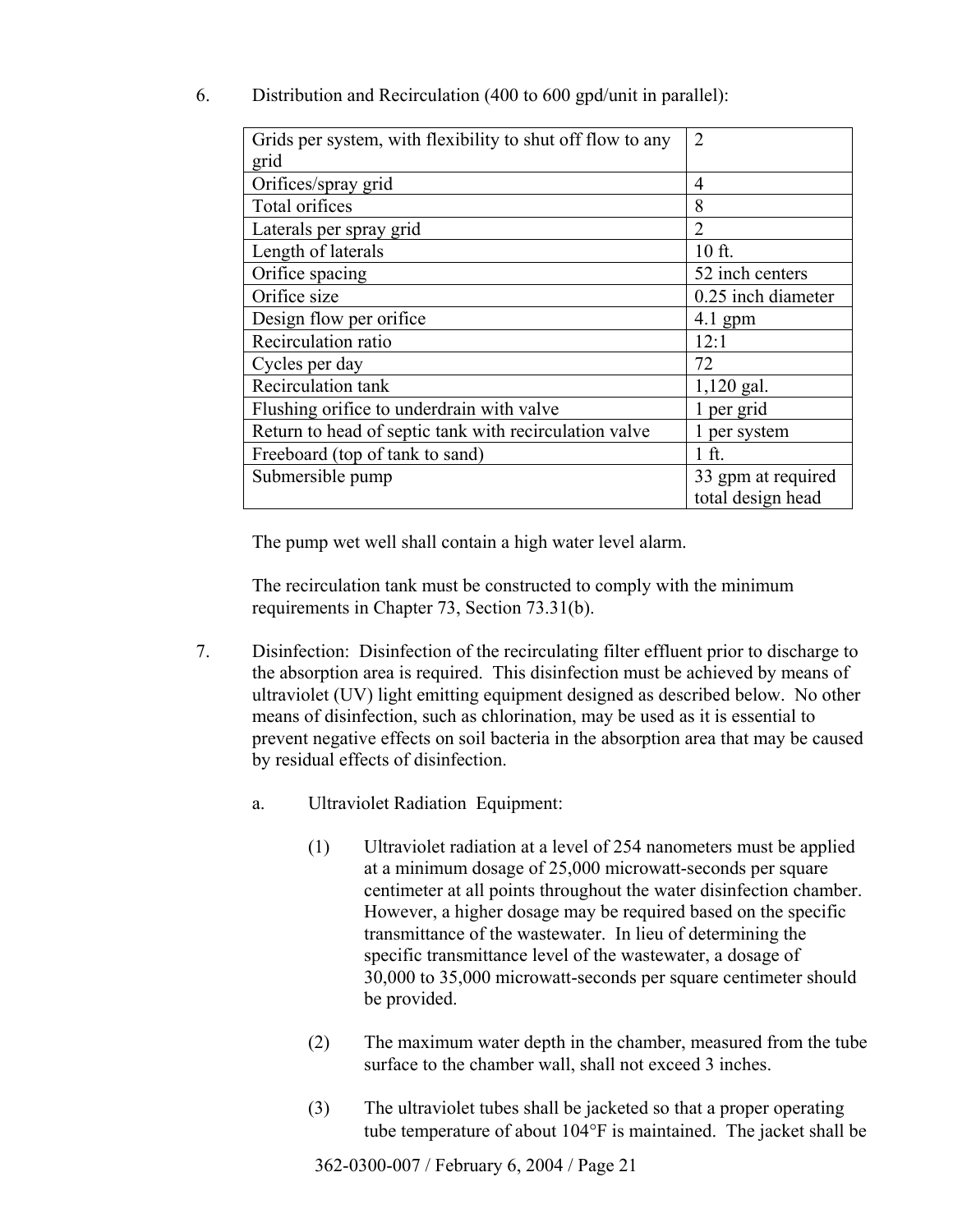6. Distribution and Recirculation (400 to 600 gpd/unit in parallel):

| | |
|---|---|
| Grids per system, with flexibility to shut off flow to any grid | 2 |
| Orifices/spray grid | 4 |
| Total orifices | 8 |
| Laterals per spray grid | 2 |
| Length of laterals | 10 ft. |
| Orifice spacing | 52 inch centers |
| Orifice size | 0.25 inch diameter |
| Design flow per orifice | 4.1 gpm |
| Recirculation ratio | 12:1 |
| Cycles per day | 72 |
| Recirculation tank | 1,120 gal. |
| Flushing orifice to underdrain with valve | 1 per grid |
| Return to head of septic tank with recirculation valve | 1 per system |
| Freeboard (top of tank to sand) | 1 ft. |
| Submersible pump | 33 gpm at required total design head |

The pump wet well shall contain a high water level alarm.

The recirculation tank must be constructed to comply with the minimum requirements in Chapter 73, Section 73.31(b).

7. Disinfection: Disinfection of the recirculating filter effluent prior to discharge to the absorption area is required. This disinfection must be achieved by means of ultraviolet (UV) light emitting equipment designed as described below. No other means of disinfection, such as chlorination, may be used as it is essential to prevent negative effects on soil bacteria in the absorption area that may be caused by residual effects of disinfection.

   a. Ultraviolet Radiation Equipment:

      (1) Ultraviolet radiation at a level of 254 nanometers must be applied at a minimum dosage of 25,000 microwatt-seconds per square centimeter at all points throughout the water disinfection chamber. However, a higher dosage may be required based on the specific transmittance of the wastewater. In lieu of determining the specific transmittance level of the wastewater, a dosage of 30,000 to 35,000 microwatt-seconds per square centimeter should be provided.

      (2) The maximum water depth in the chamber, measured from the tube surface to the chamber wall, shall not exceed 3 inches.

      (3) The ultraviolet tubes shall be jacketed so that a proper operating tube temperature of about 104°F is maintained. The jacket shall be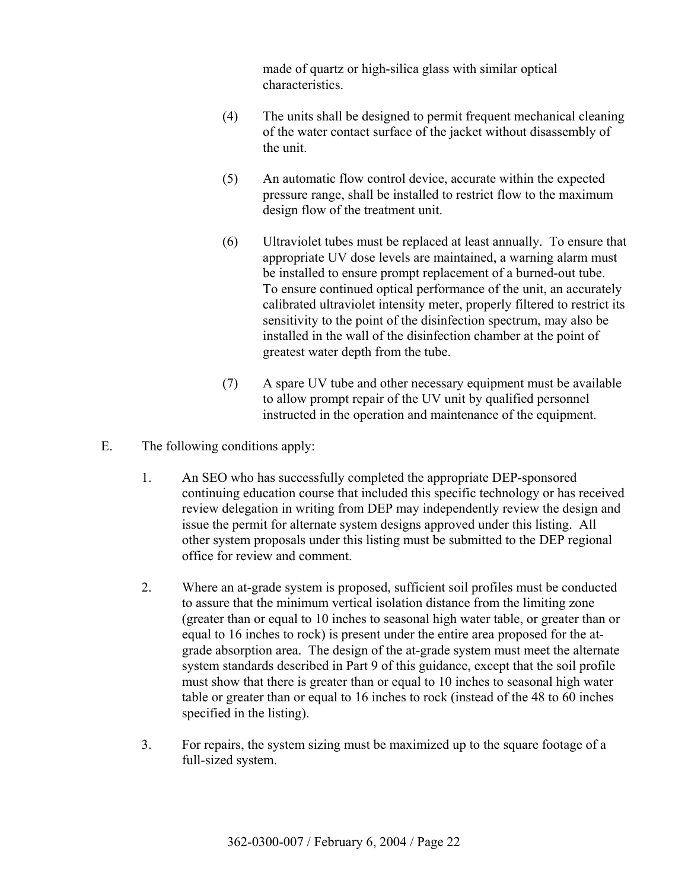made of quartz or high-silica glass with similar optical characteristics.

(4) The units shall be designed to permit frequent mechanical cleaning of the water contact surface of the jacket without disassembly of the unit.

(5) An automatic flow control device, accurate within the expected pressure range, shall be installed to restrict flow to the maximum design flow of the treatment unit.

(6) Ultraviolet tubes must be replaced at least annually. To ensure that appropriate UV dose levels are maintained, a warning alarm must be installed to ensure prompt replacement of a burned-out tube. To ensure continued optical performance of the unit, an accurately calibrated ultraviolet intensity meter, properly filtered to restrict its sensitivity to the point of the disinfection spectrum, may also be installed in the wall of the disinfection chamber at the point of greatest water depth from the tube.

(7) A spare UV tube and other necessary equipment must be available to allow prompt repair of the UV unit by qualified personnel instructed in the operation and maintenance of the equipment.

E. The following conditions apply:

1. An SEO who has successfully completed the appropriate DEP-sponsored continuing education course that included this specific technology or has received review delegation in writing from DEP may independently review the design and issue the permit for alternate system designs approved under this listing. All other system proposals under this listing must be submitted to the DEP regional office for review and comment.

2. Where an at-grade system is proposed, sufficient soil profiles must be conducted to assure that the minimum vertical isolation distance from the limiting zone (greater than or equal to 10 inches to seasonal high water table, or greater than or equal to 16 inches to rock) is present under the entire area proposed for the at-grade absorption area. The design of the at-grade system must meet the alternate system standards described in Part 9 of this guidance, except that the soil profile must show that there is greater than or equal to 10 inches to seasonal high water table or greater than or equal to 16 inches to rock (instead of the 48 to 60 inches specified in the listing).

3. For repairs, the system sizing must be maximized up to the square footage of a full-sized system.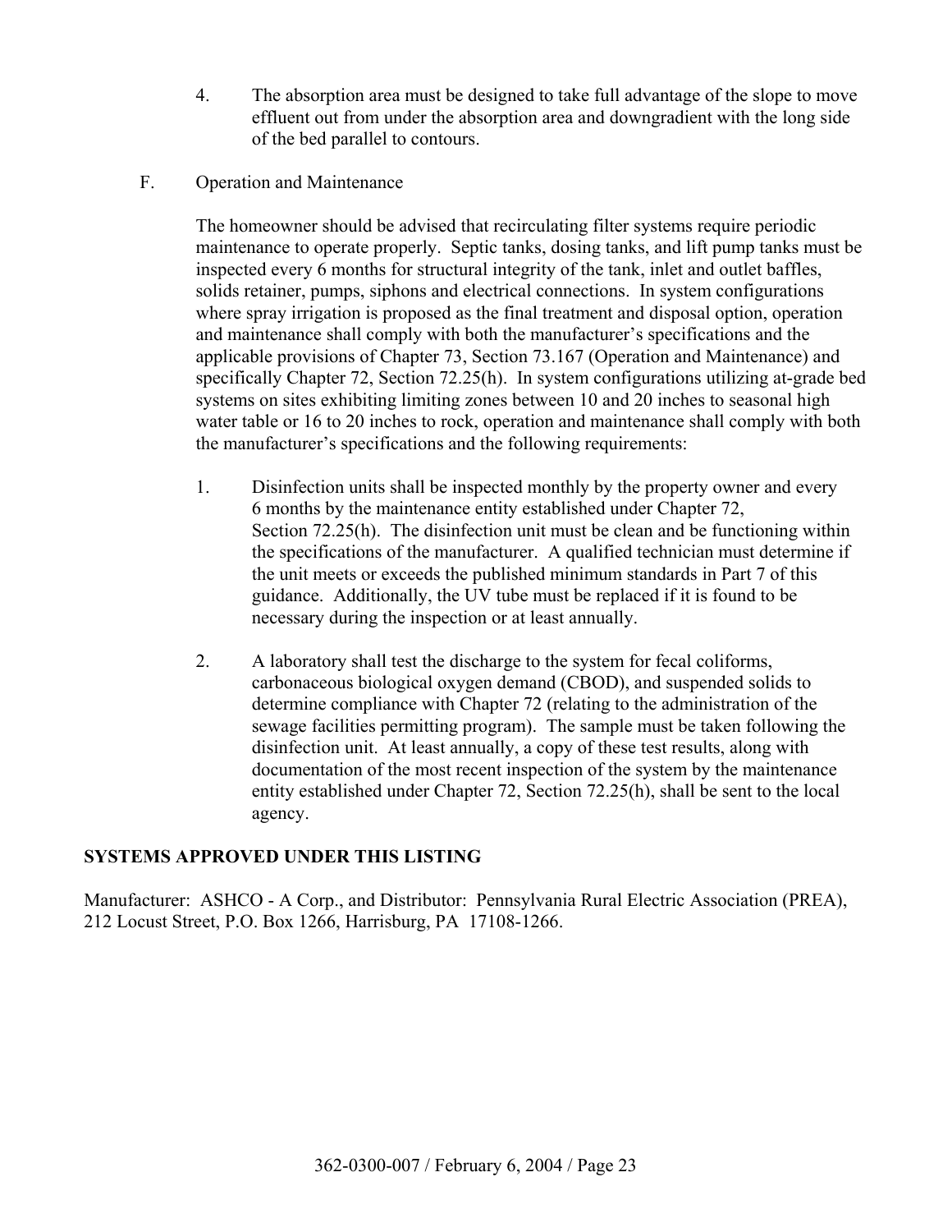4. The absorption area must be designed to take full advantage of the slope to move effluent out from under the absorption area and downgradient with the long side of the bed parallel to contours.

F. Operation and Maintenance

The homeowner should be advised that recirculating filter systems require periodic maintenance to operate properly. Septic tanks, dosing tanks, and lift pump tanks must be inspected every 6 months for structural integrity of the tank, inlet and outlet baffles, solids retainer, pumps, siphons and electrical connections. In system configurations where spray irrigation is proposed as the final treatment and disposal option, operation and maintenance shall comply with both the manufacturer's specifications and the applicable provisions of Chapter 73, Section 73.167 (Operation and Maintenance) and specifically Chapter 72, Section 72.25(h). In system configurations utilizing at-grade bed systems on sites exhibiting limiting zones between 10 and 20 inches to seasonal high water table or 16 to 20 inches to rock, operation and maintenance shall comply with both the manufacturer's specifications and the following requirements:

1. Disinfection units shall be inspected monthly by the property owner and every 6 months by the maintenance entity established under Chapter 72, Section 72.25(h). The disinfection unit must be clean and be functioning within the specifications of the manufacturer. A qualified technician must determine if the unit meets or exceeds the published minimum standards in Part 7 of this guidance. Additionally, the UV tube must be replaced if it is found to be necessary during the inspection or at least annually.

2. A laboratory shall test the discharge to the system for fecal coliforms, carbonaceous biological oxygen demand (CBOD), and suspended solids to determine compliance with Chapter 72 (relating to the administration of the sewage facilities permitting program). The sample must be taken following the disinfection unit. At least annually, a copy of these test results, along with documentation of the most recent inspection of the system by the maintenance entity established under Chapter 72, Section 72.25(h), shall be sent to the local agency.

**SYSTEMS APPROVED UNDER THIS LISTING**

Manufacturer: ASHCO - A Corp., and Distributor: Pennsylvania Rural Electric Association (PREA), 212 Locust Street, P.O. Box 1266, Harrisburg, PA 17108-1266.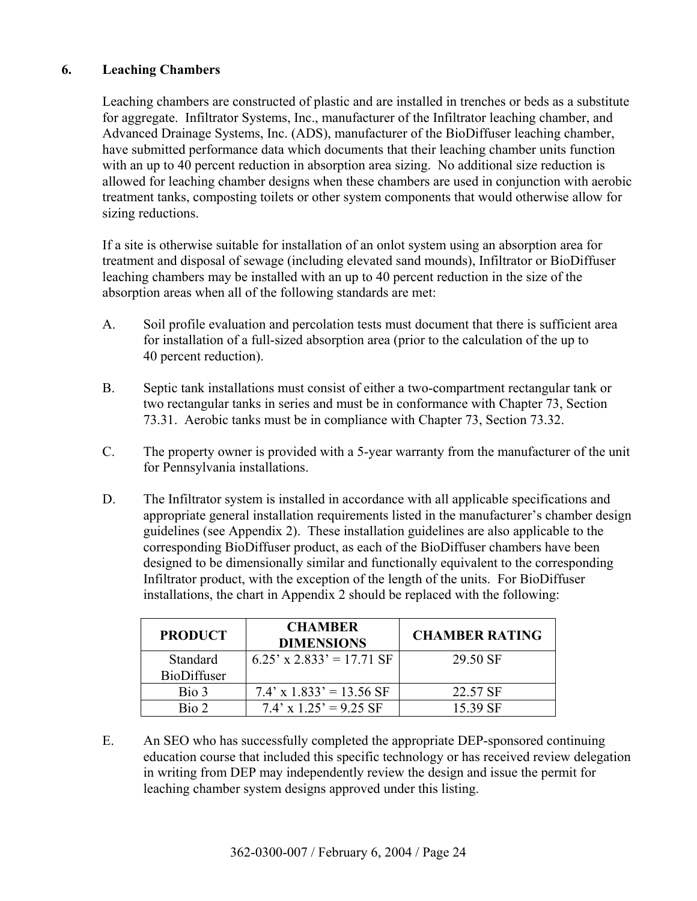## 6. Leaching Chambers

Leaching chambers are constructed of plastic and are installed in trenches or beds as a substitute for aggregate. Infiltrator Systems, Inc., manufacturer of the Infiltrator leaching chamber, and Advanced Drainage Systems, Inc. (ADS), manufacturer of the BioDiffuser leaching chamber, have submitted performance data which documents that their leaching chamber units function with an up to 40 percent reduction in absorption area sizing. No additional size reduction is allowed for leaching chamber designs when these chambers are used in conjunction with aerobic treatment tanks, composting toilets or other system components that would otherwise allow for sizing reductions.

If a site is otherwise suitable for installation of an onlot system using an absorption area for treatment and disposal of sewage (including elevated sand mounds), Infiltrator or BioDiffuser leaching chambers may be installed with an up to 40 percent reduction in the size of the absorption areas when all of the following standards are met:

A. Soil profile evaluation and percolation tests must document that there is sufficient area for installation of a full-sized absorption area (prior to the calculation of the up to 40 percent reduction).

B. Septic tank installations must consist of either a two-compartment rectangular tank or two rectangular tanks in series and must be in conformance with Chapter 73, Section 73.31. Aerobic tanks must be in compliance with Chapter 73, Section 73.32.

C. The property owner is provided with a 5-year warranty from the manufacturer of the unit for Pennsylvania installations.

D. The Infiltrator system is installed in accordance with all applicable specifications and appropriate general installation requirements listed in the manufacturer's chamber design guidelines (see Appendix 2). These installation guidelines are also applicable to the corresponding BioDiffuser product, as each of the BioDiffuser chambers have been designed to be dimensionally similar and functionally equivalent to the corresponding Infiltrator product, with the exception of the length of the units. For BioDiffuser installations, the chart in Appendix 2 should be replaced with the following:

| PRODUCT | CHAMBER DIMENSIONS | CHAMBER RATING |
|---|---|---|
| Standard BioDiffuser | 6.25' x 2.833' = 17.71 SF | 29.50 SF |
| Bio 3 | 7.4' x 1.833' = 13.56 SF | 22.57 SF |
| Bio 2 | 7.4' x 1.25' = 9.25 SF | 15.39 SF |

E. An SEO who has successfully completed the appropriate DEP-sponsored continuing education course that included this specific technology or has received review delegation in writing from DEP may independently review the design and issue the permit for leaching chamber system designs approved under this listing.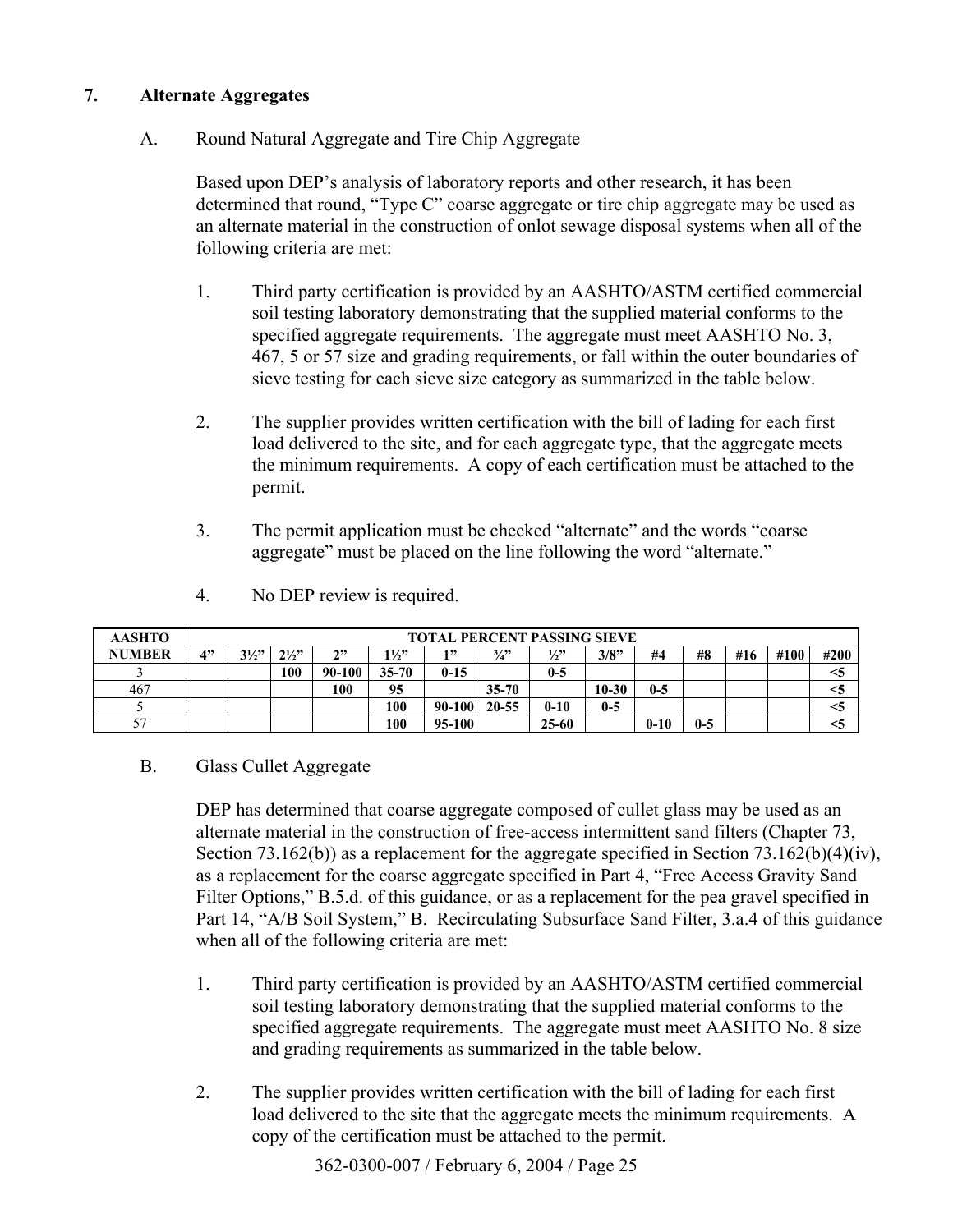## 7. Alternate Aggregates

### A. Round Natural Aggregate and Tire Chip Aggregate

Based upon DEP's analysis of laboratory reports and other research, it has been determined that round, "Type C" coarse aggregate or tire chip aggregate may be used as an alternate material in the construction of onlot sewage disposal systems when all of the following criteria are met:

1. Third party certification is provided by an AASHTO/ASTM certified commercial soil testing laboratory demonstrating that the supplied material conforms to the specified aggregate requirements. The aggregate must meet AASHTO No. 3, 467, 5 or 57 size and grading requirements, or fall within the outer boundaries of sieve testing for each sieve size category as summarized in the table below.

2. The supplier provides written certification with the bill of lading for each first load delivered to the site, and for each aggregate type, that the aggregate meets the minimum requirements. A copy of each certification must be attached to the permit.

3. The permit application must be checked "alternate" and the words "coarse aggregate" must be placed on the line following the word "alternate."

4. No DEP review is required.

| AASHTO NUMBER | TOTAL PERCENT PASSING SIEVE | | | | | | | | | | | | | |
|---|---|---|---|---|---|---|---|---|---|---|---|---|---|---|
| | 4" | 3½" | 2½" | 2" | 1½" | 1" | ¾" | ½" | 3/8" | #4 | #8 | #16 | #100 | #200 |
| 3 | | | 100 | 90-100 | 35-70 | 0-15 | | 0-5 | | | | | | <5 |
| 467 | | | | 100 | 95 | | 35-70 | | 10-30 | 0-5 | | | | <5 |
| 5 | | | | | 100 | 90-100 | 20-55 | 0-10 | 0-5 | | | | | <5 |
| 57 | | | | | 100 | 95-100 | | 25-60 | | 0-10 | 0-5 | | | <5 |

### B. Glass Cullet Aggregate

DEP has determined that coarse aggregate composed of cullet glass may be used as an alternate material in the construction of free-access intermittent sand filters (Chapter 73, Section 73.162(b)) as a replacement for the aggregate specified in Section 73.162(b)(4)(iv), as a replacement for the coarse aggregate specified in Part 4, "Free Access Gravity Sand Filter Options," B.5.d. of this guidance, or as a replacement for the pea gravel specified in Part 14, "A/B Soil System," B. Recirculating Subsurface Sand Filter, 3.a.4 of this guidance when all of the following criteria are met:

1. Third party certification is provided by an AASHTO/ASTM certified commercial soil testing laboratory demonstrating that the supplied material conforms to the specified aggregate requirements. The aggregate must meet AASHTO No. 8 size and grading requirements as summarized in the table below.

2. The supplier provides written certification with the bill of lading for each first load delivered to the site that the aggregate meets the minimum requirements. A copy of the certification must be attached to the permit.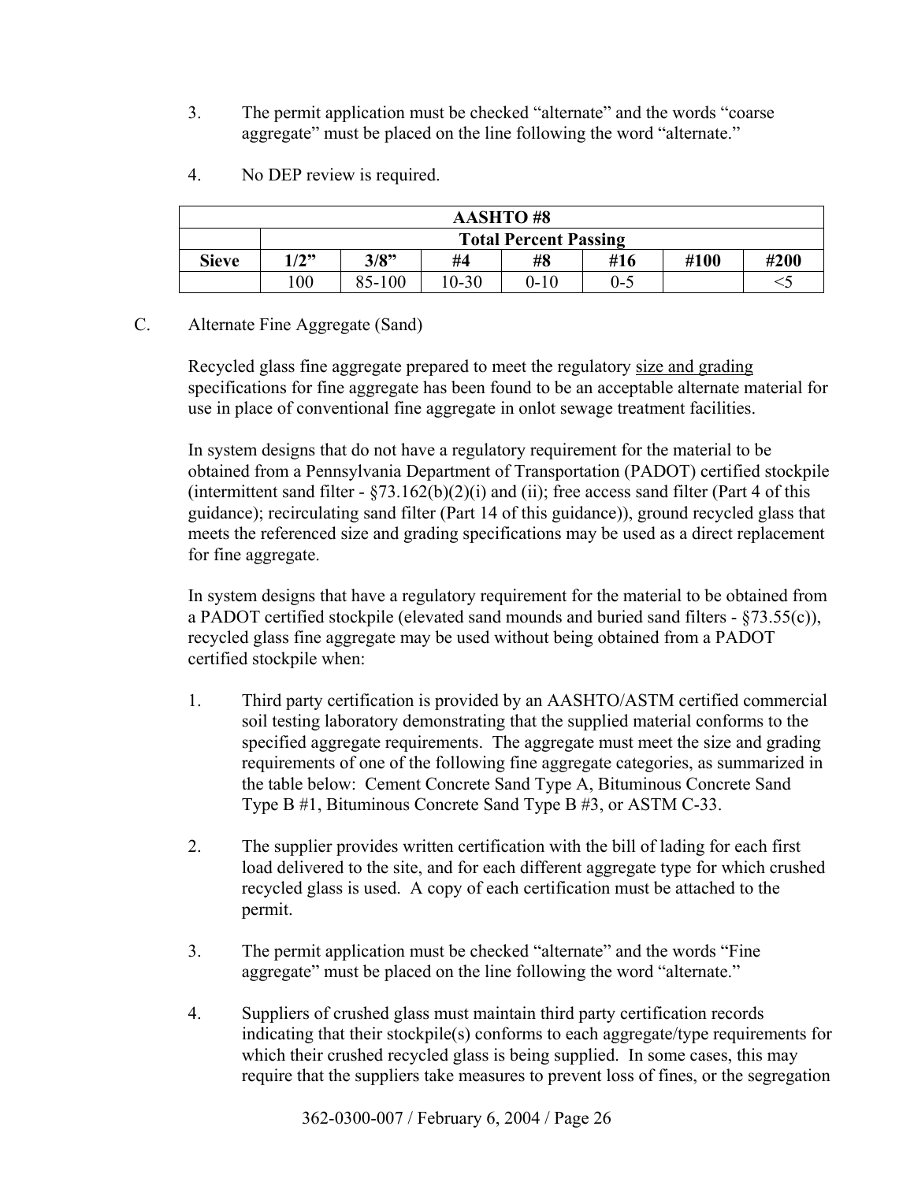3. The permit application must be checked "alternate" and the words "coarse aggregate" must be placed on the line following the word "alternate."

4. No DEP review is required.

| AASHTO #8 | | | | | | | |
|---|---|---|---|---|---|---|---|
| | Total Percent Passing | | | | | | |
| Sieve | 1/2" | 3/8" | #4 | #8 | #16 | #100 | #200 |
| | 100 | 85-100 | 10-30 | 0-10 | 0-5 | | <5 |

C. Alternate Fine Aggregate (Sand)

Recycled glass fine aggregate prepared to meet the regulatory size and grading specifications for fine aggregate has been found to be an acceptable alternate material for use in place of conventional fine aggregate in onlot sewage treatment facilities.

In system designs that do not have a regulatory requirement for the material to be obtained from a Pennsylvania Department of Transportation (PADOT) certified stockpile (intermittent sand filter - §73.162(b)(2)(i) and (ii); free access sand filter (Part 4 of this guidance); recirculating sand filter (Part 14 of this guidance)), ground recycled glass that meets the referenced size and grading specifications may be used as a direct replacement for fine aggregate.

In system designs that have a regulatory requirement for the material to be obtained from a PADOT certified stockpile (elevated sand mounds and buried sand filters - §73.55(c)), recycled glass fine aggregate may be used without being obtained from a PADOT certified stockpile when:

1. Third party certification is provided by an AASHTO/ASTM certified commercial soil testing laboratory demonstrating that the supplied material conforms to the specified aggregate requirements. The aggregate must meet the size and grading requirements of one of the following fine aggregate categories, as summarized in the table below: Cement Concrete Sand Type A, Bituminous Concrete Sand Type B #1, Bituminous Concrete Sand Type B #3, or ASTM C-33.

2. The supplier provides written certification with the bill of lading for each first load delivered to the site, and for each different aggregate type for which crushed recycled glass is used. A copy of each certification must be attached to the permit.

3. The permit application must be checked "alternate" and the words "Fine aggregate" must be placed on the line following the word "alternate."

4. Suppliers of crushed glass must maintain third party certification records indicating that their stockpile(s) conforms to each aggregate/type requirements for which their crushed recycled glass is being supplied. In some cases, this may require that the suppliers take measures to prevent loss of fines, or the segregation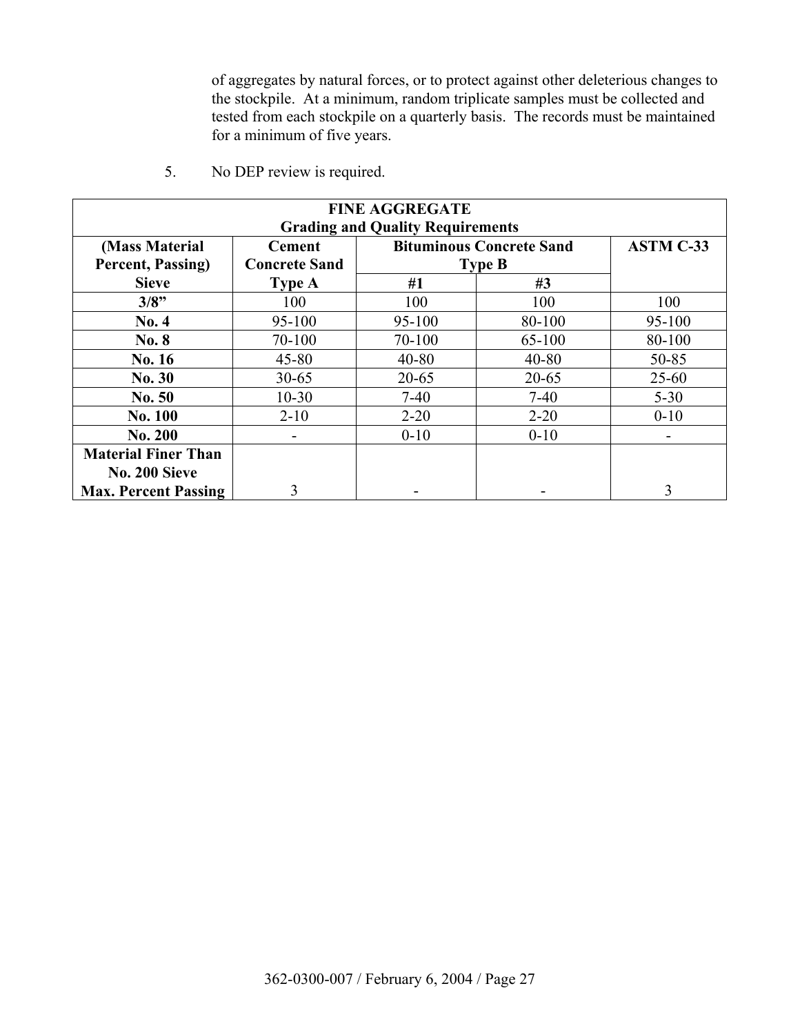of aggregates by natural forces, or to protect against other deleterious changes to the stockpile. At a minimum, random triplicate samples must be collected and tested from each stockpile on a quarterly basis. The records must be maintained for a minimum of five years.

5. No DEP review is required.

| FINE AGGREGATE Grading and Quality Requirements | | | | |
|---|---|---|---|---|
| (Mass Material Percent, Passing) Sieve | Cement Concrete Sand Type A | Bituminous Concrete Sand Type B | | ASTM C-33 |
| | | #1 | #3 | |
| 3/8” | 100 | 100 | 100 | 100 |
| No. 4 | 95-100 | 95-100 | 80-100 | 95-100 |
| No. 8 | 70-100 | 70-100 | 65-100 | 80-100 |
| No. 16 | 45-80 | 40-80 | 40-80 | 50-85 |
| No. 30 | 30-65 | 20-65 | 20-65 | 25-60 |
| No. 50 | 10-30 | 7-40 | 7-40 | 5-30 |
| No. 100 | 2-10 | 2-20 | 2-20 | 0-10 |
| No. 200 | - | 0-10 | 0-10 | - |
| Material Finer Than No. 200 Sieve Max. Percent Passing | 3 | - | - | 3 |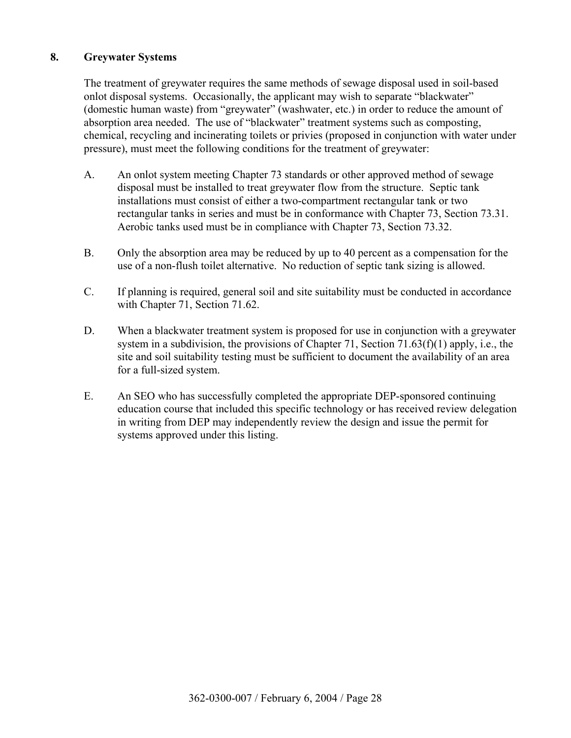## 8. Greywater Systems

The treatment of greywater requires the same methods of sewage disposal used in soil-based onlot disposal systems. Occasionally, the applicant may wish to separate "blackwater" (domestic human waste) from "greywater" (washwater, etc.) in order to reduce the amount of absorption area needed. The use of "blackwater" treatment systems such as composting, chemical, recycling and incinerating toilets or privies (proposed in conjunction with water under pressure), must meet the following conditions for the treatment of greywater:

A. An onlot system meeting Chapter 73 standards or other approved method of sewage disposal must be installed to treat greywater flow from the structure. Septic tank installations must consist of either a two-compartment rectangular tank or two rectangular tanks in series and must be in conformance with Chapter 73, Section 73.31. Aerobic tanks used must be in compliance with Chapter 73, Section 73.32.

B. Only the absorption area may be reduced by up to 40 percent as a compensation for the use of a non-flush toilet alternative. No reduction of septic tank sizing is allowed.

C. If planning is required, general soil and site suitability must be conducted in accordance with Chapter 71, Section 71.62.

D. When a blackwater treatment system is proposed for use in conjunction with a greywater system in a subdivision, the provisions of Chapter 71, Section 71.63(f)(1) apply, i.e., the site and soil suitability testing must be sufficient to document the availability of an area for a full-sized system.

E. An SEO who has successfully completed the appropriate DEP-sponsored continuing education course that included this specific technology or has received review delegation in writing from DEP may independently review the design and issue the permit for systems approved under this listing.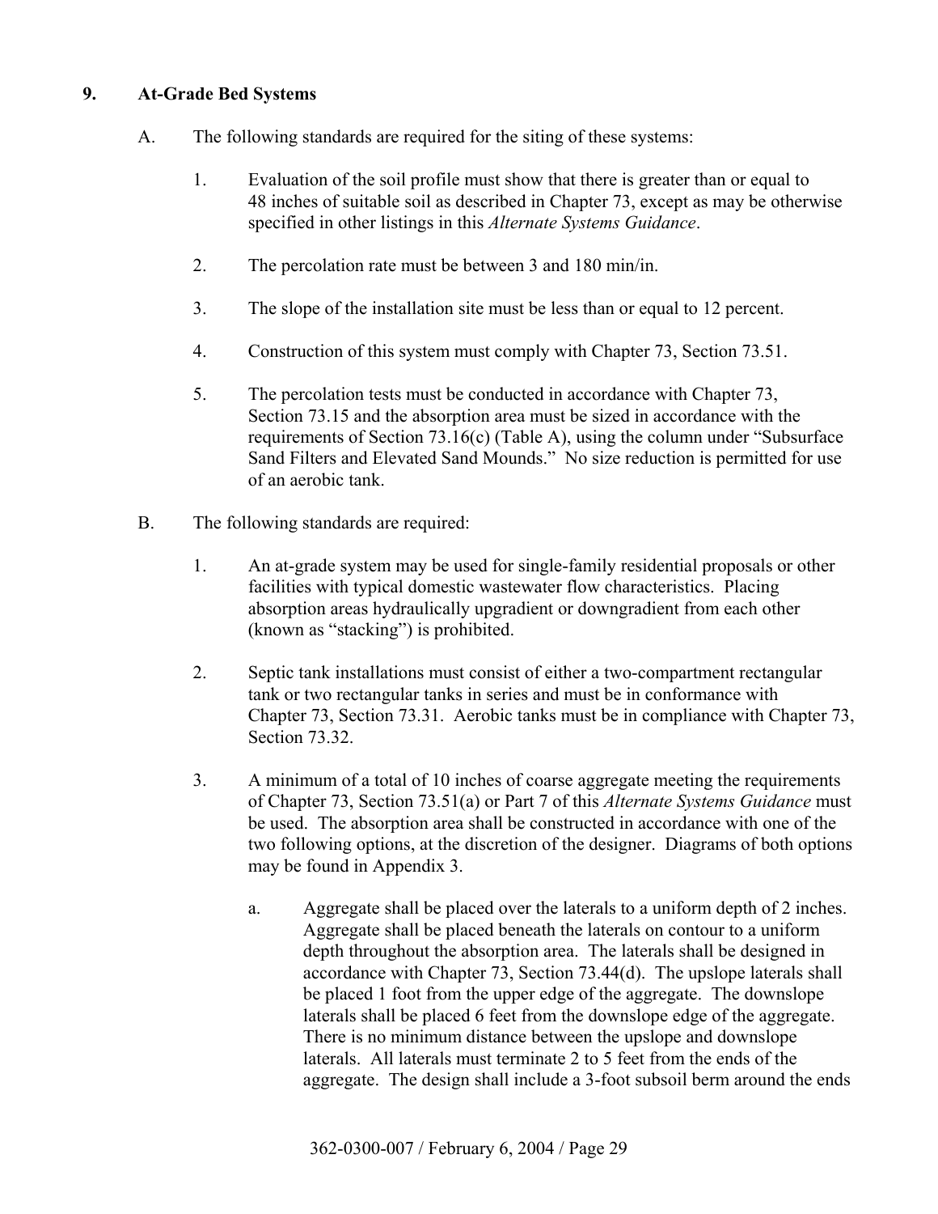## 9. At-Grade Bed Systems

A. The following standards are required for the siting of these systems:

1. Evaluation of the soil profile must show that there is greater than or equal to 48 inches of suitable soil as described in Chapter 73, except as may be otherwise specified in other listings in this *Alternate Systems Guidance*.

2. The percolation rate must be between 3 and 180 min/in.

3. The slope of the installation site must be less than or equal to 12 percent.

4. Construction of this system must comply with Chapter 73, Section 73.51.

5. The percolation tests must be conducted in accordance with Chapter 73, Section 73.15 and the absorption area must be sized in accordance with the requirements of Section 73.16(c) (Table A), using the column under "Subsurface Sand Filters and Elevated Sand Mounds." No size reduction is permitted for use of an aerobic tank.

B. The following standards are required:

1. An at-grade system may be used for single-family residential proposals or other facilities with typical domestic wastewater flow characteristics. Placing absorption areas hydraulically upgradient or downgradient from each other (known as "stacking") is prohibited.

2. Septic tank installations must consist of either a two-compartment rectangular tank or two rectangular tanks in series and must be in conformance with Chapter 73, Section 73.31. Aerobic tanks must be in compliance with Chapter 73, Section 73.32.

3. A minimum of a total of 10 inches of coarse aggregate meeting the requirements of Chapter 73, Section 73.51(a) or Part 7 of this *Alternate Systems Guidance* must be used. The absorption area shall be constructed in accordance with one of the two following options, at the discretion of the designer. Diagrams of both options may be found in Appendix 3.

   a. Aggregate shall be placed over the laterals to a uniform depth of 2 inches. Aggregate shall be placed beneath the laterals on contour to a uniform depth throughout the absorption area. The laterals shall be designed in accordance with Chapter 73, Section 73.44(d). The upslope laterals shall be placed 1 foot from the upper edge of the aggregate. The downslope laterals shall be placed 6 feet from the downslope edge of the aggregate. There is no minimum distance between the upslope and downslope laterals. All laterals must terminate 2 to 5 feet from the ends of the aggregate. The design shall include a 3-foot subsoil berm around the ends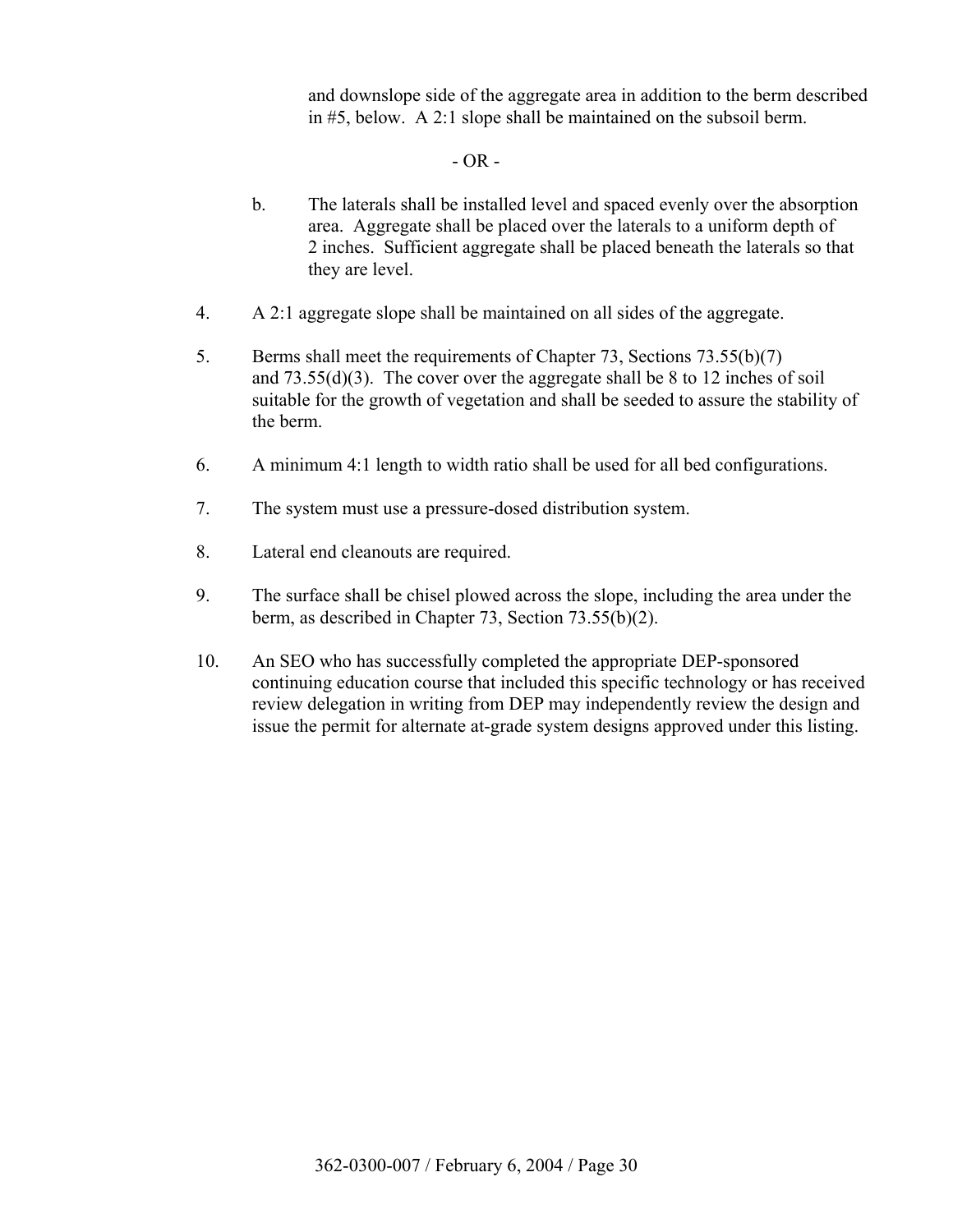and downslope side of the aggregate area in addition to the berm described in #5, below. A 2:1 slope shall be maintained on the subsoil berm.

- OR -

b. The laterals shall be installed level and spaced evenly over the absorption area. Aggregate shall be placed over the laterals to a uniform depth of 2 inches. Sufficient aggregate shall be placed beneath the laterals so that they are level.

4. A 2:1 aggregate slope shall be maintained on all sides of the aggregate.

5. Berms shall meet the requirements of Chapter 73, Sections 73.55(b)(7) and 73.55(d)(3). The cover over the aggregate shall be 8 to 12 inches of soil suitable for the growth of vegetation and shall be seeded to assure the stability of the berm.

6. A minimum 4:1 length to width ratio shall be used for all bed configurations.

7. The system must use a pressure-dosed distribution system.

8. Lateral end cleanouts are required.

9. The surface shall be chisel plowed across the slope, including the area under the berm, as described in Chapter 73, Section 73.55(b)(2).

10. An SEO who has successfully completed the appropriate DEP-sponsored continuing education course that included this specific technology or has received review delegation in writing from DEP may independently review the design and issue the permit for alternate at-grade system designs approved under this listing.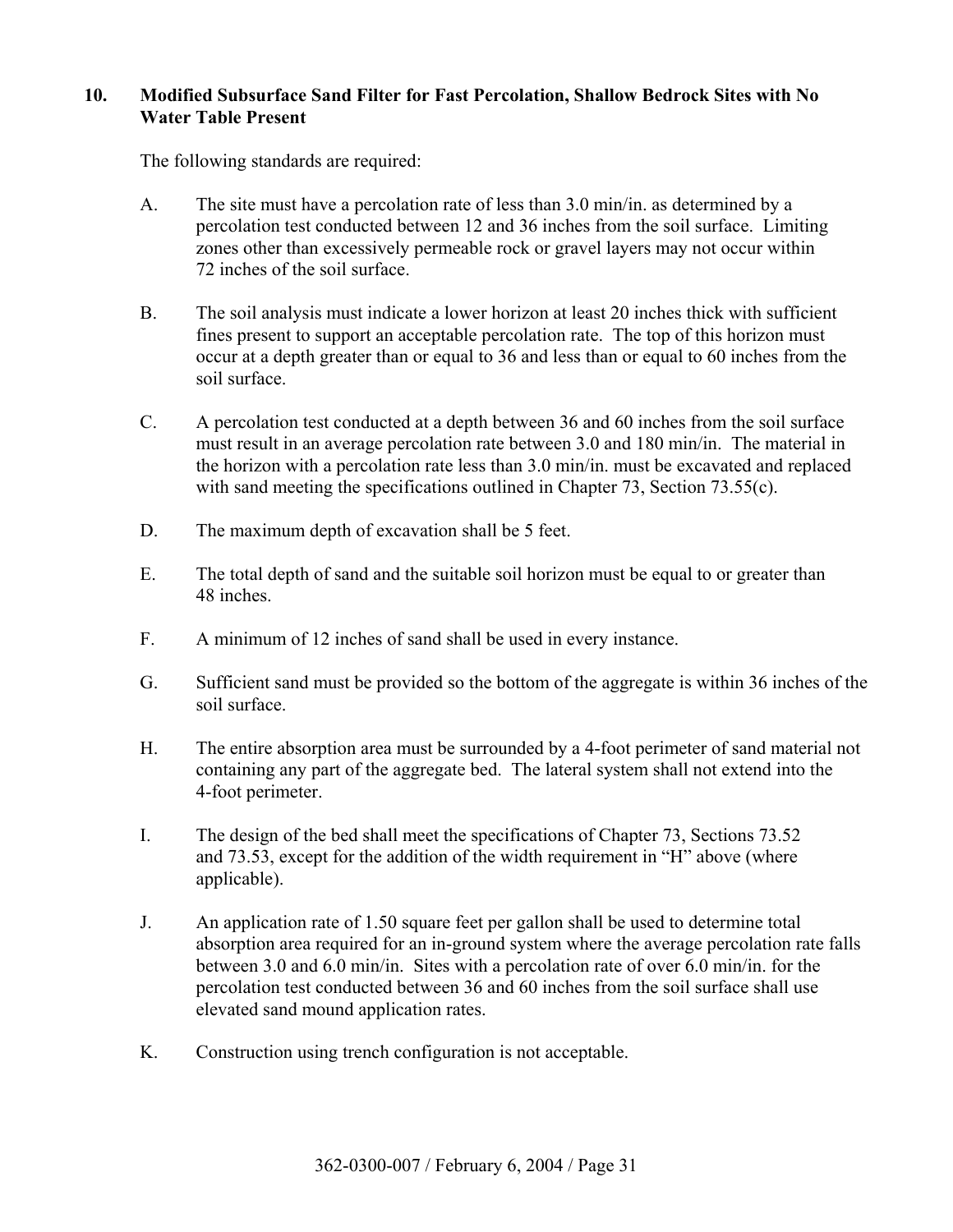### 10. Modified Subsurface Sand Filter for Fast Percolation, Shallow Bedrock Sites with No Water Table Present

The following standards are required:

A. The site must have a percolation rate of less than 3.0 min/in. as determined by a percolation test conducted between 12 and 36 inches from the soil surface. Limiting zones other than excessively permeable rock or gravel layers may not occur within 72 inches of the soil surface.

B. The soil analysis must indicate a lower horizon at least 20 inches thick with sufficient fines present to support an acceptable percolation rate. The top of this horizon must occur at a depth greater than or equal to 36 and less than or equal to 60 inches from the soil surface.

C. A percolation test conducted at a depth between 36 and 60 inches from the soil surface must result in an average percolation rate between 3.0 and 180 min/in. The material in the horizon with a percolation rate less than 3.0 min/in. must be excavated and replaced with sand meeting the specifications outlined in Chapter 73, Section 73.55(c).

D. The maximum depth of excavation shall be 5 feet.

E. The total depth of sand and the suitable soil horizon must be equal to or greater than 48 inches.

F. A minimum of 12 inches of sand shall be used in every instance.

G. Sufficient sand must be provided so the bottom of the aggregate is within 36 inches of the soil surface.

H. The entire absorption area must be surrounded by a 4-foot perimeter of sand material not containing any part of the aggregate bed. The lateral system shall not extend into the 4-foot perimeter.

I. The design of the bed shall meet the specifications of Chapter 73, Sections 73.52 and 73.53, except for the addition of the width requirement in "H" above (where applicable).

J. An application rate of 1.50 square feet per gallon shall be used to determine total absorption area required for an in-ground system where the average percolation rate falls between 3.0 and 6.0 min/in. Sites with a percolation rate of over 6.0 min/in. for the percolation test conducted between 36 and 60 inches from the soil surface shall use elevated sand mound application rates.

K. Construction using trench configuration is not acceptable.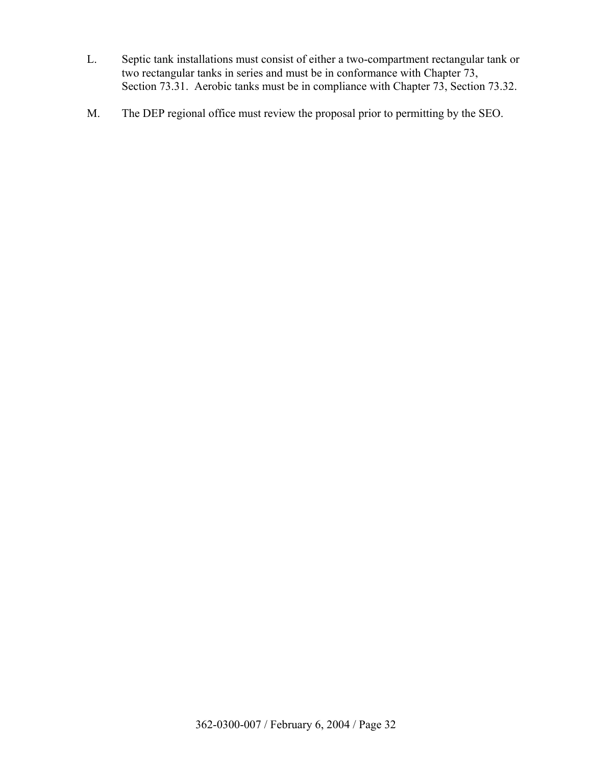L. Septic tank installations must consist of either a two-compartment rectangular tank or two rectangular tanks in series and must be in conformance with Chapter 73, Section 73.31. Aerobic tanks must be in compliance with Chapter 73, Section 73.32.

M. The DEP regional office must review the proposal prior to permitting by the SEO.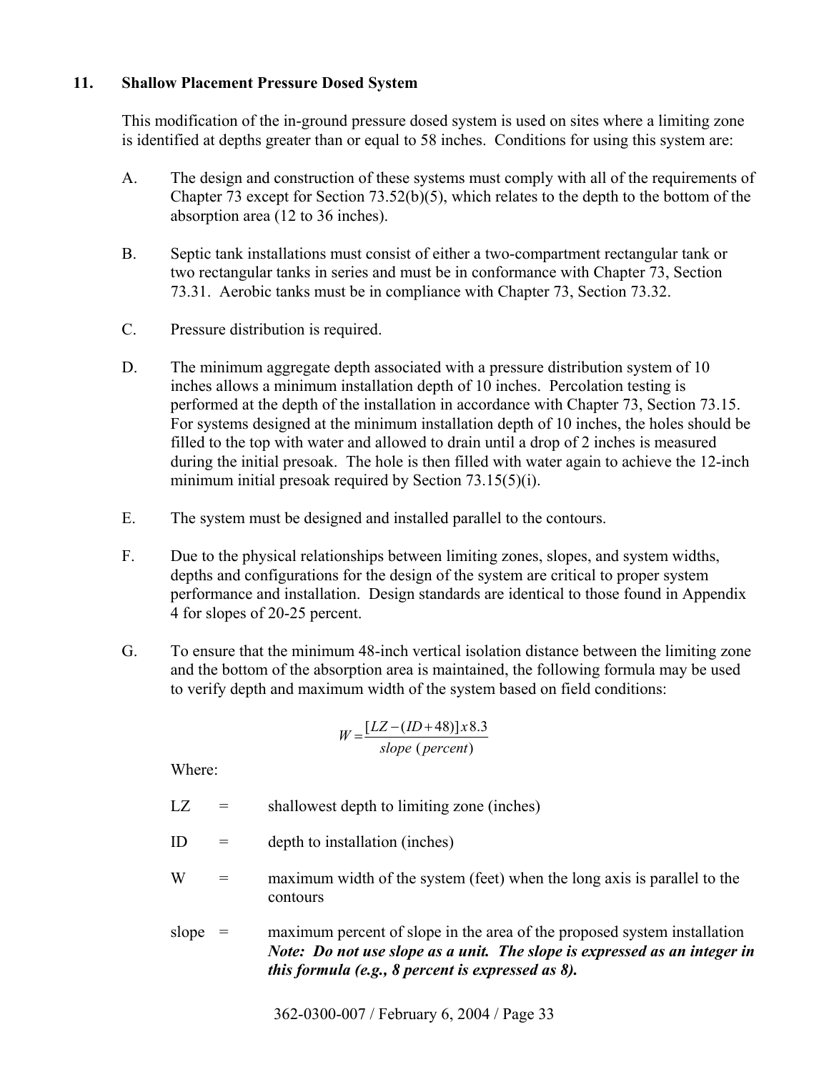## 11. Shallow Placement Pressure Dosed System

This modification of the in-ground pressure dosed system is used on sites where a limiting zone is identified at depths greater than or equal to 58 inches. Conditions for using this system are:

A. The design and construction of these systems must comply with all of the requirements of Chapter 73 except for Section 73.52(b)(5), which relates to the depth to the bottom of the absorption area (12 to 36 inches).

B. Septic tank installations must consist of either a two-compartment rectangular tank or two rectangular tanks in series and must be in conformance with Chapter 73, Section 73.31. Aerobic tanks must be in compliance with Chapter 73, Section 73.32.

C. Pressure distribution is required.

D. The minimum aggregate depth associated with a pressure distribution system of 10 inches allows a minimum installation depth of 10 inches. Percolation testing is performed at the depth of the installation in accordance with Chapter 73, Section 73.15. For systems designed at the minimum installation depth of 10 inches, the holes should be filled to the top with water and allowed to drain until a drop of 2 inches is measured during the initial presoak. The hole is then filled with water again to achieve the 12-inch minimum initial presoak required by Section 73.15(5)(i).

E. The system must be designed and installed parallel to the contours.

F. Due to the physical relationships between limiting zones, slopes, and system widths, depths and configurations for the design of the system are critical to proper system performance and installation. Design standards are identical to those found in Appendix 4 for slopes of 20-25 percent.

G. To ensure that the minimum 48-inch vertical isolation distance between the limiting zone and the bottom of the absorption area is maintained, the following formula may be used to verify depth and maximum width of the system based on field conditions:

$$W = \frac{[LZ - (ID + 48)] x 8.3}{slope\ (percent)}$$

Where:

| | | |
|---|---|---|
| LZ | = | shallowest depth to limiting zone (inches) |
| ID | = | depth to installation (inches) |
| W | = | maximum width of the system (feet) when the long axis is parallel to the contours |
| slope | = | maximum percent of slope in the area of the proposed system installation ***Note: Do not use slope as a unit. The slope is expressed as an integer in this formula (e.g., 8 percent is expressed as 8).*** |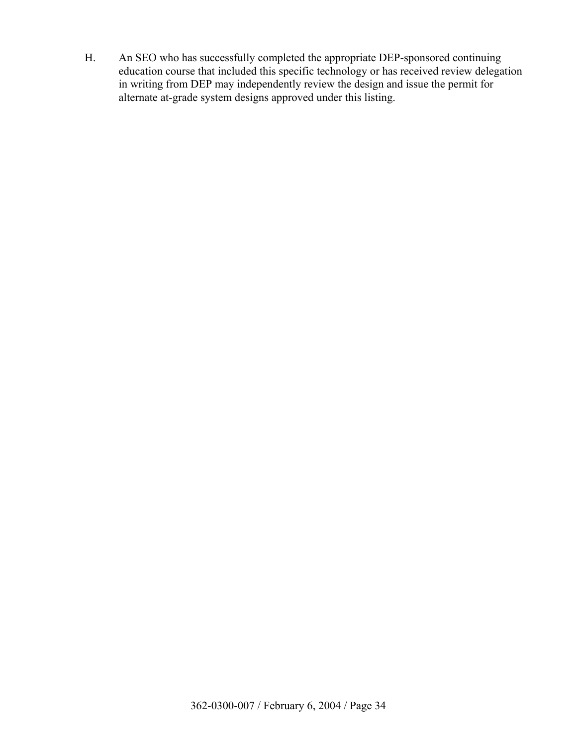H. An SEO who has successfully completed the appropriate DEP-sponsored continuing education course that included this specific technology or has received review delegation in writing from DEP may independently review the design and issue the permit for alternate at-grade system designs approved under this listing.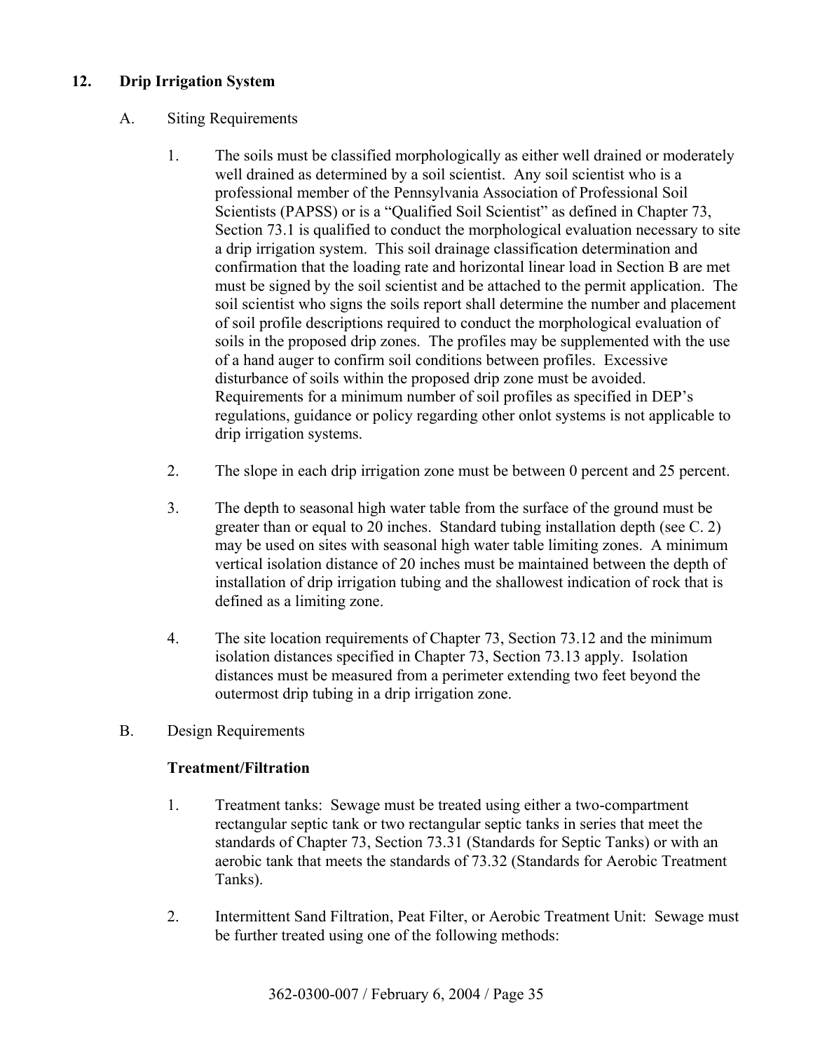## 12. Drip Irrigation System

A. Siting Requirements

1. The soils must be classified morphologically as either well drained or moderately well drained as determined by a soil scientist. Any soil scientist who is a professional member of the Pennsylvania Association of Professional Soil Scientists (PAPSS) or is a "Qualified Soil Scientist" as defined in Chapter 73, Section 73.1 is qualified to conduct the morphological evaluation necessary to site a drip irrigation system. This soil drainage classification determination and confirmation that the loading rate and horizontal linear load in Section B are met must be signed by the soil scientist and be attached to the permit application. The soil scientist who signs the soils report shall determine the number and placement of soil profile descriptions required to conduct the morphological evaluation of soils in the proposed drip zones. The profiles may be supplemented with the use of a hand auger to confirm soil conditions between profiles. Excessive disturbance of soils within the proposed drip zone must be avoided. Requirements for a minimum number of soil profiles as specified in DEP's regulations, guidance or policy regarding other onlot systems is not applicable to drip irrigation systems.

2. The slope in each drip irrigation zone must be between 0 percent and 25 percent.

3. The depth to seasonal high water table from the surface of the ground must be greater than or equal to 20 inches. Standard tubing installation depth (see C. 2) may be used on sites with seasonal high water table limiting zones. A minimum vertical isolation distance of 20 inches must be maintained between the depth of installation of drip irrigation tubing and the shallowest indication of rock that is defined as a limiting zone.

4. The site location requirements of Chapter 73, Section 73.12 and the minimum isolation distances specified in Chapter 73, Section 73.13 apply. Isolation distances must be measured from a perimeter extending two feet beyond the outermost drip tubing in a drip irrigation zone.

B. Design Requirements

**Treatment/Filtration**

1. Treatment tanks: Sewage must be treated using either a two-compartment rectangular septic tank or two rectangular septic tanks in series that meet the standards of Chapter 73, Section 73.31 (Standards for Septic Tanks) or with an aerobic tank that meets the standards of 73.32 (Standards for Aerobic Treatment Tanks).

2. Intermittent Sand Filtration, Peat Filter, or Aerobic Treatment Unit: Sewage must be further treated using one of the following methods: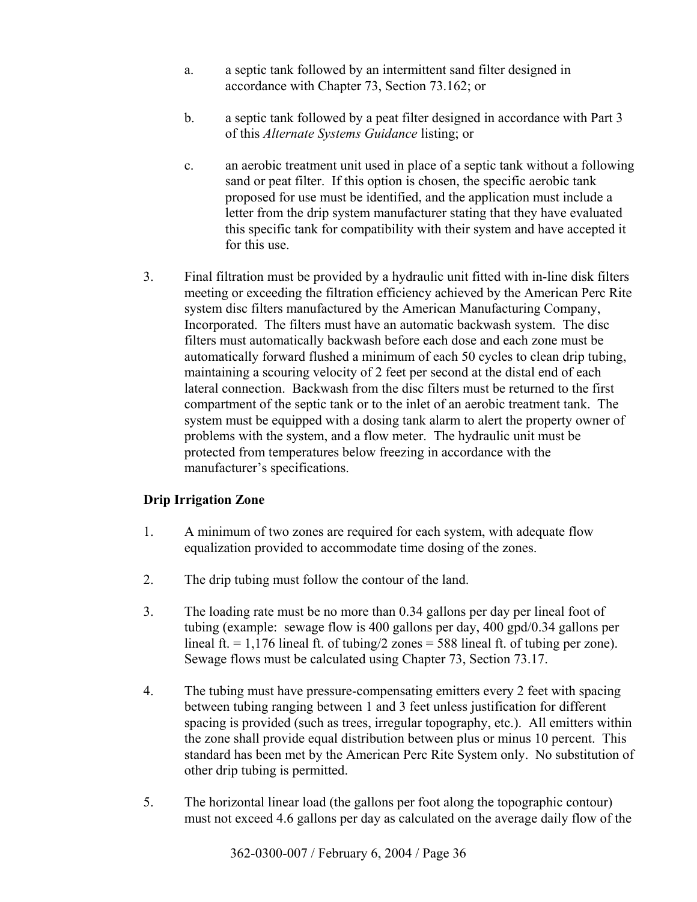a. a septic tank followed by an intermittent sand filter designed in accordance with Chapter 73, Section 73.162; or

b. a septic tank followed by a peat filter designed in accordance with Part 3 of this *Alternate Systems Guidance* listing; or

c. an aerobic treatment unit used in place of a septic tank without a following sand or peat filter. If this option is chosen, the specific aerobic tank proposed for use must be identified, and the application must include a letter from the drip system manufacturer stating that they have evaluated this specific tank for compatibility with their system and have accepted it for this use.

3. Final filtration must be provided by a hydraulic unit fitted with in-line disk filters meeting or exceeding the filtration efficiency achieved by the American Perc Rite system disc filters manufactured by the American Manufacturing Company, Incorporated. The filters must have an automatic backwash system. The disc filters must automatically backwash before each dose and each zone must be automatically forward flushed a minimum of each 50 cycles to clean drip tubing, maintaining a scouring velocity of 2 feet per second at the distal end of each lateral connection. Backwash from the disc filters must be returned to the first compartment of the septic tank or to the inlet of an aerobic treatment tank. The system must be equipped with a dosing tank alarm to alert the property owner of problems with the system, and a flow meter. The hydraulic unit must be protected from temperatures below freezing in accordance with the manufacturer's specifications.

**Drip Irrigation Zone**

1. A minimum of two zones are required for each system, with adequate flow equalization provided to accommodate time dosing of the zones.

2. The drip tubing must follow the contour of the land.

3. The loading rate must be no more than 0.34 gallons per day per lineal foot of tubing (example: sewage flow is 400 gallons per day, 400 gpd/0.34 gallons per lineal ft. = 1,176 lineal ft. of tubing/2 zones = 588 lineal ft. of tubing per zone). Sewage flows must be calculated using Chapter 73, Section 73.17.

4. The tubing must have pressure-compensating emitters every 2 feet with spacing between tubing ranging between 1 and 3 feet unless justification for different spacing is provided (such as trees, irregular topography, etc.). All emitters within the zone shall provide equal distribution between plus or minus 10 percent. This standard has been met by the American Perc Rite System only. No substitution of other drip tubing is permitted.

5. The horizontal linear load (the gallons per foot along the topographic contour) must not exceed 4.6 gallons per day as calculated on the average daily flow of the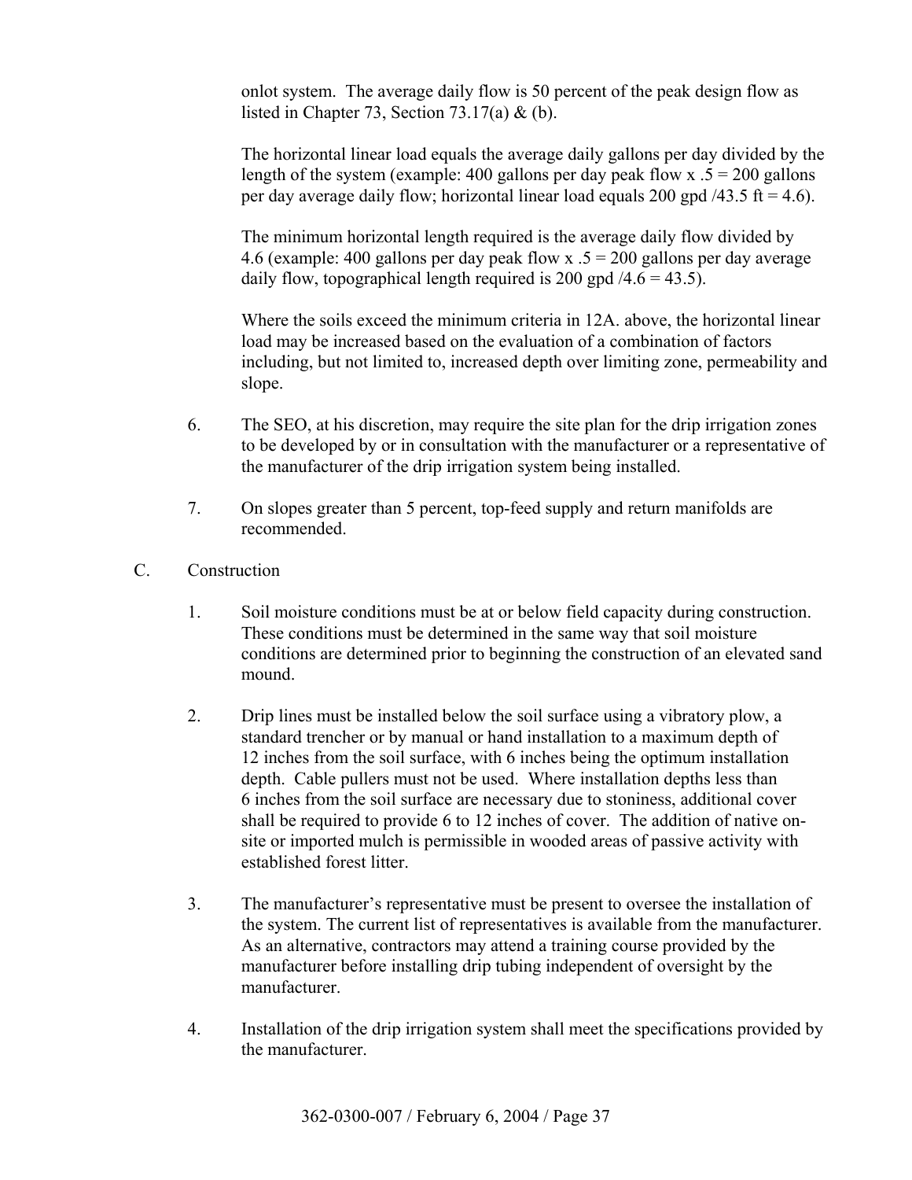onlot system. The average daily flow is 50 percent of the peak design flow as listed in Chapter 73, Section 73.17(a) & (b).

The horizontal linear load equals the average daily gallons per day divided by the length of the system (example: 400 gallons per day peak flow x .5 = 200 gallons per day average daily flow; horizontal linear load equals 200 gpd /43.5 ft = 4.6).

The minimum horizontal length required is the average daily flow divided by 4.6 (example: 400 gallons per day peak flow x .5 = 200 gallons per day average daily flow, topographical length required is 200 gpd /4.6 = 43.5).

Where the soils exceed the minimum criteria in 12A. above, the horizontal linear load may be increased based on the evaluation of a combination of factors including, but not limited to, increased depth over limiting zone, permeability and slope.

6. The SEO, at his discretion, may require the site plan for the drip irrigation zones to be developed by or in consultation with the manufacturer or a representative of the manufacturer of the drip irrigation system being installed.

7. On slopes greater than 5 percent, top-feed supply and return manifolds are recommended.

C. Construction

1. Soil moisture conditions must be at or below field capacity during construction. These conditions must be determined in the same way that soil moisture conditions are determined prior to beginning the construction of an elevated sand mound.

2. Drip lines must be installed below the soil surface using a vibratory plow, a standard trencher or by manual or hand installation to a maximum depth of 12 inches from the soil surface, with 6 inches being the optimum installation depth. Cable pullers must not be used. Where installation depths less than 6 inches from the soil surface are necessary due to stoniness, additional cover shall be required to provide 6 to 12 inches of cover. The addition of native on-site or imported mulch is permissible in wooded areas of passive activity with established forest litter.

3. The manufacturer's representative must be present to oversee the installation of the system. The current list of representatives is available from the manufacturer. As an alternative, contractors may attend a training course provided by the manufacturer before installing drip tubing independent of oversight by the manufacturer.

4. Installation of the drip irrigation system shall meet the specifications provided by the manufacturer.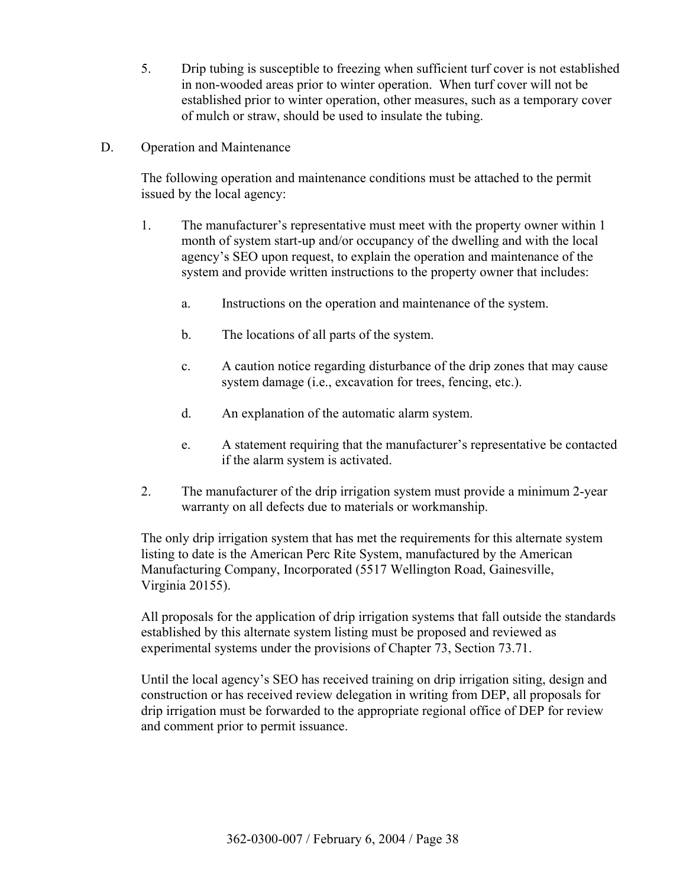5. Drip tubing is susceptible to freezing when sufficient turf cover is not established in non-wooded areas prior to winter operation. When turf cover will not be established prior to winter operation, other measures, such as a temporary cover of mulch or straw, should be used to insulate the tubing.

D. Operation and Maintenance

The following operation and maintenance conditions must be attached to the permit issued by the local agency:

1. The manufacturer's representative must meet with the property owner within 1 month of system start-up and/or occupancy of the dwelling and with the local agency's SEO upon request, to explain the operation and maintenance of the system and provide written instructions to the property owner that includes:

   a. Instructions on the operation and maintenance of the system.

   b. The locations of all parts of the system.

   c. A caution notice regarding disturbance of the drip zones that may cause system damage (i.e., excavation for trees, fencing, etc.).

   d. An explanation of the automatic alarm system.

   e. A statement requiring that the manufacturer's representative be contacted if the alarm system is activated.

2. The manufacturer of the drip irrigation system must provide a minimum 2-year warranty on all defects due to materials or workmanship.

The only drip irrigation system that has met the requirements for this alternate system listing to date is the American Perc Rite System, manufactured by the American Manufacturing Company, Incorporated (5517 Wellington Road, Gainesville, Virginia 20155).

All proposals for the application of drip irrigation systems that fall outside the standards established by this alternate system listing must be proposed and reviewed as experimental systems under the provisions of Chapter 73, Section 73.71.

Until the local agency's SEO has received training on drip irrigation siting, design and construction or has received review delegation in writing from DEP, all proposals for drip irrigation must be forwarded to the appropriate regional office of DEP for review and comment prior to permit issuance.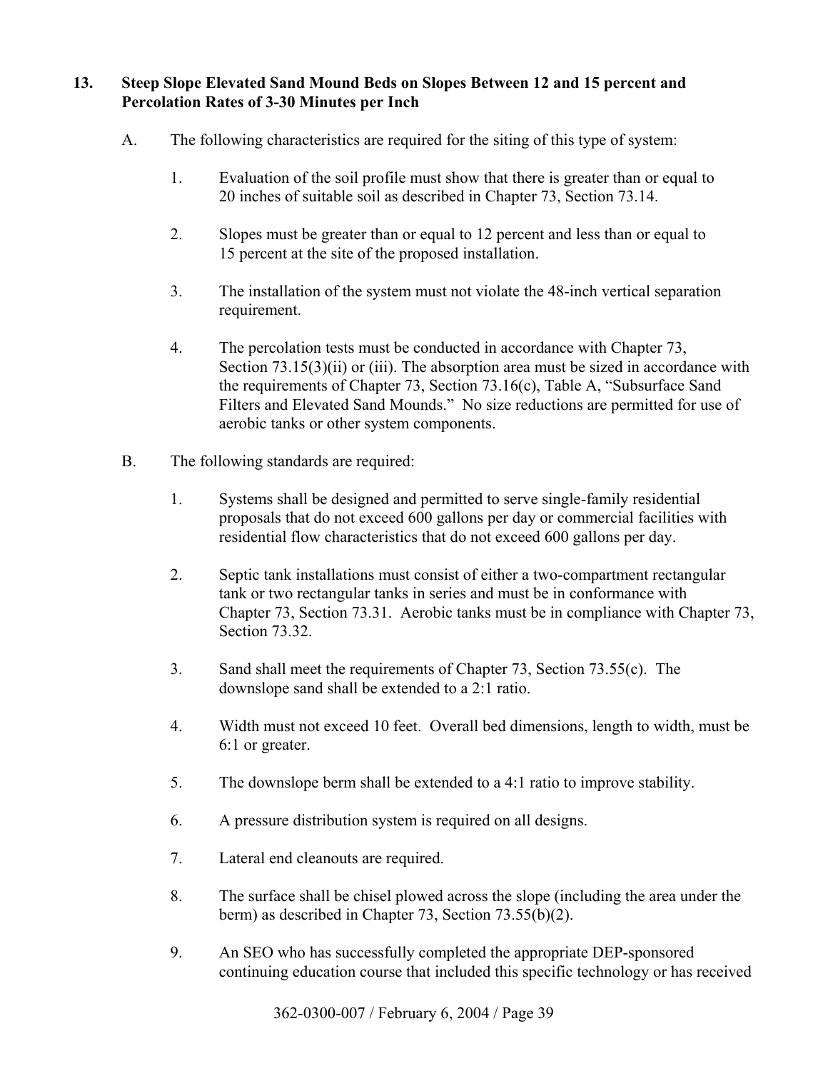**13. Steep Slope Elevated Sand Mound Beds on Slopes Between 12 and 15 percent and Percolation Rates of 3-30 Minutes per Inch**

A. The following characteristics are required for the siting of this type of system:

1. Evaluation of the soil profile must show that there is greater than or equal to 20 inches of suitable soil as described in Chapter 73, Section 73.14.

2. Slopes must be greater than or equal to 12 percent and less than or equal to 15 percent at the site of the proposed installation.

3. The installation of the system must not violate the 48-inch vertical separation requirement.

4. The percolation tests must be conducted in accordance with Chapter 73, Section 73.15(3)(ii) or (iii). The absorption area must be sized in accordance with the requirements of Chapter 73, Section 73.16(c), Table A, "Subsurface Sand Filters and Elevated Sand Mounds." No size reductions are permitted for use of aerobic tanks or other system components.

B. The following standards are required:

1. Systems shall be designed and permitted to serve single-family residential proposals that do not exceed 600 gallons per day or commercial facilities with residential flow characteristics that do not exceed 600 gallons per day.

2. Septic tank installations must consist of either a two-compartment rectangular tank or two rectangular tanks in series and must be in conformance with Chapter 73, Section 73.31. Aerobic tanks must be in compliance with Chapter 73, Section 73.32.

3. Sand shall meet the requirements of Chapter 73, Section 73.55(c). The downslope sand shall be extended to a 2:1 ratio.

4. Width must not exceed 10 feet. Overall bed dimensions, length to width, must be 6:1 or greater.

5. The downslope berm shall be extended to a 4:1 ratio to improve stability.

6. A pressure distribution system is required on all designs.

7. Lateral end cleanouts are required.

8. The surface shall be chisel plowed across the slope (including the area under the berm) as described in Chapter 73, Section 73.55(b)(2).

9. An SEO who has successfully completed the appropriate DEP-sponsored continuing education course that included this specific technology or has received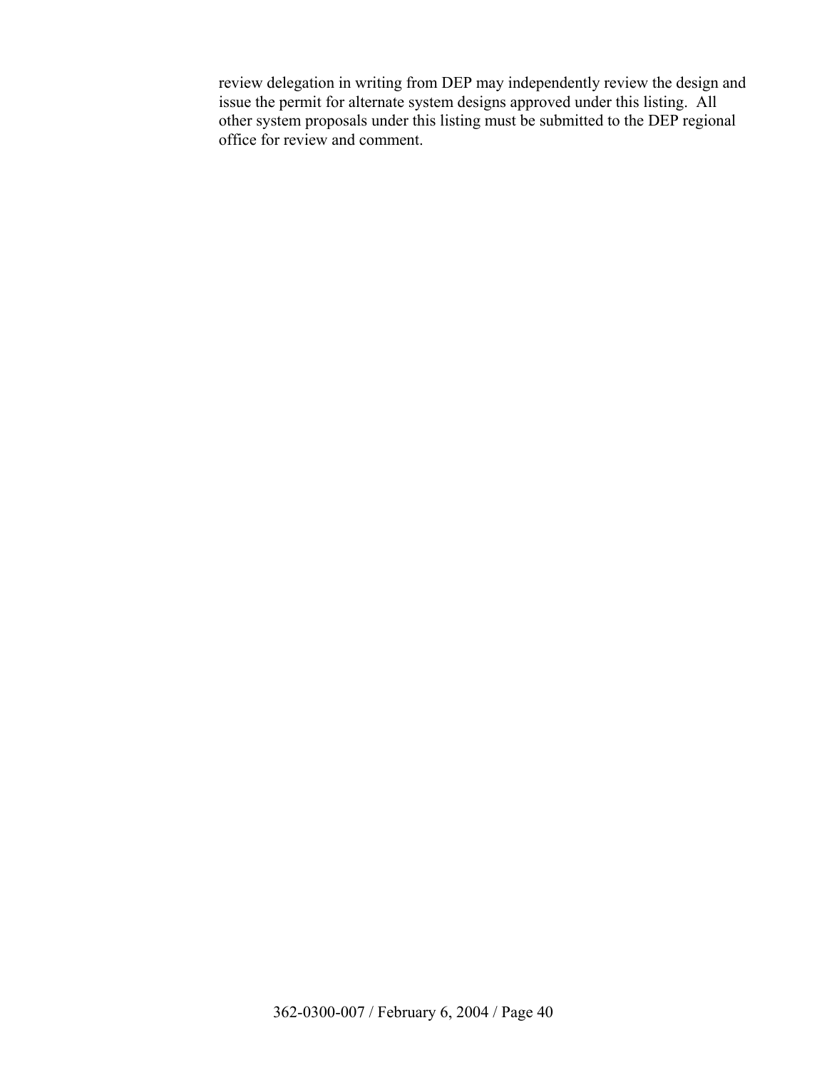review delegation in writing from DEP may independently review the design and issue the permit for alternate system designs approved under this listing. All other system proposals under this listing must be submitted to the DEP regional office for review and comment.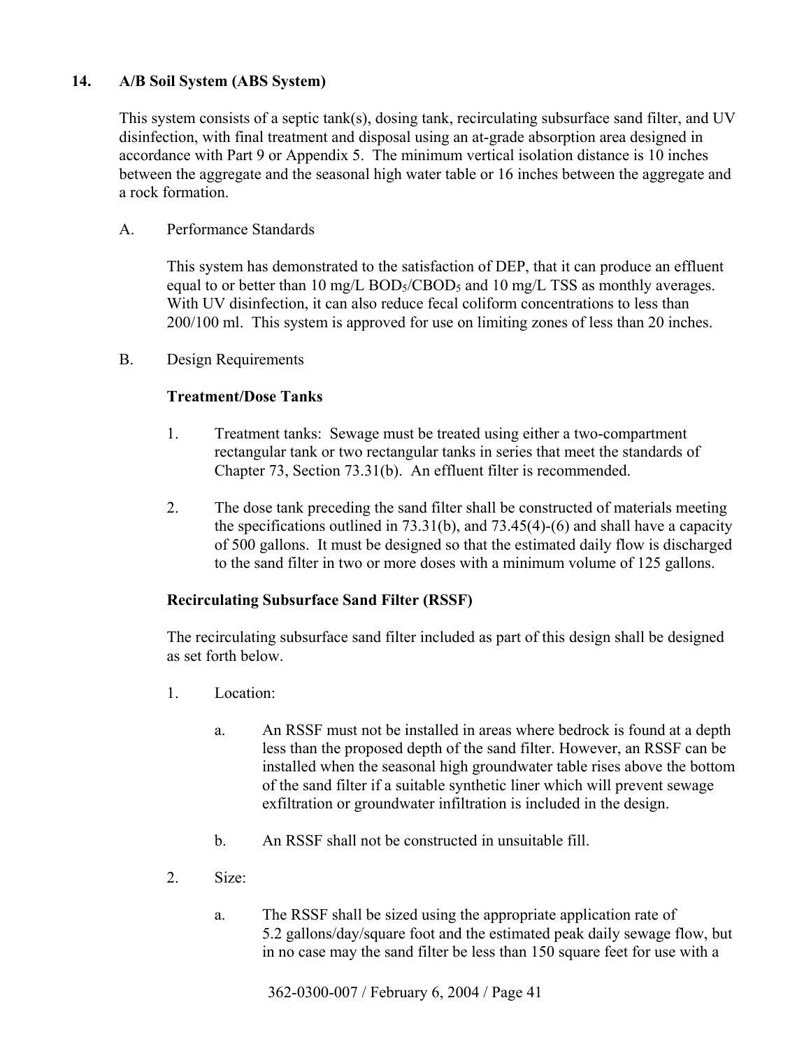## 14. A/B Soil System (ABS System)

This system consists of a septic tank(s), dosing tank, recirculating subsurface sand filter, and UV disinfection, with final treatment and disposal using an at-grade absorption area designed in accordance with Part 9 or Appendix 5. The minimum vertical isolation distance is 10 inches between the aggregate and the seasonal high water table or 16 inches between the aggregate and a rock formation.

A. Performance Standards

This system has demonstrated to the satisfaction of DEP, that it can produce an effluent equal to or better than 10 mg/L $BOD_5$/$CBOD_5$ and 10 mg/L TSS as monthly averages. With UV disinfection, it can also reduce fecal coliform concentrations to less than 200/100 ml. This system is approved for use on limiting zones of less than 20 inches.

B. Design Requirements

**Treatment/Dose Tanks**

1. Treatment tanks: Sewage must be treated using either a two-compartment rectangular tank or two rectangular tanks in series that meet the standards of Chapter 73, Section 73.31(b). An effluent filter is recommended.

2. The dose tank preceding the sand filter shall be constructed of materials meeting the specifications outlined in 73.31(b), and 73.45(4)-(6) and shall have a capacity of 500 gallons. It must be designed so that the estimated daily flow is discharged to the sand filter in two or more doses with a minimum volume of 125 gallons.

**Recirculating Subsurface Sand Filter (RSSF)**

The recirculating subsurface sand filter included as part of this design shall be designed as set forth below.

1. Location:

   a. An RSSF must not be installed in areas where bedrock is found at a depth less than the proposed depth of the sand filter. However, an RSSF can be installed when the seasonal high groundwater table rises above the bottom of the sand filter if a suitable synthetic liner which will prevent sewage exfiltration or groundwater infiltration is included in the design.

   b. An RSSF shall not be constructed in unsuitable fill.

2. Size:

   a. The RSSF shall be sized using the appropriate application rate of 5.2 gallons/day/square foot and the estimated peak daily sewage flow, but in no case may the sand filter be less than 150 square feet for use with a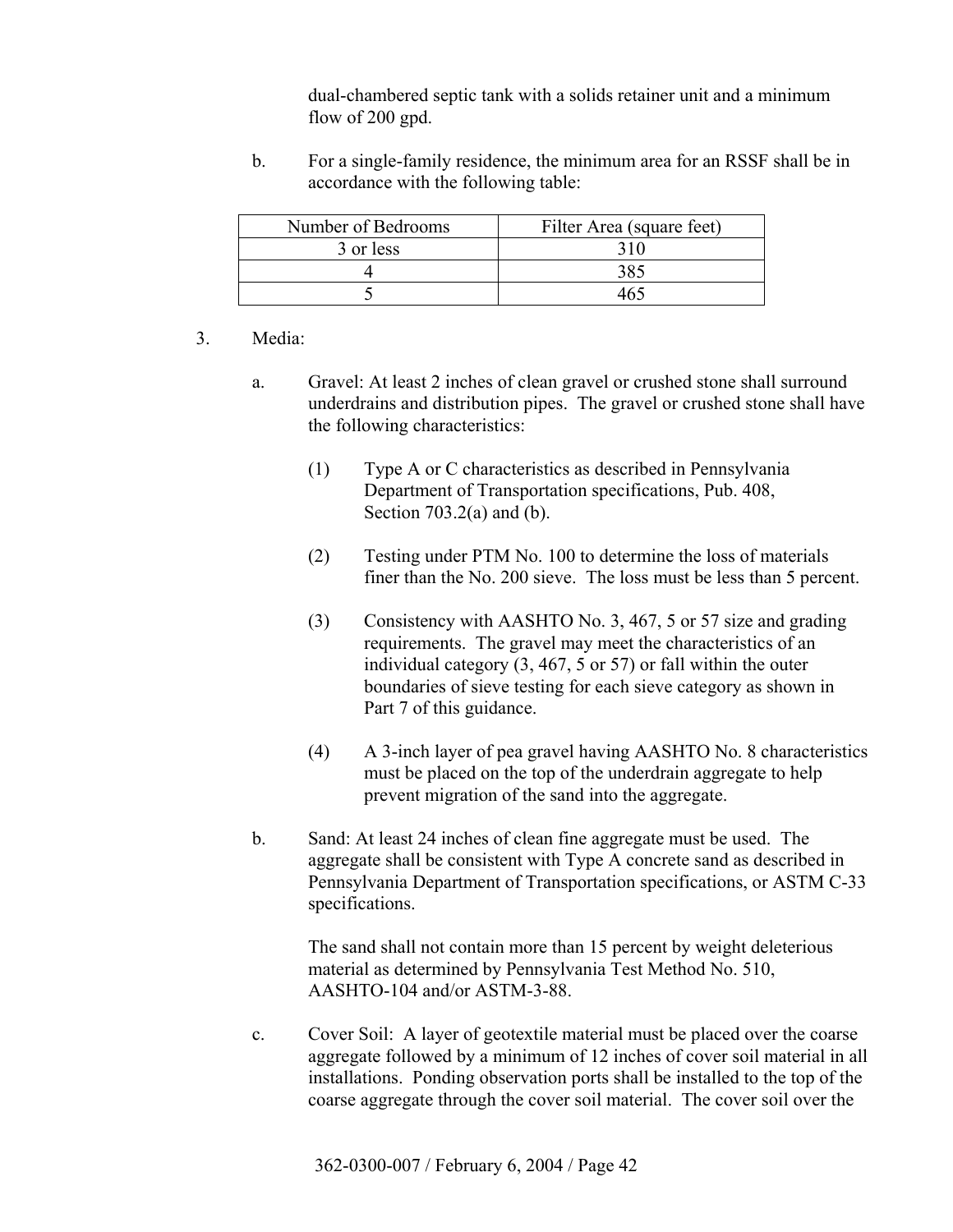dual-chambered septic tank with a solids retainer unit and a minimum flow of 200 gpd.

b. For a single-family residence, the minimum area for an RSSF shall be in accordance with the following table:

| Number of Bedrooms | Filter Area (square feet) |
|---|---|
| 3 or less | 310 |
| 4 | 385 |
| 5 | 465 |

3. Media:

   a. Gravel: At least 2 inches of clean gravel or crushed stone shall surround underdrains and distribution pipes. The gravel or crushed stone shall have the following characteristics:

      (1) Type A or C characteristics as described in Pennsylvania Department of Transportation specifications, Pub. 408, Section 703.2(a) and (b).

      (2) Testing under PTM No. 100 to determine the loss of materials finer than the No. 200 sieve. The loss must be less than 5 percent.

      (3) Consistency with AASHTO No. 3, 467, 5 or 57 size and grading requirements. The gravel may meet the characteristics of an individual category (3, 467, 5 or 57) or fall within the outer boundaries of sieve testing for each sieve category as shown in Part 7 of this guidance.

      (4) A 3-inch layer of pea gravel having AASHTO No. 8 characteristics must be placed on the top of the underdrain aggregate to help prevent migration of the sand into the aggregate.

   b. Sand: At least 24 inches of clean fine aggregate must be used. The aggregate shall be consistent with Type A concrete sand as described in Pennsylvania Department of Transportation specifications, or ASTM C-33 specifications.

      The sand shall not contain more than 15 percent by weight deleterious material as determined by Pennsylvania Test Method No. 510, AASHTO-104 and/or ASTM-3-88.

   c. Cover Soil: A layer of geotextile material must be placed over the coarse aggregate followed by a minimum of 12 inches of cover soil material in all installations. Ponding observation ports shall be installed to the top of the coarse aggregate through the cover soil material. The cover soil over the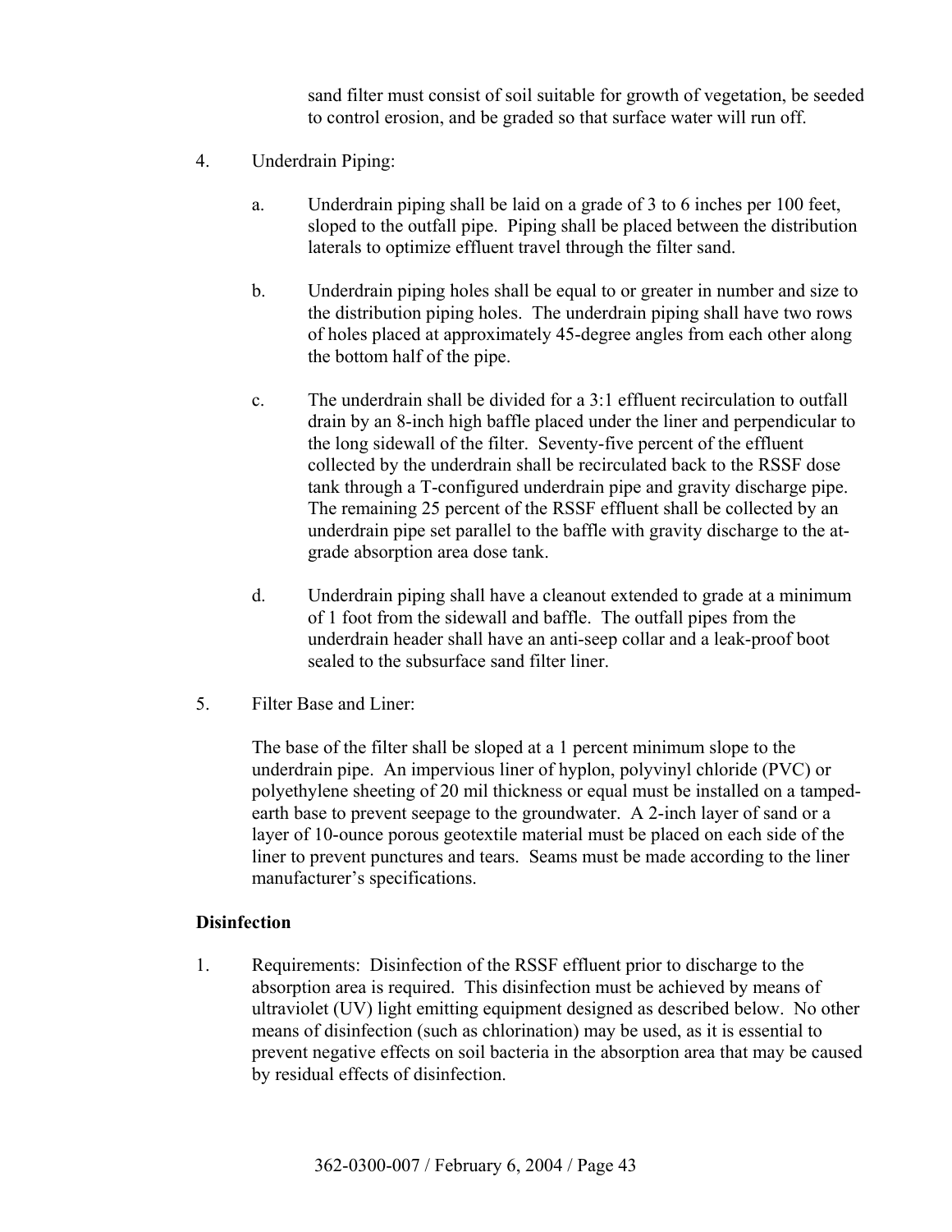sand filter must consist of soil suitable for growth of vegetation, be seeded to control erosion, and be graded so that surface water will run off.

4. Underdrain Piping:

   a. Underdrain piping shall be laid on a grade of 3 to 6 inches per 100 feet, sloped to the outfall pipe. Piping shall be placed between the distribution laterals to optimize effluent travel through the filter sand.

   b. Underdrain piping holes shall be equal to or greater in number and size to the distribution piping holes. The underdrain piping shall have two rows of holes placed at approximately 45-degree angles from each other along the bottom half of the pipe.

   c. The underdrain shall be divided for a 3:1 effluent recirculation to outfall drain by an 8-inch high baffle placed under the liner and perpendicular to the long sidewall of the filter. Seventy-five percent of the effluent collected by the underdrain shall be recirculated back to the RSSF dose tank through a T-configured underdrain pipe and gravity discharge pipe. The remaining 25 percent of the RSSF effluent shall be collected by an underdrain pipe set parallel to the baffle with gravity discharge to the at-grade absorption area dose tank.

   d. Underdrain piping shall have a cleanout extended to grade at a minimum of 1 foot from the sidewall and baffle. The outfall pipes from the underdrain header shall have an anti-seep collar and a leak-proof boot sealed to the subsurface sand filter liner.

5. Filter Base and Liner:

   The base of the filter shall be sloped at a 1 percent minimum slope to the underdrain pipe. An impervious liner of hyplon, polyvinyl chloride (PVC) or polyethylene sheeting of 20 mil thickness or equal must be installed on a tamped-earth base to prevent seepage to the groundwater. A 2-inch layer of sand or a layer of 10-ounce porous geotextile material must be placed on each side of the liner to prevent punctures and tears. Seams must be made according to the liner manufacturer's specifications.

**Disinfection**

1. Requirements: Disinfection of the RSSF effluent prior to discharge to the absorption area is required. This disinfection must be achieved by means of ultraviolet (UV) light emitting equipment designed as described below. No other means of disinfection (such as chlorination) may be used, as it is essential to prevent negative effects on soil bacteria in the absorption area that may be caused by residual effects of disinfection.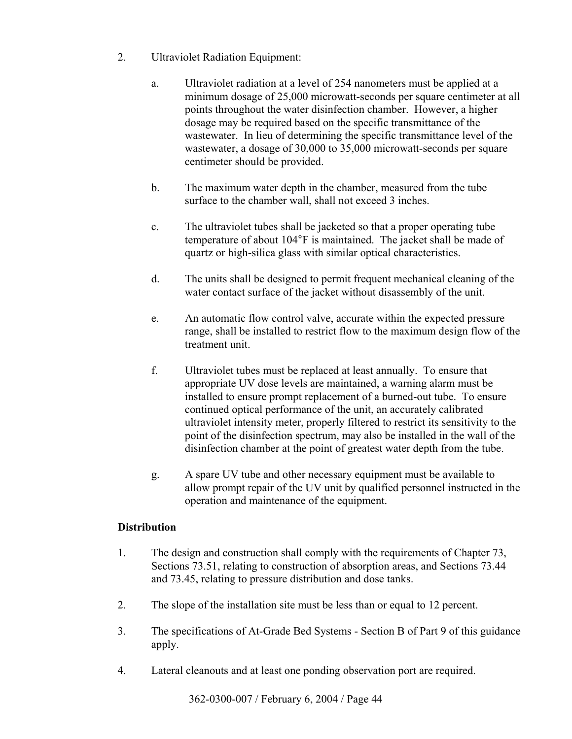2. Ultraviolet Radiation Equipment:

   a. Ultraviolet radiation at a level of 254 nanometers must be applied at a minimum dosage of 25,000 microwatt-seconds per square centimeter at all points throughout the water disinfection chamber. However, a higher dosage may be required based on the specific transmittance of the wastewater. In lieu of determining the specific transmittance level of the wastewater, a dosage of 30,000 to 35,000 microwatt-seconds per square centimeter should be provided.

   b. The maximum water depth in the chamber, measured from the tube surface to the chamber wall, shall not exceed 3 inches.

   c. The ultraviolet tubes shall be jacketed so that a proper operating tube temperature of about 104°F is maintained. The jacket shall be made of quartz or high-silica glass with similar optical characteristics.

   d. The units shall be designed to permit frequent mechanical cleaning of the water contact surface of the jacket without disassembly of the unit.

   e. An automatic flow control valve, accurate within the expected pressure range, shall be installed to restrict flow to the maximum design flow of the treatment unit.

   f. Ultraviolet tubes must be replaced at least annually. To ensure that appropriate UV dose levels are maintained, a warning alarm must be installed to ensure prompt replacement of a burned-out tube. To ensure continued optical performance of the unit, an accurately calibrated ultraviolet intensity meter, properly filtered to restrict its sensitivity to the point of the disinfection spectrum, may also be installed in the wall of the disinfection chamber at the point of greatest water depth from the tube.

   g. A spare UV tube and other necessary equipment must be available to allow prompt repair of the UV unit by qualified personnel instructed in the operation and maintenance of the equipment.

**Distribution**

1. The design and construction shall comply with the requirements of Chapter 73, Sections 73.51, relating to construction of absorption areas, and Sections 73.44 and 73.45, relating to pressure distribution and dose tanks.

2. The slope of the installation site must be less than or equal to 12 percent.

3. The specifications of At-Grade Bed Systems - Section B of Part 9 of this guidance apply.

4. Lateral cleanouts and at least one ponding observation port are required.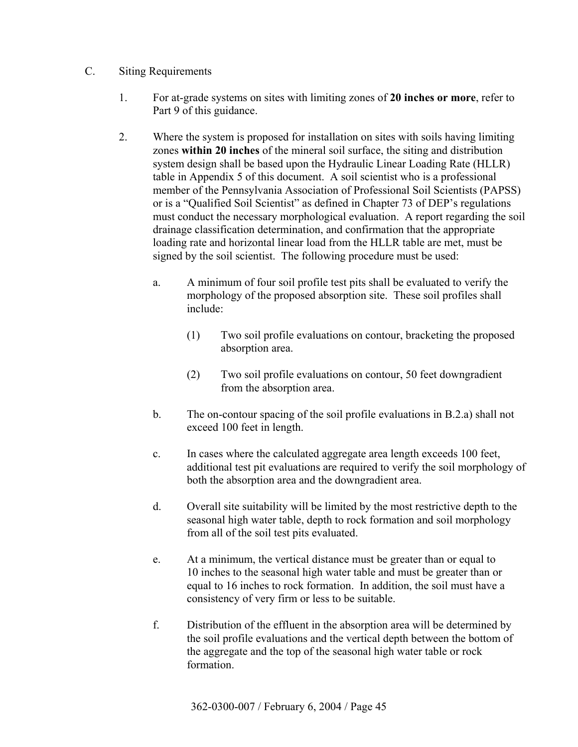C. Siting Requirements

1. For at-grade systems on sites with limiting zones of **20 inches or more**, refer to Part 9 of this guidance.

2. Where the system is proposed for installation on sites with soils having limiting zones **within 20 inches** of the mineral soil surface, the siting and distribution system design shall be based upon the Hydraulic Linear Loading Rate (HLLR) table in Appendix 5 of this document. A soil scientist who is a professional member of the Pennsylvania Association of Professional Soil Scientists (PAPSS) or is a "Qualified Soil Scientist" as defined in Chapter 73 of DEP's regulations must conduct the necessary morphological evaluation. A report regarding the soil drainage classification determination, and confirmation that the appropriate loading rate and horizontal linear load from the HLLR table are met, must be signed by the soil scientist. The following procedure must be used:

   a. A minimum of four soil profile test pits shall be evaluated to verify the morphology of the proposed absorption site. These soil profiles shall include:

      (1) Two soil profile evaluations on contour, bracketing the proposed absorption area.

      (2) Two soil profile evaluations on contour, 50 feet downgradient from the absorption area.

   b. The on-contour spacing of the soil profile evaluations in B.2.a) shall not exceed 100 feet in length.

   c. In cases where the calculated aggregate area length exceeds 100 feet, additional test pit evaluations are required to verify the soil morphology of both the absorption area and the downgradient area.

   d. Overall site suitability will be limited by the most restrictive depth to the seasonal high water table, depth to rock formation and soil morphology from all of the soil test pits evaluated.

   e. At a minimum, the vertical distance must be greater than or equal to 10 inches to the seasonal high water table and must be greater than or equal to 16 inches to rock formation. In addition, the soil must have a consistency of very firm or less to be suitable.

   f. Distribution of the effluent in the absorption area will be determined by the soil profile evaluations and the vertical depth between the bottom of the aggregate and the top of the seasonal high water table or rock formation.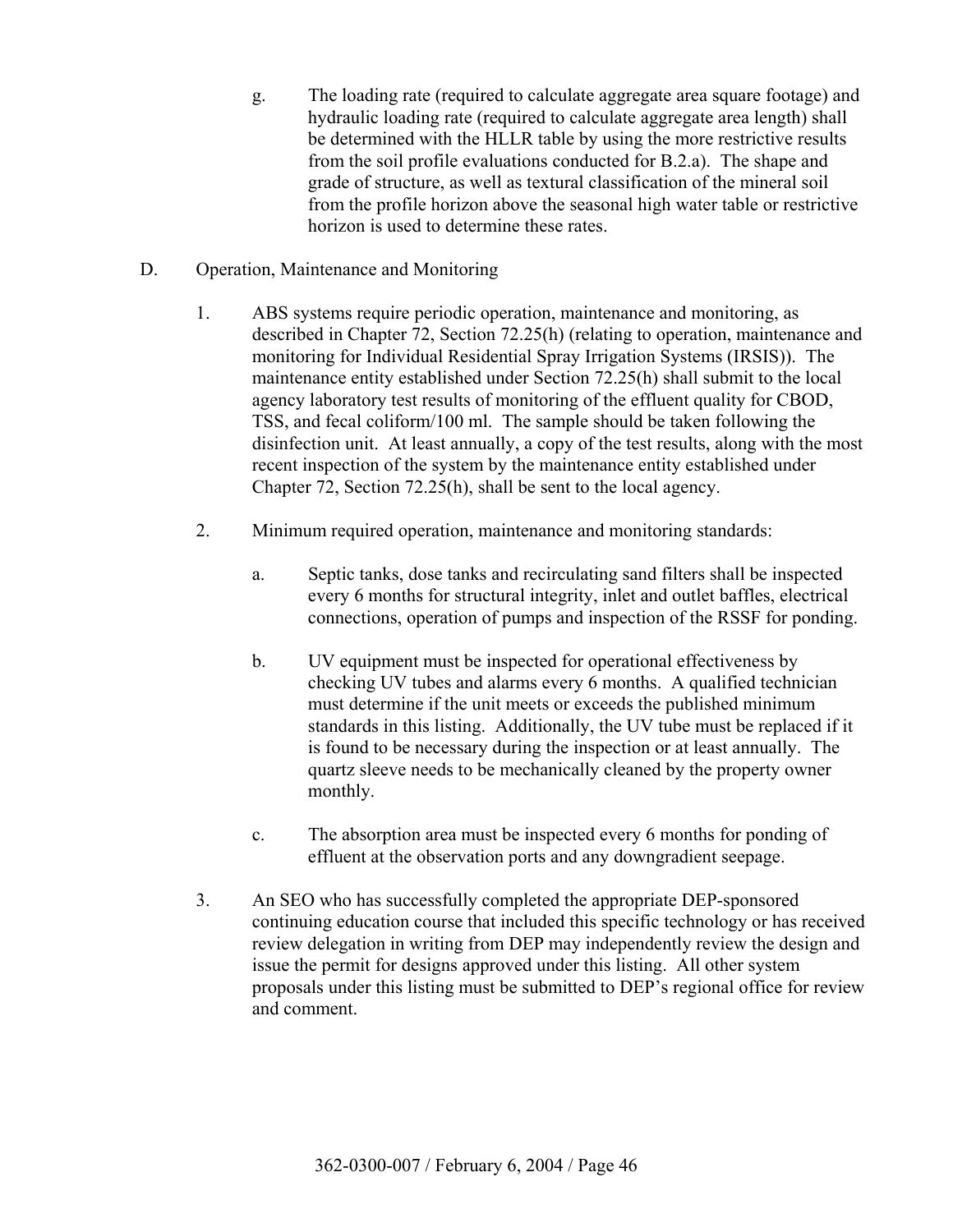g. The loading rate (required to calculate aggregate area square footage) and hydraulic loading rate (required to calculate aggregate area length) shall be determined with the HLLR table by using the more restrictive results from the soil profile evaluations conducted for B.2.a). The shape and grade of structure, as well as textural classification of the mineral soil from the profile horizon above the seasonal high water table or restrictive horizon is used to determine these rates.

D. Operation, Maintenance and Monitoring

1. ABS systems require periodic operation, maintenance and monitoring, as described in Chapter 72, Section 72.25(h) (relating to operation, maintenance and monitoring for Individual Residential Spray Irrigation Systems (IRSIS)). The maintenance entity established under Section 72.25(h) shall submit to the local agency laboratory test results of monitoring of the effluent quality for CBOD, TSS, and fecal coliform/100 ml. The sample should be taken following the disinfection unit. At least annually, a copy of the test results, along with the most recent inspection of the system by the maintenance entity established under Chapter 72, Section 72.25(h), shall be sent to the local agency.

2. Minimum required operation, maintenance and monitoring standards:

   a. Septic tanks, dose tanks and recirculating sand filters shall be inspected every 6 months for structural integrity, inlet and outlet baffles, electrical connections, operation of pumps and inspection of the RSSF for ponding.

   b. UV equipment must be inspected for operational effectiveness by checking UV tubes and alarms every 6 months. A qualified technician must determine if the unit meets or exceeds the published minimum standards in this listing. Additionally, the UV tube must be replaced if it is found to be necessary during the inspection or at least annually. The quartz sleeve needs to be mechanically cleaned by the property owner monthly.

   c. The absorption area must be inspected every 6 months for ponding of effluent at the observation ports and any downgradient seepage.

3. An SEO who has successfully completed the appropriate DEP-sponsored continuing education course that included this specific technology or has received review delegation in writing from DEP may independently review the design and issue the permit for designs approved under this listing. All other system proposals under this listing must be submitted to DEP's regional office for review and comment.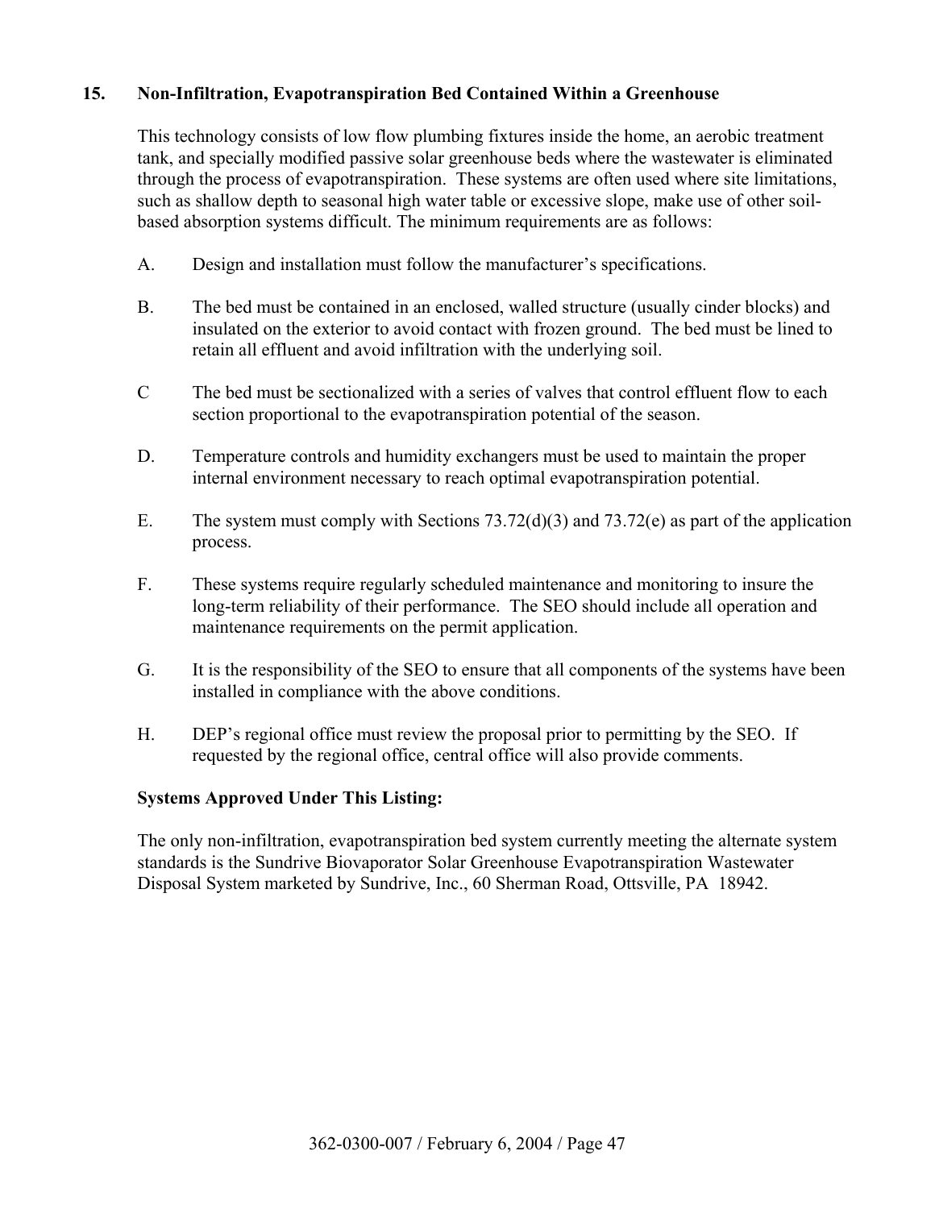## 15. Non-Infiltration, Evapotranspiration Bed Contained Within a Greenhouse

This technology consists of low flow plumbing fixtures inside the home, an aerobic treatment tank, and specially modified passive solar greenhouse beds where the wastewater is eliminated through the process of evapotranspiration. These systems are often used where site limitations, such as shallow depth to seasonal high water table or excessive slope, make use of other soil-based absorption systems difficult. The minimum requirements are as follows:

A. Design and installation must follow the manufacturer's specifications.

B. The bed must be contained in an enclosed, walled structure (usually cinder blocks) and insulated on the exterior to avoid contact with frozen ground. The bed must be lined to retain all effluent and avoid infiltration with the underlying soil.

C The bed must be sectionalized with a series of valves that control effluent flow to each section proportional to the evapotranspiration potential of the season.

D. Temperature controls and humidity exchangers must be used to maintain the proper internal environment necessary to reach optimal evapotranspiration potential.

E. The system must comply with Sections 73.72(d)(3) and 73.72(e) as part of the application process.

F. These systems require regularly scheduled maintenance and monitoring to insure the long-term reliability of their performance. The SEO should include all operation and maintenance requirements on the permit application.

G. It is the responsibility of the SEO to ensure that all components of the systems have been installed in compliance with the above conditions.

H. DEP's regional office must review the proposal prior to permitting by the SEO. If requested by the regional office, central office will also provide comments.

**Systems Approved Under This Listing:**

The only non-infiltration, evapotranspiration bed system currently meeting the alternate system standards is the Sundrive Biovaporator Solar Greenhouse Evapotranspiration Wastewater Disposal System marketed by Sundrive, Inc., 60 Sherman Road, Ottsville, PA 18942.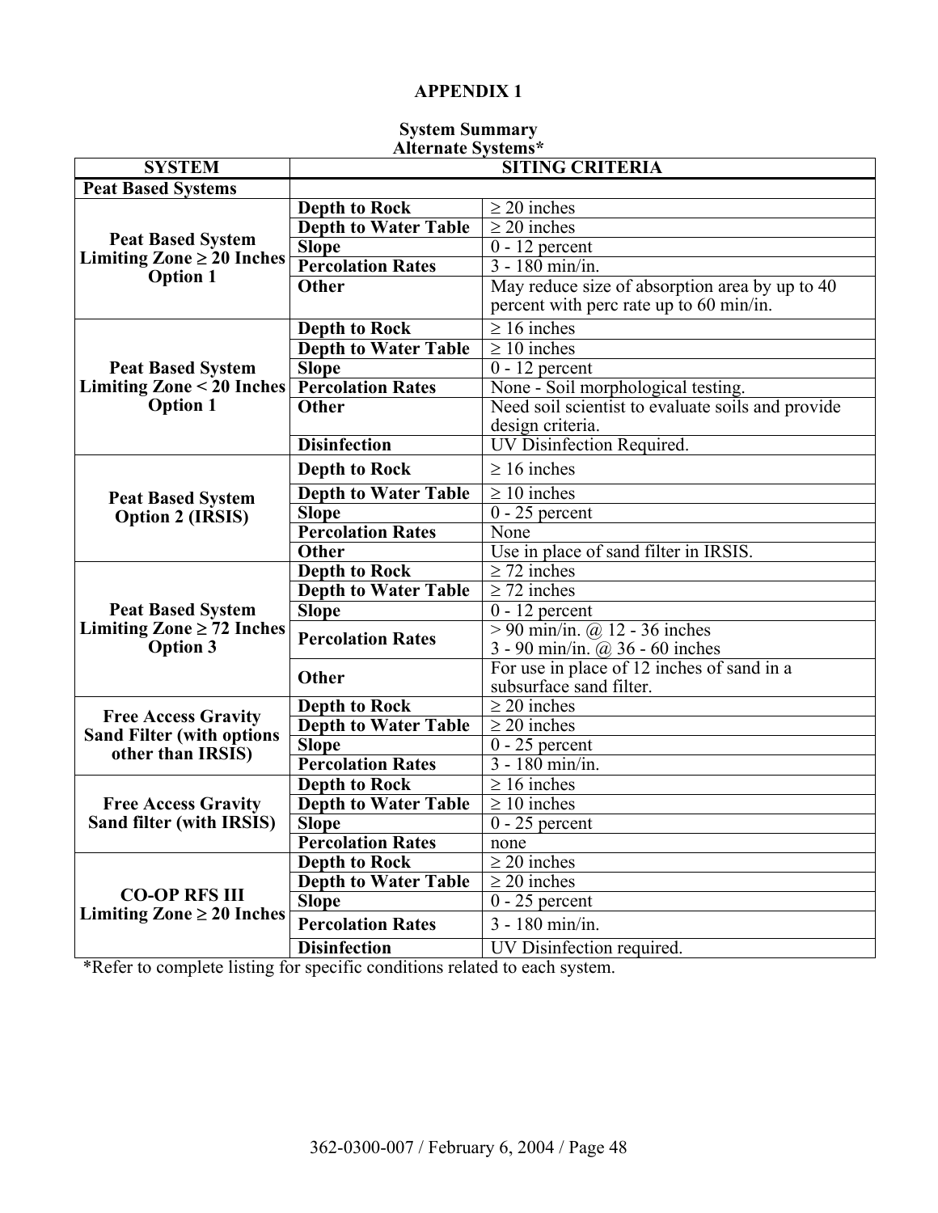# APPENDIX 1

## System Summary
## Alternate Systems*

| SYSTEM | SITING CRITERIA | |
|---|---|---|
| **Peat Based Systems** | | |
| **Peat Based System Limiting Zone ≥ 20 Inches Option 1** | **Depth to Rock** | ≥ 20 inches |
| | **Depth to Water Table** | ≥ 20 inches |
| | **Slope** | 0 - 12 percent |
| | **Percolation Rates** | 3 - 180 min/in. |
| | **Other** | May reduce size of absorption area by up to 40 percent with perc rate up to 60 min/in. |
| **Peat Based System Limiting Zone < 20 Inches Option 1** | **Depth to Rock** | ≥ 16 inches |
| | **Depth to Water Table** | ≥ 10 inches |
| | **Slope** | 0 - 12 percent |
| | **Percolation Rates** | None - Soil morphological testing. |
| | **Other** | Need soil scientist to evaluate soils and provide design criteria. |
| | **Disinfection** | UV Disinfection Required. |
| **Peat Based System Option 2 (IRSIS)** | **Depth to Rock** | ≥ 16 inches |
| | **Depth to Water Table** | ≥ 10 inches |
| | **Slope** | 0 - 25 percent |
| | **Percolation Rates** | None |
| | **Other** | Use in place of sand filter in IRSIS. |
| **Peat Based System Limiting Zone ≥ 72 Inches Option 3** | **Depth to Rock** | ≥ 72 inches |
| | **Depth to Water Table** | ≥ 72 inches |
| | **Slope** | 0 - 12 percent |
| | **Percolation Rates** | > 90 min/in. @ 12 - 36 inches<br>3 - 90 min/in. @ 36 - 60 inches |
| | **Other** | For use in place of 12 inches of sand in a subsurface sand filter. |
| **Free Access Gravity Sand Filter (with options other than IRSIS)** | **Depth to Rock** | ≥ 20 inches |
| | **Depth to Water Table** | ≥ 20 inches |
| | **Slope** | 0 - 25 percent |
| | **Percolation Rates** | 3 - 180 min/in. |
| **Free Access Gravity Sand filter (with IRSIS)** | **Depth to Rock** | ≥ 16 inches |
| | **Depth to Water Table** | ≥ 10 inches |
| | **Slope** | 0 - 25 percent |
| | **Percolation Rates** | none |
| **CO-OP RFS III Limiting Zone ≥ 20 Inches** | **Depth to Rock** | ≥ 20 inches |
| | **Depth to Water Table** | ≥ 20 inches |
| | **Slope** | 0 - 25 percent |
| | **Percolation Rates** | 3 - 180 min/in. |
| | **Disinfection** | UV Disinfection required. |

*Refer to complete listing for specific conditions related to each system.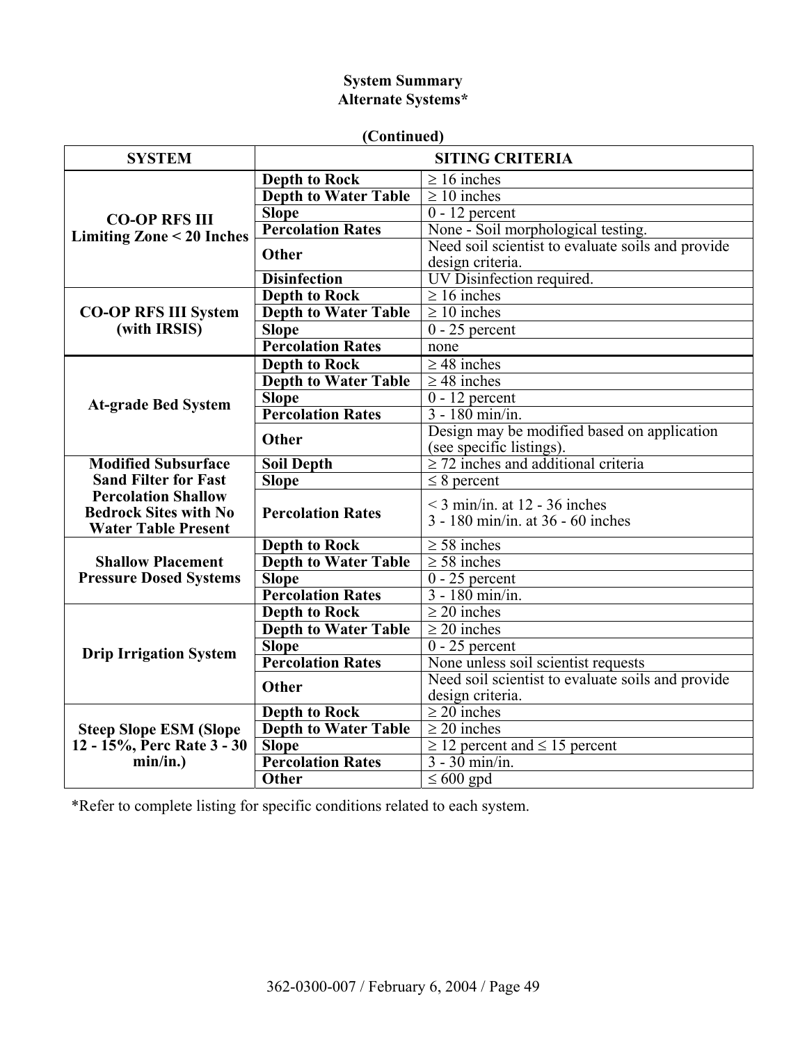**System Summary**
**Alternate Systems***

**(Continued)**

| SYSTEM | SITING CRITERIA | |
|---|---|---|
| **CO-OP RFS III Limiting Zone < 20 Inches** | **Depth to Rock** | ≥ 16 inches |
| | **Depth to Water Table** | ≥ 10 inches |
| | **Slope** | 0 - 12 percent |
| | **Percolation Rates** | None - Soil morphological testing. |
| | **Other** | Need soil scientist to evaluate soils and provide design criteria. |
| | **Disinfection** | UV Disinfection required. |
| **CO-OP RFS III System (with IRSIS)** | **Depth to Rock** | ≥ 16 inches |
| | **Depth to Water Table** | ≥ 10 inches |
| | **Slope** | 0 - 25 percent |
| | **Percolation Rates** | none |
| **At-grade Bed System** | **Depth to Rock** | ≥ 48 inches |
| | **Depth to Water Table** | ≥ 48 inches |
| | **Slope** | 0 - 12 percent |
| | **Percolation Rates** | 3 - 180 min/in. |
| | **Other** | Design may be modified based on application (see specific listings). |
| **Modified Subsurface Sand Filter for Fast Percolation Shallow Bedrock Sites with No Water Table Present** | **Soil Depth** | ≥ 72 inches and additional criteria |
| | **Slope** | ≤ 8 percent |
| | **Percolation Rates** | < 3 min/in. at 12 - 36 inches<br>3 - 180 min/in. at 36 - 60 inches |
| **Shallow Placement Pressure Dosed Systems** | **Depth to Rock** | ≥ 58 inches |
| | **Depth to Water Table** | ≥ 58 inches |
| | **Slope** | 0 - 25 percent |
| | **Percolation Rates** | 3 - 180 min/in. |
| **Drip Irrigation System** | **Depth to Rock** | ≥ 20 inches |
| | **Depth to Water Table** | ≥ 20 inches |
| | **Slope** | 0 - 25 percent |
| | **Percolation Rates** | None unless soil scientist requests |
| | **Other** | Need soil scientist to evaluate soils and provide design criteria. |
| **Steep Slope ESM (Slope 12 - 15%, Perc Rate 3 - 30 min/in.)** | **Depth to Rock** | ≥ 20 inches |
| | **Depth to Water Table** | ≥ 20 inches |
| | **Slope** | ≥ 12 percent and ≤ 15 percent |
| | **Percolation Rates** | 3 - 30 min/in. |
| | **Other** | ≤ 600 gpd |

*Refer to complete listing for specific conditions related to each system.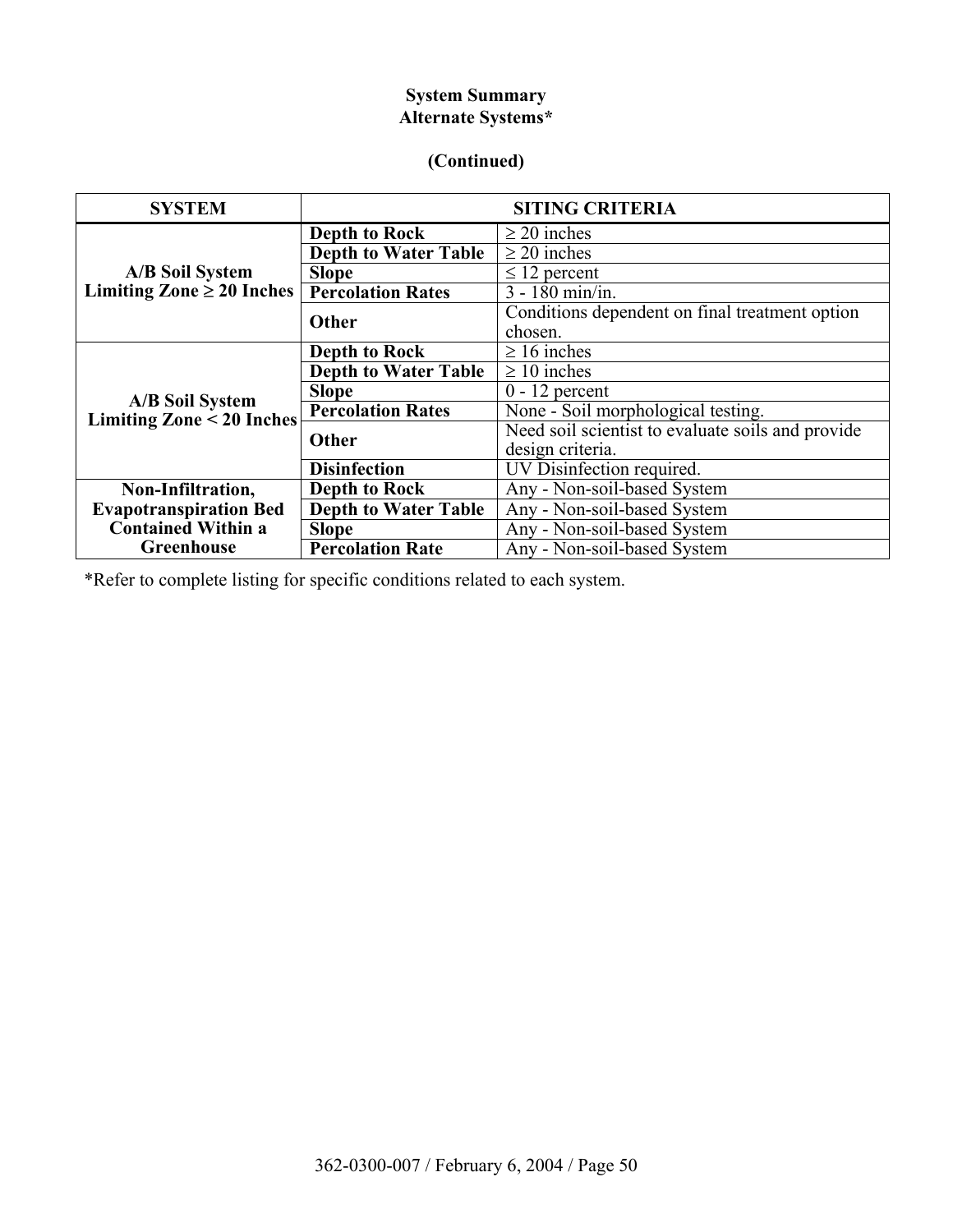**System Summary**
**Alternate Systems***

**(Continued)**

| SYSTEM | SITING CRITERIA | |
|---|---|---|
| **A/B Soil System Limiting Zone ≥ 20 Inches** | **Depth to Rock** | ≥ 20 inches |
| | **Depth to Water Table** | ≥ 20 inches |
| | **Slope** | ≤ 12 percent |
| | **Percolation Rates** | 3 - 180 min/in. |
| | **Other** | Conditions dependent on final treatment option chosen. |
| **A/B Soil System Limiting Zone < 20 Inches** | **Depth to Rock** | ≥ 16 inches |
| | **Depth to Water Table** | ≥ 10 inches |
| | **Slope** | 0 - 12 percent |
| | **Percolation Rates** | None - Soil morphological testing. |
| | **Other** | Need soil scientist to evaluate soils and provide design criteria. |
| | **Disinfection** | UV Disinfection required. |
| **Non-Infiltration, Evapotranspiration Bed Contained Within a Greenhouse** | **Depth to Rock** | Any - Non-soil-based System |
| | **Depth to Water Table** | Any - Non-soil-based System |
| | **Slope** | Any - Non-soil-based System |
| | **Percolation Rate** | Any - Non-soil-based System |

*Refer to complete listing for specific conditions related to each system.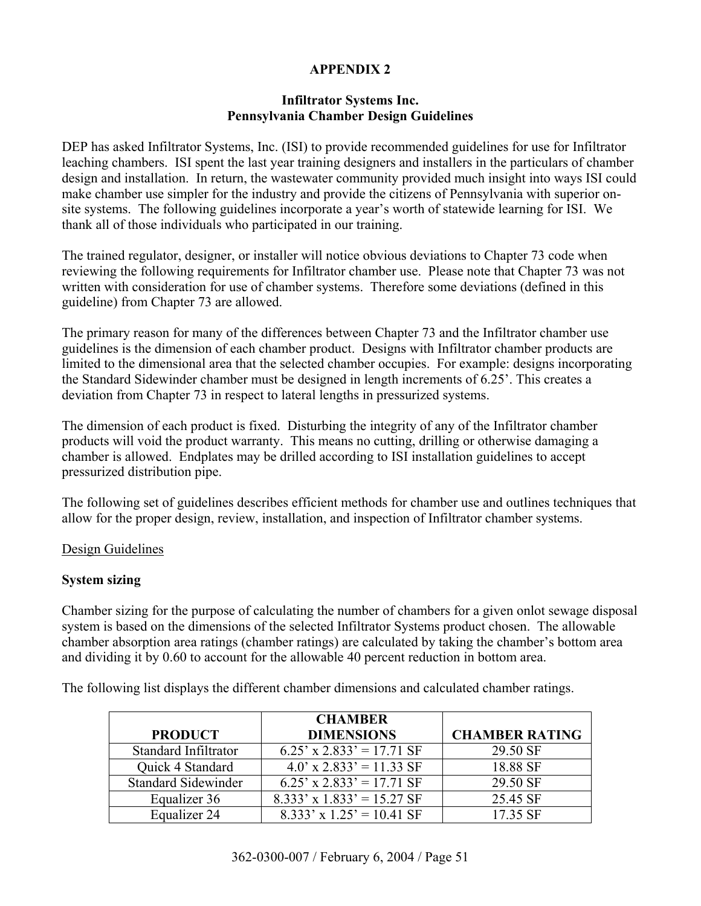# APPENDIX 2

## Infiltrator Systems Inc.
## Pennsylvania Chamber Design Guidelines

DEP has asked Infiltrator Systems, Inc. (ISI) to provide recommended guidelines for use for Infiltrator leaching chambers. ISI spent the last year training designers and installers in the particulars of chamber design and installation. In return, the wastewater community provided much insight into ways ISI could make chamber use simpler for the industry and provide the citizens of Pennsylvania with superior on-site systems. The following guidelines incorporate a year's worth of statewide learning for ISI. We thank all of those individuals who participated in our training.

The trained regulator, designer, or installer will notice obvious deviations to Chapter 73 code when reviewing the following requirements for Infiltrator chamber use. Please note that Chapter 73 was not written with consideration for use of chamber systems. Therefore some deviations (defined in this guideline) from Chapter 73 are allowed.

The primary reason for many of the differences between Chapter 73 and the Infiltrator chamber use guidelines is the dimension of each chamber product. Designs with Infiltrator chamber products are limited to the dimensional area that the selected chamber occupies. For example: designs incorporating the Standard Sidewinder chamber must be designed in length increments of 6.25'. This creates a deviation from Chapter 73 in respect to lateral lengths in pressurized systems.

The dimension of each product is fixed. Disturbing the integrity of any of the Infiltrator chamber products will void the product warranty. This means no cutting, drilling or otherwise damaging a chamber is allowed. Endplates may be drilled according to ISI installation guidelines to accept pressurized distribution pipe.

The following set of guidelines describes efficient methods for chamber use and outlines techniques that allow for the proper design, review, installation, and inspection of Infiltrator chamber systems.

Design Guidelines

**System sizing**

Chamber sizing for the purpose of calculating the number of chambers for a given onlot sewage disposal system is based on the dimensions of the selected Infiltrator Systems product chosen. The allowable chamber absorption area ratings (chamber ratings) are calculated by taking the chamber's bottom area and dividing it by 0.60 to account for the allowable 40 percent reduction in bottom area.

The following list displays the different chamber dimensions and calculated chamber ratings.

| PRODUCT | CHAMBER DIMENSIONS | CHAMBER RATING |
|---|---|---|
| Standard Infiltrator | 6.25' x 2.833' = 17.71 SF | 29.50 SF |
| Quick 4 Standard | 4.0' x 2.833' = 11.33 SF | 18.88 SF |
| Standard Sidewinder | 6.25' x 2.833' = 17.71 SF | 29.50 SF |
| Equalizer 36 | 8.333' x 1.833' = 15.27 SF | 25.45 SF |
| Equalizer 24 | 8.333' x 1.25' = 10.41 SF | 17.35 SF |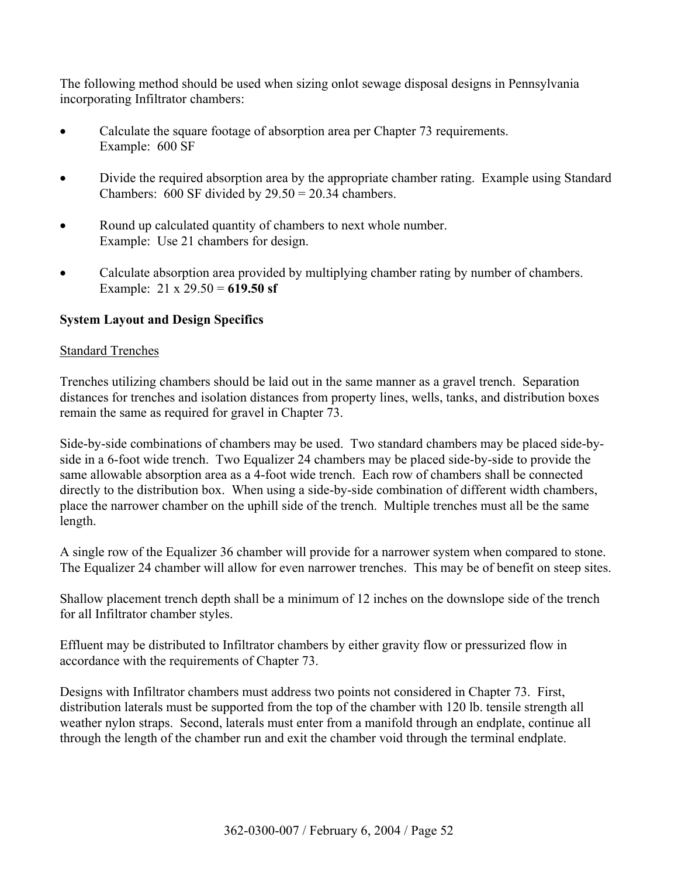The following method should be used when sizing onlot sewage disposal designs in Pennsylvania incorporating Infiltrator chambers:

- Calculate the square footage of absorption area per Chapter 73 requirements. Example: 600 SF
- Divide the required absorption area by the appropriate chamber rating. Example using Standard Chambers: 600 SF divided by 29.50 = 20.34 chambers.
- Round up calculated quantity of chambers to next whole number. Example: Use 21 chambers for design.
- Calculate absorption area provided by multiplying chamber rating by number of chambers. Example: 21 x 29.50 = **619.50 sf**

**System Layout and Design Specifics**

Standard Trenches

Trenches utilizing chambers should be laid out in the same manner as a gravel trench. Separation distances for trenches and isolation distances from property lines, wells, tanks, and distribution boxes remain the same as required for gravel in Chapter 73.

Side-by-side combinations of chambers may be used. Two standard chambers may be placed side-by-side in a 6-foot wide trench. Two Equalizer 24 chambers may be placed side-by-side to provide the same allowable absorption area as a 4-foot wide trench. Each row of chambers shall be connected directly to the distribution box. When using a side-by-side combination of different width chambers, place the narrower chamber on the uphill side of the trench. Multiple trenches must all be the same length.

A single row of the Equalizer 36 chamber will provide for a narrower system when compared to stone. The Equalizer 24 chamber will allow for even narrower trenches. This may be of benefit on steep sites.

Shallow placement trench depth shall be a minimum of 12 inches on the downslope side of the trench for all Infiltrator chamber styles.

Effluent may be distributed to Infiltrator chambers by either gravity flow or pressurized flow in accordance with the requirements of Chapter 73.

Designs with Infiltrator chambers must address two points not considered in Chapter 73. First, distribution laterals must be supported from the top of the chamber with 120 lb. tensile strength all weather nylon straps. Second, laterals must enter from a manifold through an endplate, continue all through the length of the chamber run and exit the chamber void through the terminal endplate.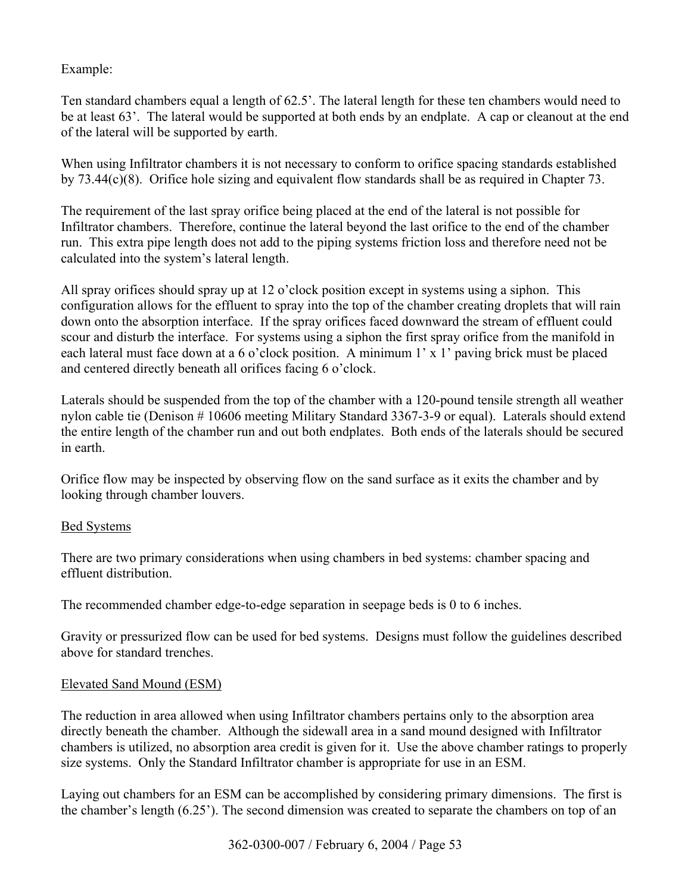Example:

Ten standard chambers equal a length of 62.5'. The lateral length for these ten chambers would need to be at least 63'. The lateral would be supported at both ends by an endplate. A cap or cleanout at the end of the lateral will be supported by earth.

When using Infiltrator chambers it is not necessary to conform to orifice spacing standards established by 73.44(c)(8). Orifice hole sizing and equivalent flow standards shall be as required in Chapter 73.

The requirement of the last spray orifice being placed at the end of the lateral is not possible for Infiltrator chambers. Therefore, continue the lateral beyond the last orifice to the end of the chamber run. This extra pipe length does not add to the piping systems friction loss and therefore need not be calculated into the system's lateral length.

All spray orifices should spray up at 12 o'clock position except in systems using a siphon. This configuration allows for the effluent to spray into the top of the chamber creating droplets that will rain down onto the absorption interface. If the spray orifices faced downward the stream of effluent could scour and disturb the interface. For systems using a siphon the first spray orifice from the manifold in each lateral must face down at a 6 o'clock position. A minimum 1' x 1' paving brick must be placed and centered directly beneath all orifices facing 6 o'clock.

Laterals should be suspended from the top of the chamber with a 120-pound tensile strength all weather nylon cable tie (Denison # 10606 meeting Military Standard 3367-3-9 or equal). Laterals should extend the entire length of the chamber run and out both endplates. Both ends of the laterals should be secured in earth.

Orifice flow may be inspected by observing flow on the sand surface as it exits the chamber and by looking through chamber louvers.

## Bed Systems

There are two primary considerations when using chambers in bed systems: chamber spacing and effluent distribution.

The recommended chamber edge-to-edge separation in seepage beds is 0 to 6 inches.

Gravity or pressurized flow can be used for bed systems. Designs must follow the guidelines described above for standard trenches.

## Elevated Sand Mound (ESM)

The reduction in area allowed when using Infiltrator chambers pertains only to the absorption area directly beneath the chamber. Although the sidewall area in a sand mound designed with Infiltrator chambers is utilized, no absorption area credit is given for it. Use the above chamber ratings to properly size systems. Only the Standard Infiltrator chamber is appropriate for use in an ESM.

Laying out chambers for an ESM can be accomplished by considering primary dimensions. The first is the chamber's length (6.25'). The second dimension was created to separate the chambers on top of an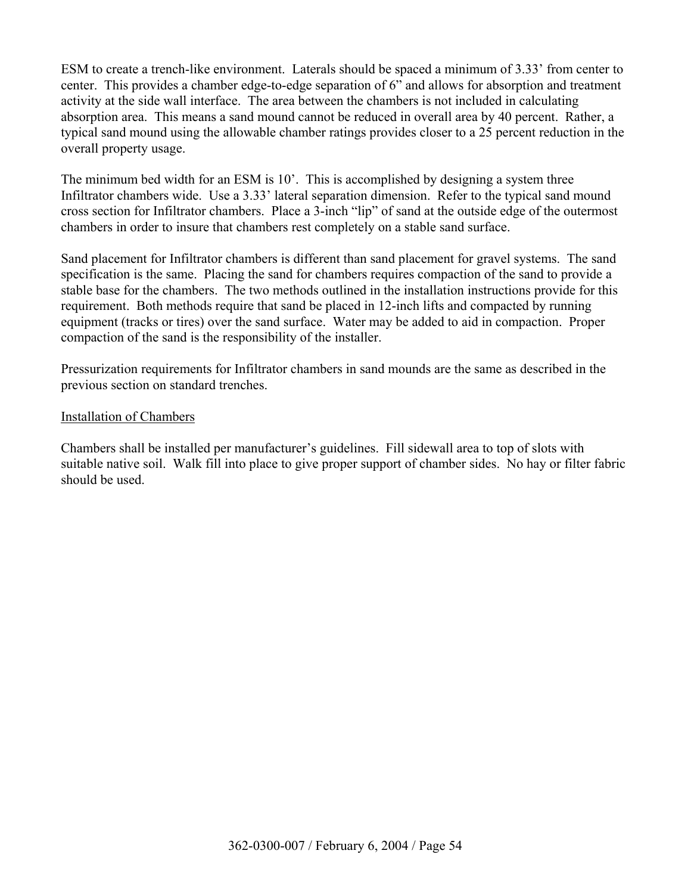ESM to create a trench-like environment. Laterals should be spaced a minimum of 3.33' from center to center. This provides a chamber edge-to-edge separation of 6" and allows for absorption and treatment activity at the side wall interface. The area between the chambers is not included in calculating absorption area. This means a sand mound cannot be reduced in overall area by 40 percent. Rather, a typical sand mound using the allowable chamber ratings provides closer to a 25 percent reduction in the overall property usage.

The minimum bed width for an ESM is 10'. This is accomplished by designing a system three Infiltrator chambers wide. Use a 3.33' lateral separation dimension. Refer to the typical sand mound cross section for Infiltrator chambers. Place a 3-inch "lip" of sand at the outside edge of the outermost chambers in order to insure that chambers rest completely on a stable sand surface.

Sand placement for Infiltrator chambers is different than sand placement for gravel systems. The sand specification is the same. Placing the sand for chambers requires compaction of the sand to provide a stable base for the chambers. The two methods outlined in the installation instructions provide for this requirement. Both methods require that sand be placed in 12-inch lifts and compacted by running equipment (tracks or tires) over the sand surface. Water may be added to aid in compaction. Proper compaction of the sand is the responsibility of the installer.

Pressurization requirements for Infiltrator chambers in sand mounds are the same as described in the previous section on standard trenches.

<u>Installation of Chambers</u>

Chambers shall be installed per manufacturer's guidelines. Fill sidewall area to top of slots with suitable native soil. Walk fill into place to give proper support of chamber sides. No hay or filter fabric should be used.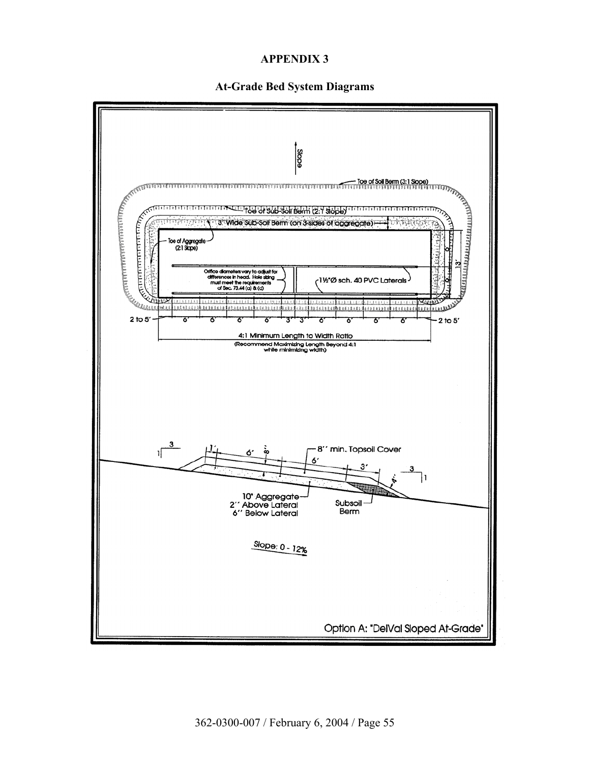# APPENDIX 3

## At-Grade Bed System Diagrams

Slope

Toe of Soil Berm (3:1 Slope)

Toe of Sub-Soil Berm (2:1 Slope)

3' Wide Sub-Soil Berm (on 3-sides of aggregate)

Toe of Aggregate (2:1 Slope)

Orifice diameters vary to adjust for differences in head. Hole sizing must meet the requirements of Sec. 73.44 (a) & (d)

1½"Ø sch. 40 PVC Laterals

6' 6' 13'

2 to 5' 6' 6' 6' 6' 3' 3' 6' 6' 6' 6' 2 to 5'

4:1 Minimum Length to Width Ratio
(Recommend Maximizing Length Beyond 4:1 while minimizing width)

3 1 1' 6' 8'' 8'' min. Topsoil Cover 6' 3' 3 1 4''

10" Aggregate
2'' Above Lateral
6'' Below Lateral

Subsoil Berm

Slope: 0 - 12%

Option A: "DelVal Sloped At-Grade"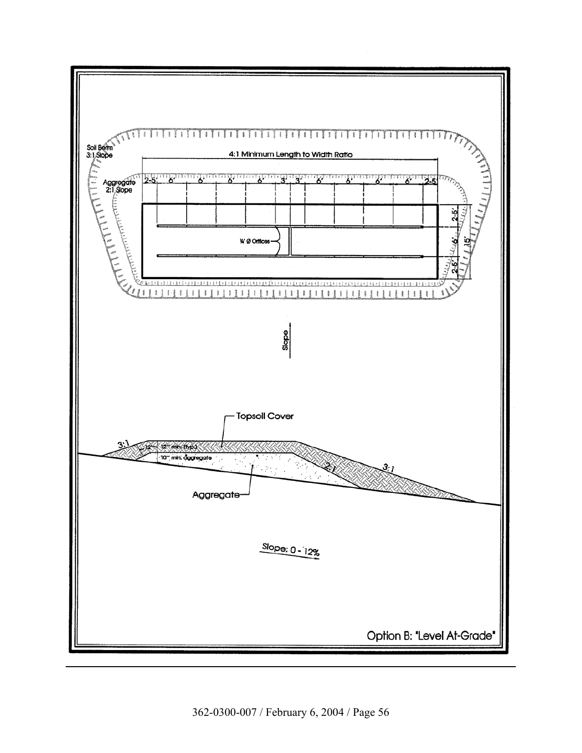Soil Berm
3:1 Slope

4:1 Minimum Length to Width Ratio

Aggregate
2:1 Slope

2-5' 6' 6' 6' 6' 3' 3' 6' 6' 6' 6' 2-5'

¼" Ø Orifices

2-5'
6'
2-5'
15'

Slope

Topsoil Cover

3:1

12" 12" min. (typ.)

10" min. aggregate

2:1

3:1

Aggregate

Slope: 0 - 12%

Option B: "Level At-Grade"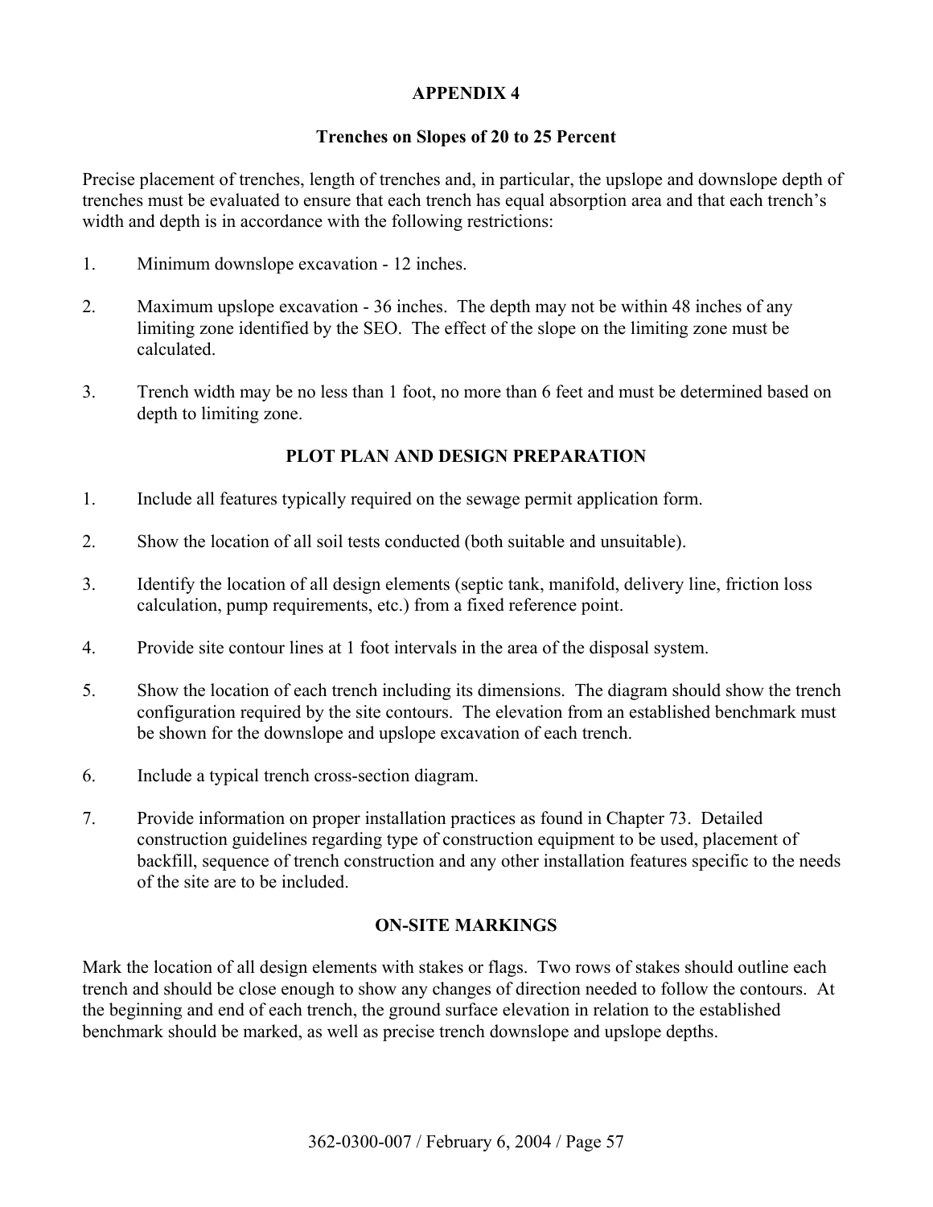# APPENDIX 4

## Trenches on Slopes of 20 to 25 Percent

Precise placement of trenches, length of trenches and, in particular, the upslope and downslope depth of trenches must be evaluated to ensure that each trench has equal absorption area and that each trench's width and depth is in accordance with the following restrictions:

1. Minimum downslope excavation - 12 inches.
2. Maximum upslope excavation - 36 inches. The depth may not be within 48 inches of any limiting zone identified by the SEO. The effect of the slope on the limiting zone must be calculated.
3. Trench width may be no less than 1 foot, no more than 6 feet and must be determined based on depth to limiting zone.

## PLOT PLAN AND DESIGN PREPARATION

1. Include all features typically required on the sewage permit application form.
2. Show the location of all soil tests conducted (both suitable and unsuitable).
3. Identify the location of all design elements (septic tank, manifold, delivery line, friction loss calculation, pump requirements, etc.) from a fixed reference point.
4. Provide site contour lines at 1 foot intervals in the area of the disposal system.
5. Show the location of each trench including its dimensions. The diagram should show the trench configuration required by the site contours. The elevation from an established benchmark must be shown for the downslope and upslope excavation of each trench.
6. Include a typical trench cross-section diagram.
7. Provide information on proper installation practices as found in Chapter 73. Detailed construction guidelines regarding type of construction equipment to be used, placement of backfill, sequence of trench construction and any other installation features specific to the needs of the site are to be included.

## ON-SITE MARKINGS

Mark the location of all design elements with stakes or flags. Two rows of stakes should outline each trench and should be close enough to show any changes of direction needed to follow the contours. At the beginning and end of each trench, the ground surface elevation in relation to the established benchmark should be marked, as well as precise trench downslope and upslope depths.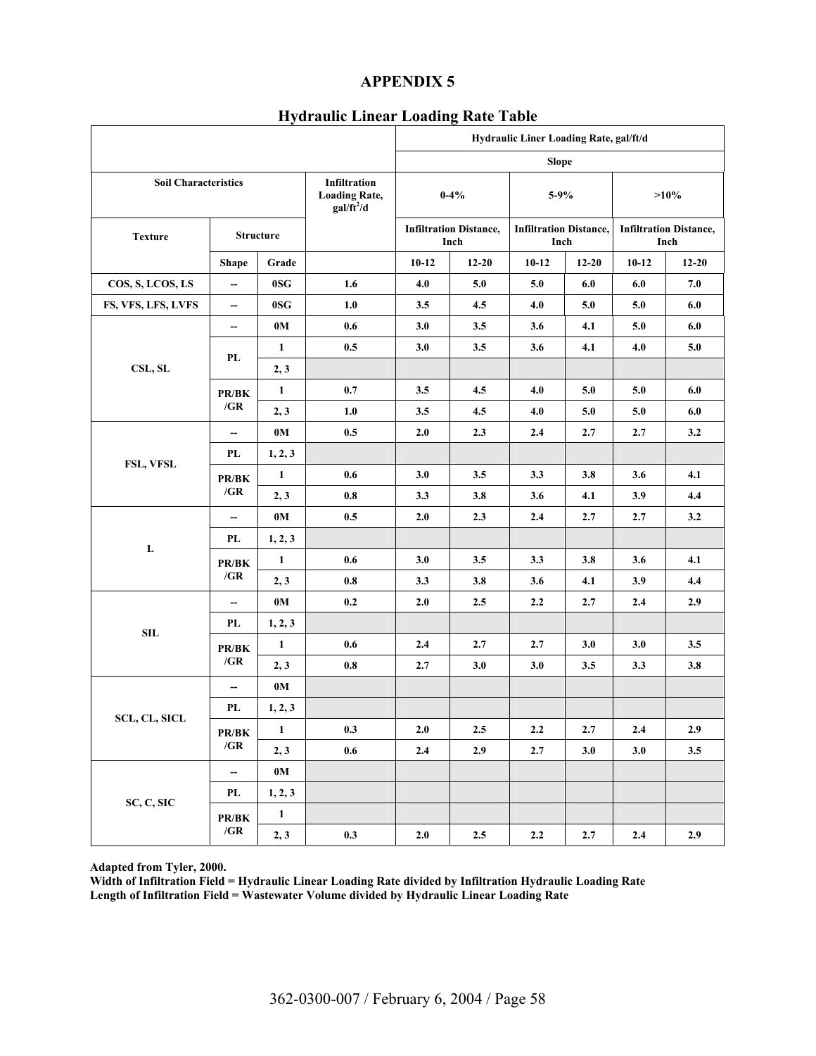# APPENDIX 5

## Hydraulic Linear Loading Rate Table

| | | | | Hydraulic Liner Loading Rate, gal/ft/d | | | | | |
|---|---|---|---|---|---|---|---|---|---|
| | | | | Slope | | | | | |
| Soil Characteristics | | | Infiltration Loading Rate, gal/ft$^2$/d | 0-4% | | 5-9% | | >10% | |
| Texture | Structure | | | Infiltration Distance, Inch | | Infiltration Distance, Inch | | Infiltration Distance, Inch | |
| | Shape | Grade | | 10-12 | 12-20 | 10-12 | 12-20 | 10-12 | 12-20 |
| COS, S, LCOS, LS | -- | 0SG | 1.6 | 4.0 | 5.0 | 5.0 | 6.0 | 6.0 | 7.0 |
| FS, VFS, LFS, LVFS | -- | 0SG | 1.0 | 3.5 | 4.5 | 4.0 | 5.0 | 5.0 | 6.0 |
| CSL, SL | -- | 0M | 0.6 | 3.0 | 3.5 | 3.6 | 4.1 | 5.0 | 6.0 |
| | PL | 1 | 0.5 | 3.0 | 3.5 | 3.6 | 4.1 | 4.0 | 5.0 |
| | | 2, 3 | | | | | | | |
| | PR/BK /GR | 1 | 0.7 | 3.5 | 4.5 | 4.0 | 5.0 | 5.0 | 6.0 |
| | | 2, 3 | 1.0 | 3.5 | 4.5 | 4.0 | 5.0 | 5.0 | 6.0 |
| FSL, VFSL | -- | 0M | 0.5 | 2.0 | 2.3 | 2.4 | 2.7 | 2.7 | 3.2 |
| | PL | 1, 2, 3 | | | | | | | |
| | PR/BK /GR | 1 | 0.6 | 3.0 | 3.5 | 3.3 | 3.8 | 3.6 | 4.1 |
| | | 2, 3 | 0.8 | 3.3 | 3.8 | 3.6 | 4.1 | 3.9 | 4.4 |
| L | -- | 0M | 0.5 | 2.0 | 2.3 | 2.4 | 2.7 | 2.7 | 3.2 |
| | PL | 1, 2, 3 | | | | | | | |
| | PR/BK /GR | 1 | 0.6 | 3.0 | 3.5 | 3.3 | 3.8 | 3.6 | 4.1 |
| | | 2, 3 | 0.8 | 3.3 | 3.8 | 3.6 | 4.1 | 3.9 | 4.4 |
| SIL | -- | 0M | 0.2 | 2.0 | 2.5 | 2.2 | 2.7 | 2.4 | 2.9 |
| | PL | 1, 2, 3 | | | | | | | |
| | PR/BK /GR | 1 | 0.6 | 2.4 | 2.7 | 2.7 | 3.0 | 3.0 | 3.5 |
| | | 2, 3 | 0.8 | 2.7 | 3.0 | 3.0 | 3.5 | 3.3 | 3.8 |
| SCL, CL, SICL | -- | 0M | | | | | | | |
| | PL | 1, 2, 3 | | | | | | | |
| | PR/BK /GR | 1 | 0.3 | 2.0 | 2.5 | 2.2 | 2.7 | 2.4 | 2.9 |
| | | 2, 3 | 0.6 | 2.4 | 2.9 | 2.7 | 3.0 | 3.0 | 3.5 |
| SC, C, SIC | -- | 0M | | | | | | | |
| | PL | 1, 2, 3 | | | | | | | |
| | PR/BK /GR | 1 | | | | | | | |
| | | 2, 3 | 0.3 | 2.0 | 2.5 | 2.2 | 2.7 | 2.4 | 2.9 |

**Adapted from Tyler, 2000.**
**Width of Infiltration Field = Hydraulic Linear Loading Rate divided by Infiltration Hydraulic Loading Rate**
**Length of Infiltration Field = Wastewater Volume divided by Hydraulic Linear Loading Rate**